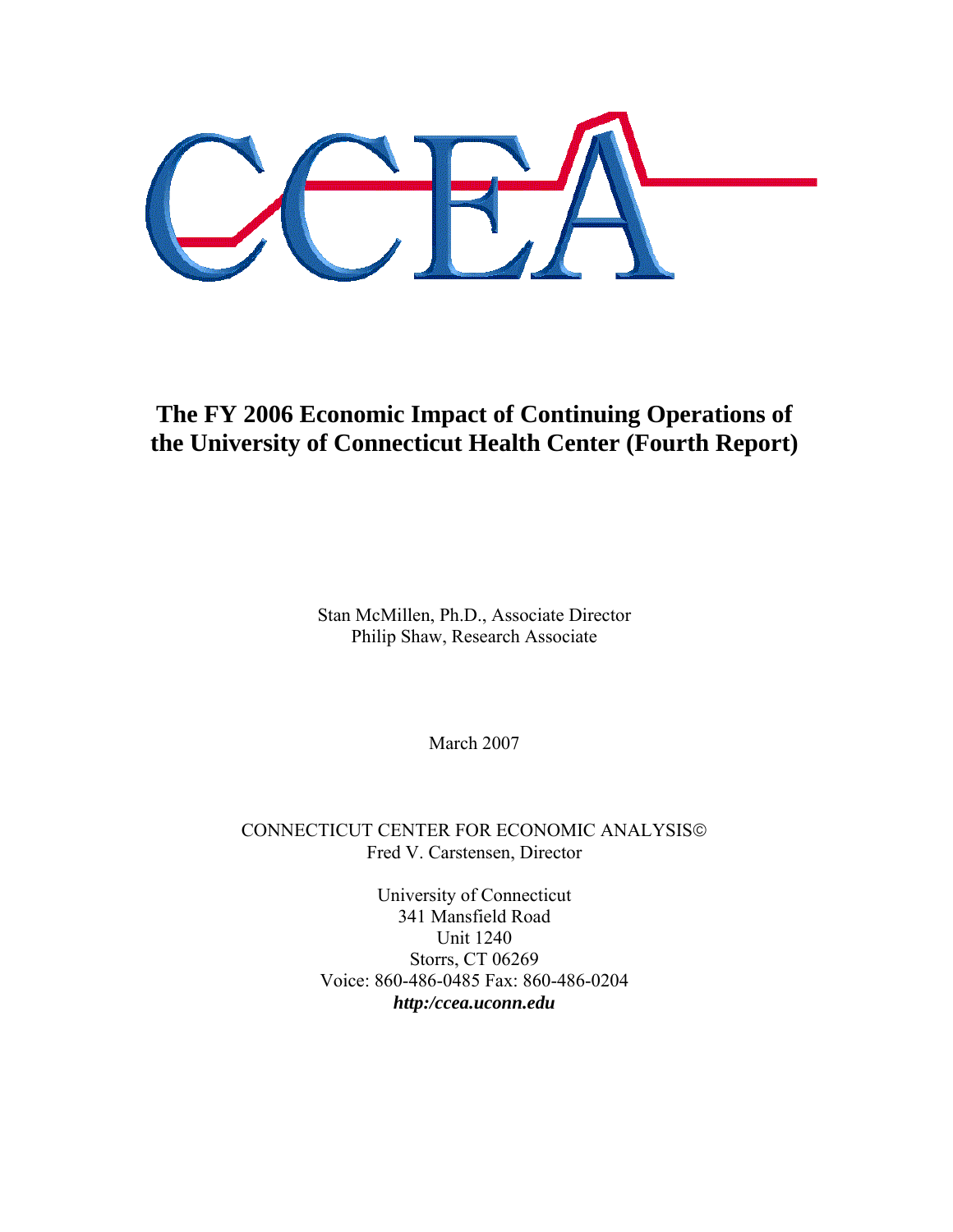# The FY 2006 Economic Impact of Continuing Operations of the University of Connecticut Health Center (Fourth Report)

Stan McMillen, Ph.D., Associate Director
Philip Shaw, Research Associate

March 2007

CONNECTICUT CENTER FOR ECONOMIC ANALYSIS©
Fred V. Carstensen, Director

University of Connecticut
341 Mansfield Road
Unit 1240
Storrs, CT 06269
Voice: 860-486-0485 Fax: 860-486-0204
***http:/ccea.uconn.edu***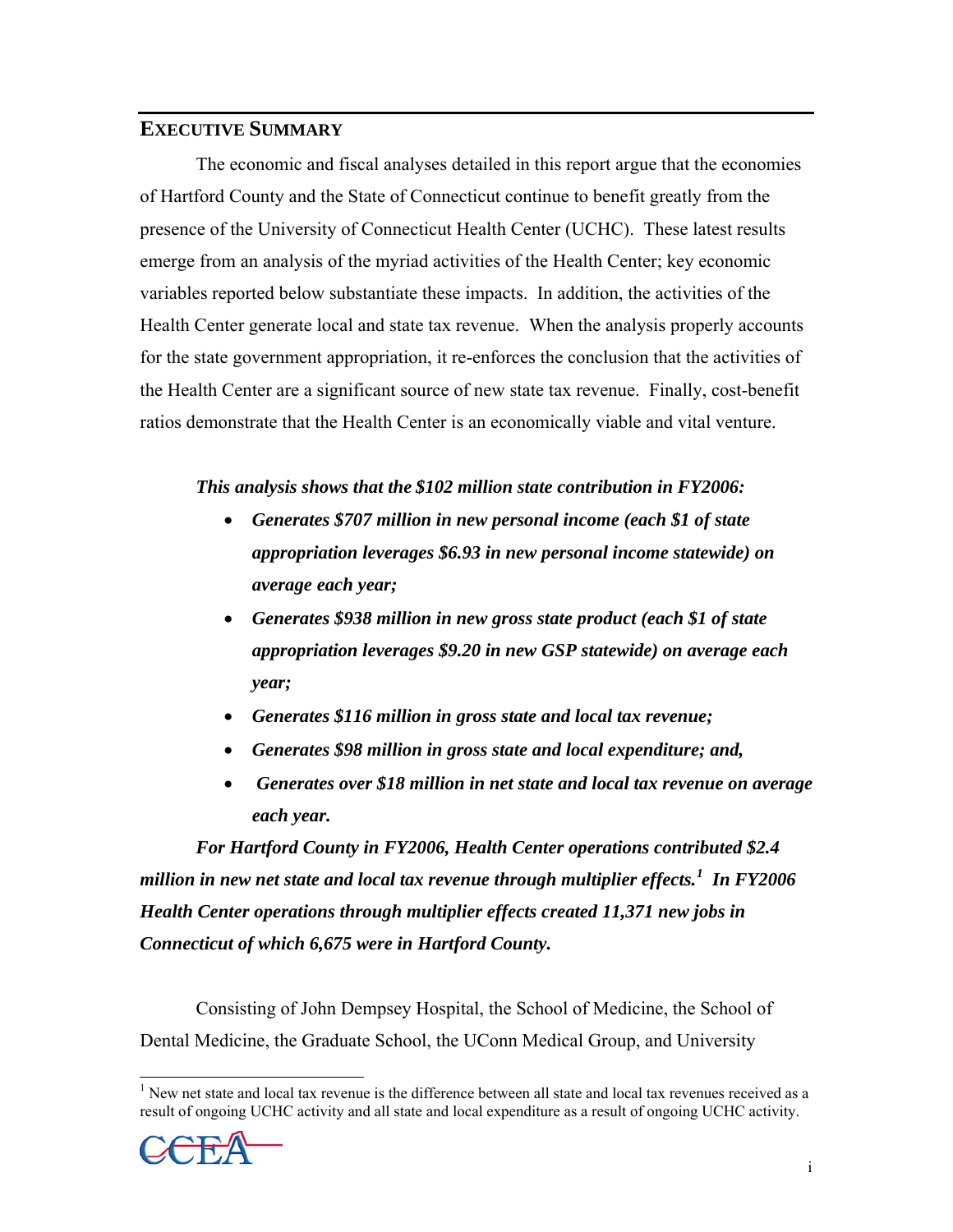## EXECUTIVE SUMMARY

The economic and fiscal analyses detailed in this report argue that the economies of Hartford County and the State of Connecticut continue to benefit greatly from the presence of the University of Connecticut Health Center (UCHC). These latest results emerge from an analysis of the myriad activities of the Health Center; key economic variables reported below substantiate these impacts. In addition, the activities of the Health Center generate local and state tax revenue. When the analysis properly accounts for the state government appropriation, it re-enforces the conclusion that the activities of the Health Center are a significant source of new state tax revenue. Finally, cost-benefit ratios demonstrate that the Health Center is an economically viable and vital venture.

***This analysis shows that the $102 million state contribution in FY2006:***

- ***Generates $707 million in new personal income (each $1 of state appropriation leverages $6.93 in new personal income statewide) on average each year;***
- ***Generates $938 million in new gross state product (each $1 of state appropriation leverages $9.20 in new GSP statewide) on average each year;***
- ***Generates $116 million in gross state and local tax revenue;***
- ***Generates $98 million in gross state and local expenditure; and,***
- ***Generates over $18 million in net state and local tax revenue on average each year.***

***For Hartford County in FY2006, Health Center operations contributed $2.4 million in new net state and local tax revenue through multiplier effects.[1] In FY2006 Health Center operations through multiplier effects created 11,371 new jobs in Connecticut of which 6,675 were in Hartford County.***

Consisting of John Dempsey Hospital, the School of Medicine, the School of Dental Medicine, the Graduate School, the UConn Medical Group, and University

[1] New net state and local tax revenue is the difference between all state and local tax revenues received as a result of ongoing UCHC activity and all state and local expenditure as a result of ongoing UCHC activity.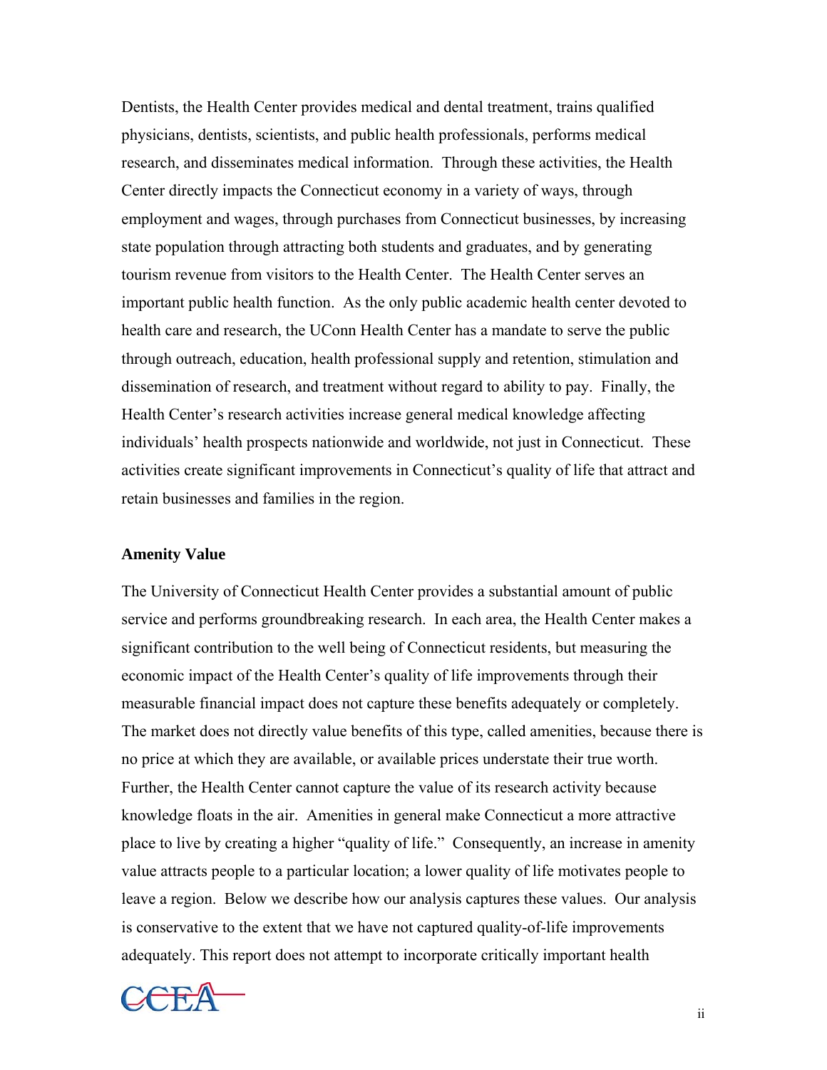Dentists, the Health Center provides medical and dental treatment, trains qualified physicians, dentists, scientists, and public health professionals, performs medical research, and disseminates medical information. Through these activities, the Health Center directly impacts the Connecticut economy in a variety of ways, through employment and wages, through purchases from Connecticut businesses, by increasing state population through attracting both students and graduates, and by generating tourism revenue from visitors to the Health Center. The Health Center serves an important public health function. As the only public academic health center devoted to health care and research, the UConn Health Center has a mandate to serve the public through outreach, education, health professional supply and retention, stimulation and dissemination of research, and treatment without regard to ability to pay. Finally, the Health Center's research activities increase general medical knowledge affecting individuals' health prospects nationwide and worldwide, not just in Connecticut. These activities create significant improvements in Connecticut's quality of life that attract and retain businesses and families in the region.

**Amenity Value**

The University of Connecticut Health Center provides a substantial amount of public service and performs groundbreaking research. In each area, the Health Center makes a significant contribution to the well being of Connecticut residents, but measuring the economic impact of the Health Center's quality of life improvements through their measurable financial impact does not capture these benefits adequately or completely. The market does not directly value benefits of this type, called amenities, because there is no price at which they are available, or available prices understate their true worth. Further, the Health Center cannot capture the value of its research activity because knowledge floats in the air. Amenities in general make Connecticut a more attractive place to live by creating a higher "quality of life." Consequently, an increase in amenity value attracts people to a particular location; a lower quality of life motivates people to leave a region. Below we describe how our analysis captures these values. Our analysis is conservative to the extent that we have not captured quality-of-life improvements adequately. This report does not attempt to incorporate critically important health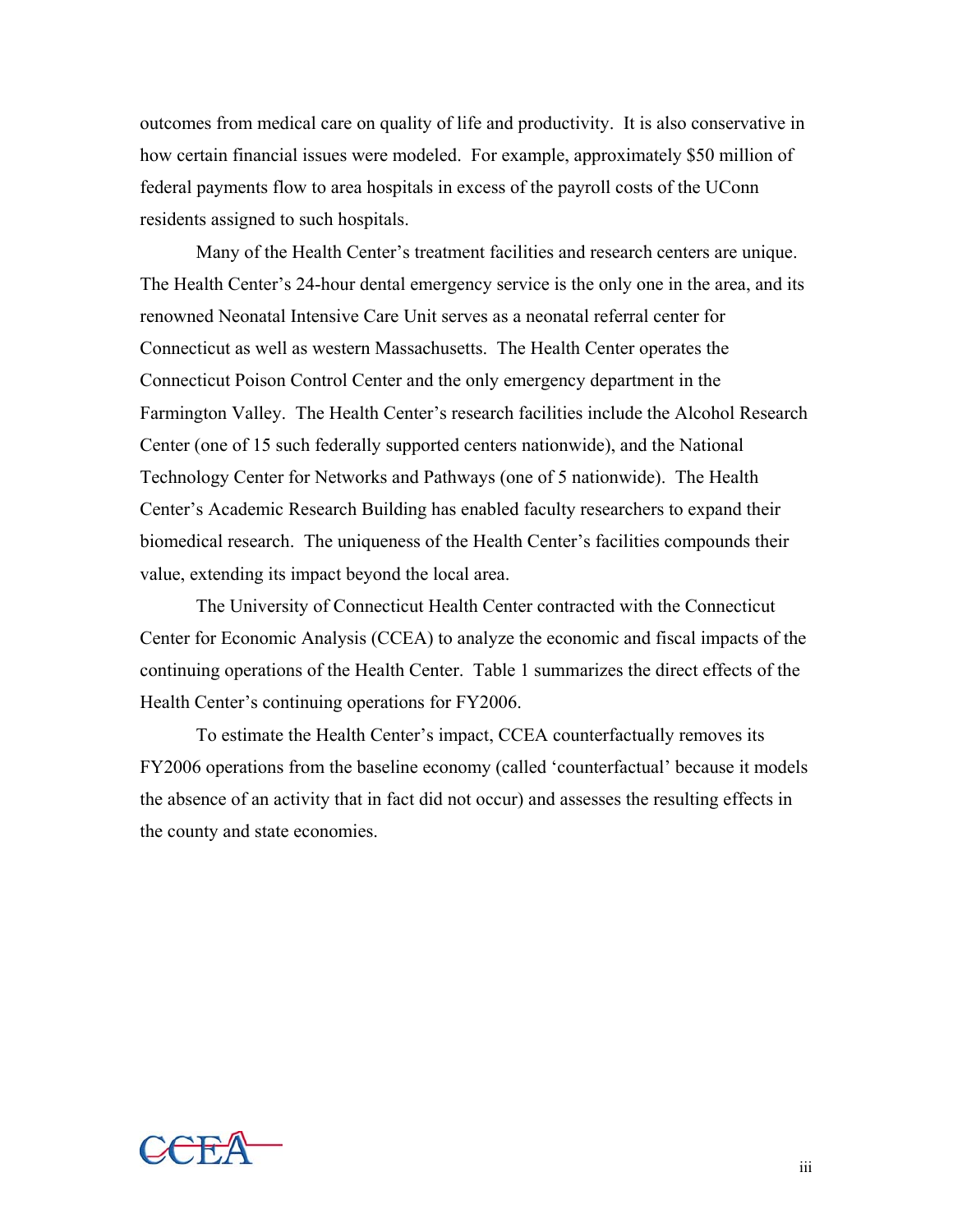outcomes from medical care on quality of life and productivity. It is also conservative in how certain financial issues were modeled. For example, approximately $50 million of federal payments flow to area hospitals in excess of the payroll costs of the UConn residents assigned to such hospitals.

Many of the Health Center's treatment facilities and research centers are unique. The Health Center's 24-hour dental emergency service is the only one in the area, and its renowned Neonatal Intensive Care Unit serves as a neonatal referral center for Connecticut as well as western Massachusetts. The Health Center operates the Connecticut Poison Control Center and the only emergency department in the Farmington Valley. The Health Center's research facilities include the Alcohol Research Center (one of 15 such federally supported centers nationwide), and the National Technology Center for Networks and Pathways (one of 5 nationwide). The Health Center's Academic Research Building has enabled faculty researchers to expand their biomedical research. The uniqueness of the Health Center's facilities compounds their value, extending its impact beyond the local area.

The University of Connecticut Health Center contracted with the Connecticut Center for Economic Analysis (CCEA) to analyze the economic and fiscal impacts of the continuing operations of the Health Center. Table 1 summarizes the direct effects of the Health Center's continuing operations for FY2006.

To estimate the Health Center's impact, CCEA counterfactually removes its FY2006 operations from the baseline economy (called 'counterfactual' because it models the absence of an activity that in fact did not occur) and assesses the resulting effects in the county and state economies.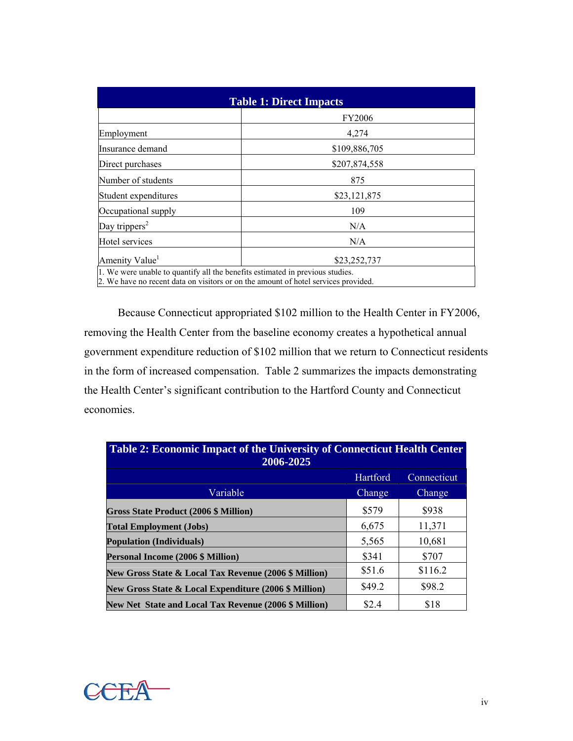| Table 1: Direct Impacts | |
|---|---|
| | FY2006 |
| Employment | 4,274 |
| Insurance demand | $109,886,705 |
| Direct purchases | $207,874,558 |
| Number of students | 875 |
| Student expenditures | $23,121,875 |
| Occupational supply | 109 |
| Day trippers[2] | N/A |
| Hotel services | N/A |
| Amenity Value[1] | $23,252,737 |

1. We were unable to quantify all the benefits estimated in previous studies.
2. We have no recent data on visitors or on the amount of hotel services provided.

Because Connecticut appropriated $102 million to the Health Center in FY2006, removing the Health Center from the baseline economy creates a hypothetical annual government expenditure reduction of $102 million that we return to Connecticut residents in the form of increased compensation. Table 2 summarizes the impacts demonstrating the Health Center's significant contribution to the Hartford County and Connecticut economies.

**Table 2: Economic Impact of the University of Connecticut Health Center 2006-2025**

| Variable | Hartford Change | Connecticut Change |
|---|---|---|
| **Gross State Product (2006 $ Million)** | $579 | $938 |
| **Total Employment (Jobs)** | 6,675 | 11,371 |
| **Population (Individuals)** | 5,565 | 10,681 |
| **Personal Income (2006 $ Million)** | $341 | $707 |
| **New Gross State & Local Tax Revenue (2006 $ Million)** | $51.6 | $116.2 |
| **New Gross State & Local Expenditure (2006 $ Million)** | $49.2 | $98.2 |
| **New Net State and Local Tax Revenue (2006 $ Million)** | $2.4 | $18 |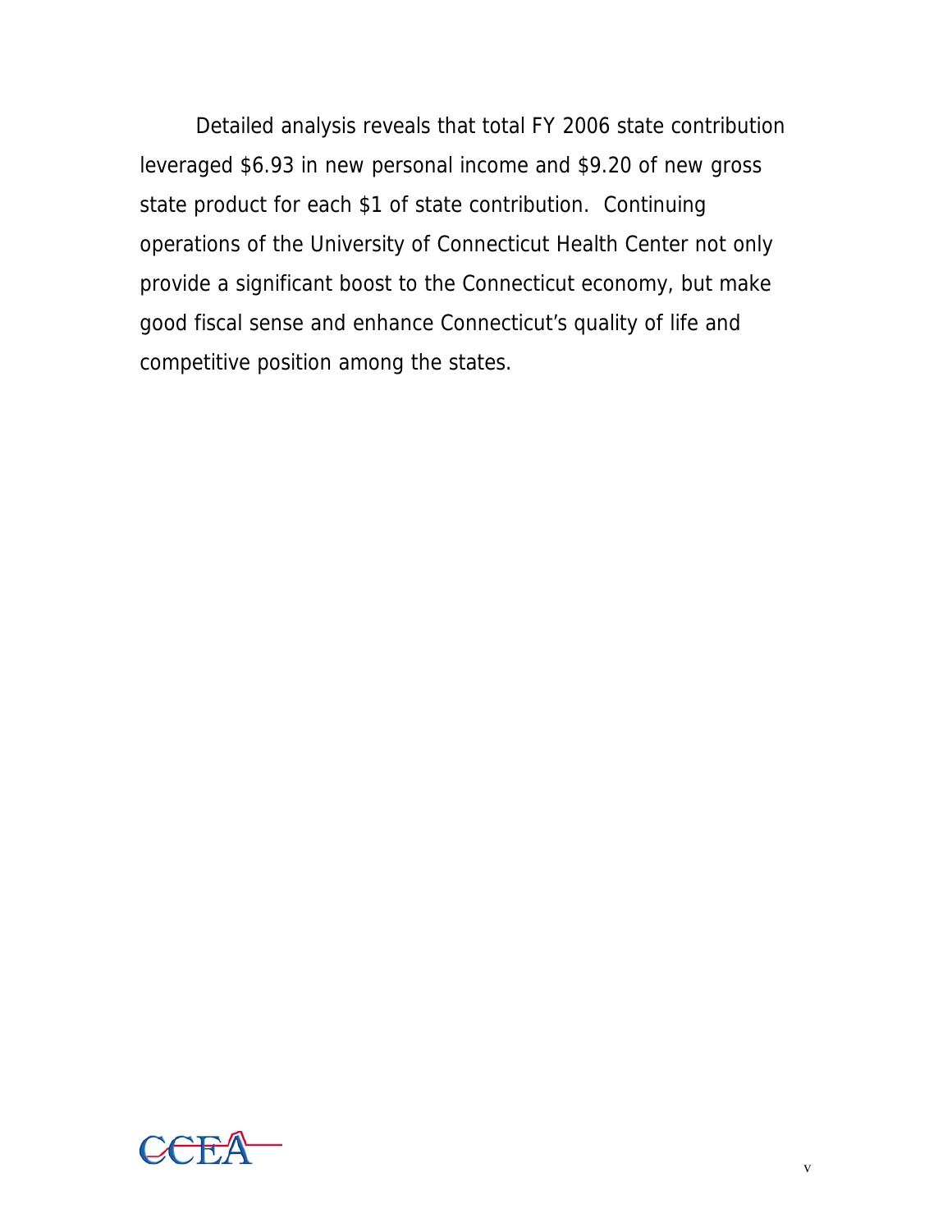Detailed analysis reveals that total FY 2006 state contribution leveraged $6.93 in new personal income and $9.20 of new gross state product for each $1 of state contribution. Continuing operations of the University of Connecticut Health Center not only provide a significant boost to the Connecticut economy, but make good fiscal sense and enhance Connecticut's quality of life and competitive position among the states.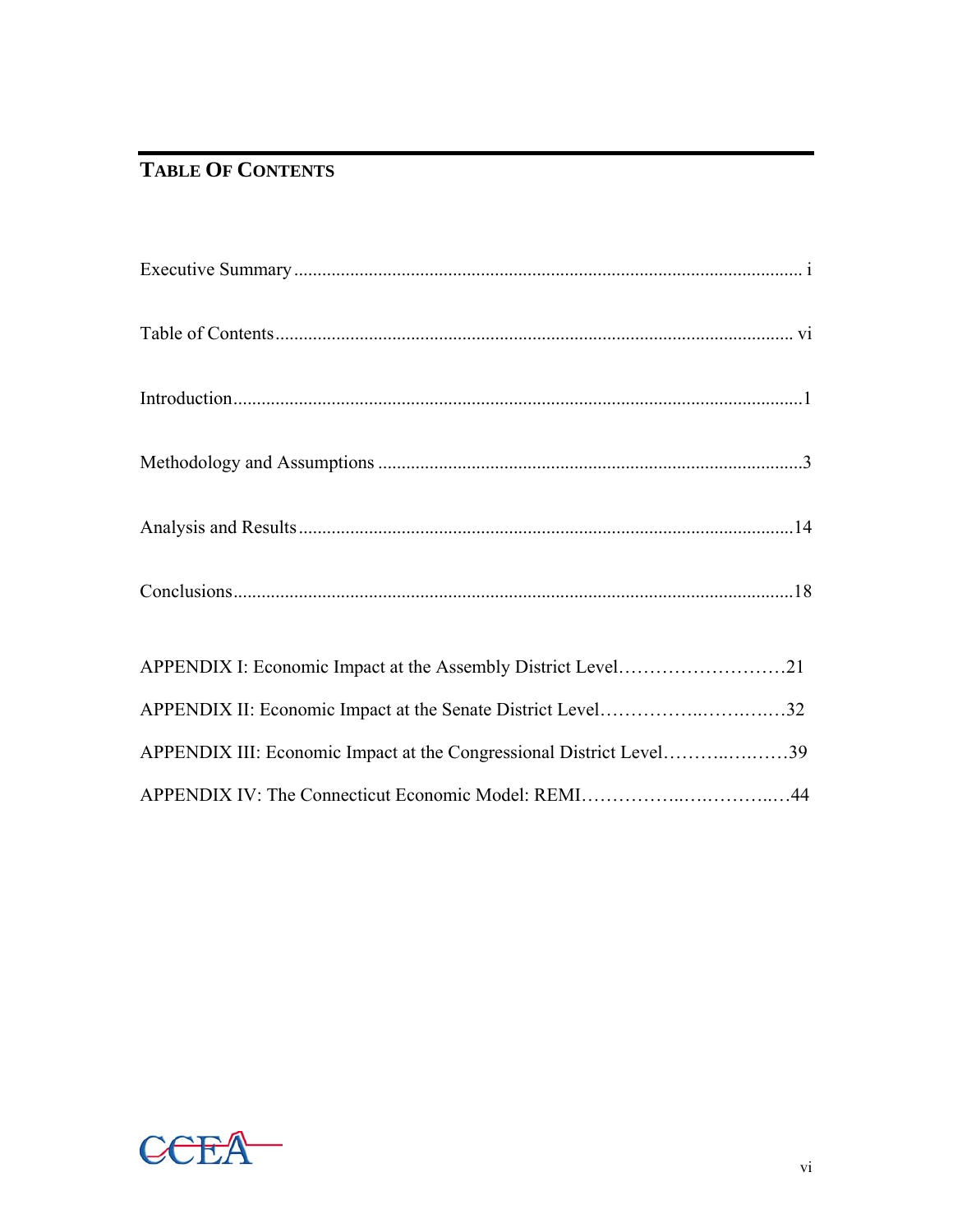## TABLE OF CONTENTS

Executive Summary ..................................................................................................... i

Table of Contents ..................................................................................................... vi

Introduction .................................................................................................................1

Methodology and Assumptions ....................................................................................3

Analysis and Results ..................................................................................................14

Conclusions ...............................................................................................................18

APPENDIX I: Economic Impact at the Assembly District Level………………………21

APPENDIX II: Economic Impact at the Senate District Level……………..………..…32

APPENDIX III: Economic Impact at the Congressional District Level………..…..……39

APPENDIX IV: The Connecticut Economic Model: REMI……………..…….……..…44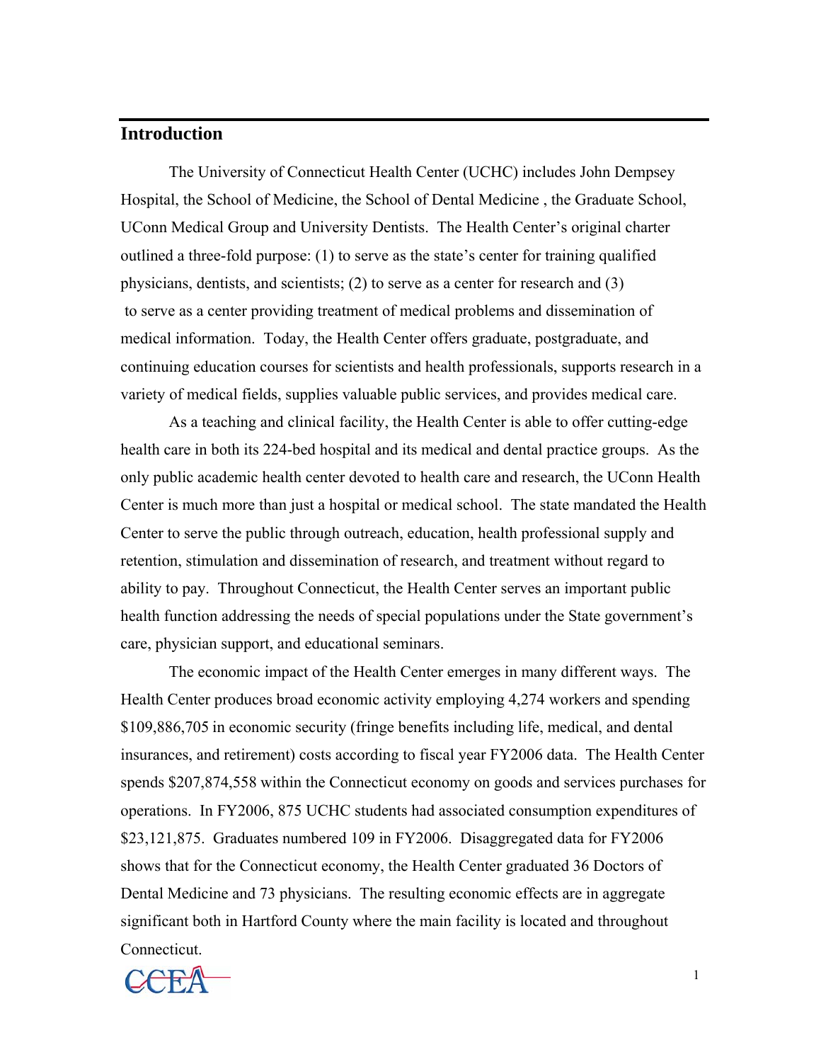## Introduction

The University of Connecticut Health Center (UCHC) includes John Dempsey Hospital, the School of Medicine, the School of Dental Medicine , the Graduate School, UConn Medical Group and University Dentists. The Health Center's original charter outlined a three-fold purpose: (1) to serve as the state's center for training qualified physicians, dentists, and scientists; (2) to serve as a center for research and (3) to serve as a center providing treatment of medical problems and dissemination of medical information. Today, the Health Center offers graduate, postgraduate, and continuing education courses for scientists and health professionals, supports research in a variety of medical fields, supplies valuable public services, and provides medical care.

As a teaching and clinical facility, the Health Center is able to offer cutting-edge health care in both its 224-bed hospital and its medical and dental practice groups. As the only public academic health center devoted to health care and research, the UConn Health Center is much more than just a hospital or medical school. The state mandated the Health Center to serve the public through outreach, education, health professional supply and retention, stimulation and dissemination of research, and treatment without regard to ability to pay. Throughout Connecticut, the Health Center serves an important public health function addressing the needs of special populations under the State government's care, physician support, and educational seminars.

The economic impact of the Health Center emerges in many different ways. The Health Center produces broad economic activity employing 4,274 workers and spending $109,886,705 in economic security (fringe benefits including life, medical, and dental insurances, and retirement) costs according to fiscal year FY2006 data. The Health Center spends $207,874,558 within the Connecticut economy on goods and services purchases for operations. In FY2006, 875 UCHC students had associated consumption expenditures of $23,121,875. Graduates numbered 109 in FY2006. Disaggregated data for FY2006 shows that for the Connecticut economy, the Health Center graduated 36 Doctors of Dental Medicine and 73 physicians. The resulting economic effects are in aggregate significant both in Hartford County where the main facility is located and throughout Connecticut.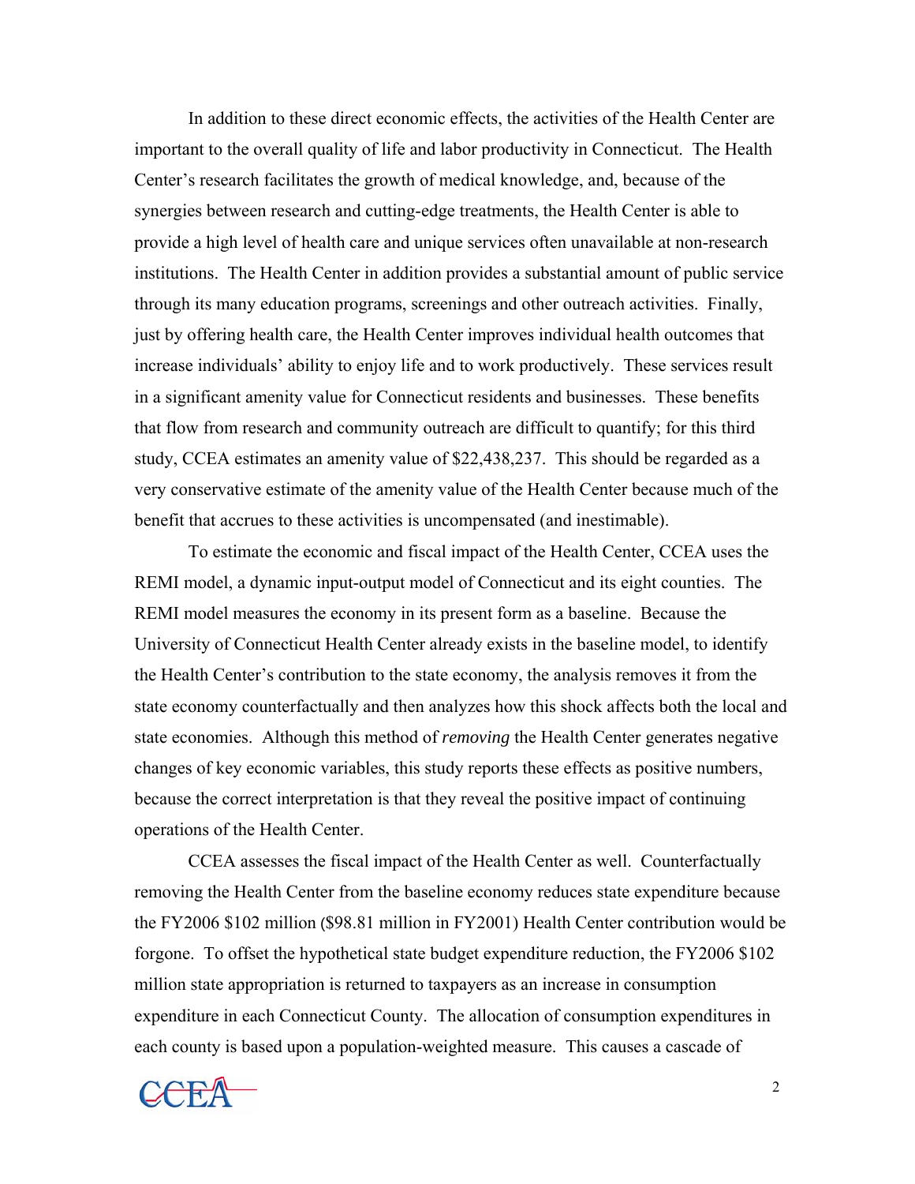In addition to these direct economic effects, the activities of the Health Center are important to the overall quality of life and labor productivity in Connecticut. The Health Center's research facilitates the growth of medical knowledge, and, because of the synergies between research and cutting-edge treatments, the Health Center is able to provide a high level of health care and unique services often unavailable at non-research institutions. The Health Center in addition provides a substantial amount of public service through its many education programs, screenings and other outreach activities. Finally, just by offering health care, the Health Center improves individual health outcomes that increase individuals' ability to enjoy life and to work productively. These services result in a significant amenity value for Connecticut residents and businesses. These benefits that flow from research and community outreach are difficult to quantify; for this third study, CCEA estimates an amenity value of $22,438,237. This should be regarded as a very conservative estimate of the amenity value of the Health Center because much of the benefit that accrues to these activities is uncompensated (and inestimable).

To estimate the economic and fiscal impact of the Health Center, CCEA uses the REMI model, a dynamic input-output model of Connecticut and its eight counties. The REMI model measures the economy in its present form as a baseline. Because the University of Connecticut Health Center already exists in the baseline model, to identify the Health Center's contribution to the state economy, the analysis removes it from the state economy counterfactually and then analyzes how this shock affects both the local and state economies. Although this method of *removing* the Health Center generates negative changes of key economic variables, this study reports these effects as positive numbers, because the correct interpretation is that they reveal the positive impact of continuing operations of the Health Center.

CCEA assesses the fiscal impact of the Health Center as well. Counterfactually removing the Health Center from the baseline economy reduces state expenditure because the FY2006 $102 million ($98.81 million in FY2001) Health Center contribution would be forgone. To offset the hypothetical state budget expenditure reduction, the FY2006 $102 million state appropriation is returned to taxpayers as an increase in consumption expenditure in each Connecticut County. The allocation of consumption expenditures in each county is based upon a population-weighted measure. This causes a cascade of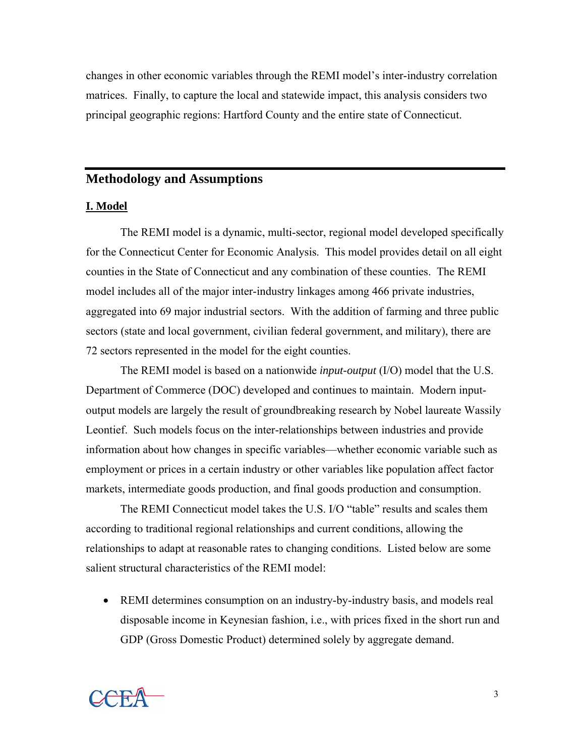changes in other economic variables through the REMI model's inter-industry correlation matrices. Finally, to capture the local and statewide impact, this analysis considers two principal geographic regions: Hartford County and the entire state of Connecticut.

## Methodology and Assumptions

### I. Model

The REMI model is a dynamic, multi-sector, regional model developed specifically for the Connecticut Center for Economic Analysis. This model provides detail on all eight counties in the State of Connecticut and any combination of these counties. The REMI model includes all of the major inter-industry linkages among 466 private industries, aggregated into 69 major industrial sectors. With the addition of farming and three public sectors (state and local government, civilian federal government, and military), there are 72 sectors represented in the model for the eight counties.

The REMI model is based on a nationwide *input-output* (I/O) model that the U.S. Department of Commerce (DOC) developed and continues to maintain. Modern input-output models are largely the result of groundbreaking research by Nobel laureate Wassily Leontief. Such models focus on the inter-relationships between industries and provide information about how changes in specific variables—whether economic variable such as employment or prices in a certain industry or other variables like population affect factor markets, intermediate goods production, and final goods production and consumption.

The REMI Connecticut model takes the U.S. I/O "table" results and scales them according to traditional regional relationships and current conditions, allowing the relationships to adapt at reasonable rates to changing conditions. Listed below are some salient structural characteristics of the REMI model:

- REMI determines consumption on an industry-by-industry basis, and models real disposable income in Keynesian fashion, i.e., with prices fixed in the short run and GDP (Gross Domestic Product) determined solely by aggregate demand.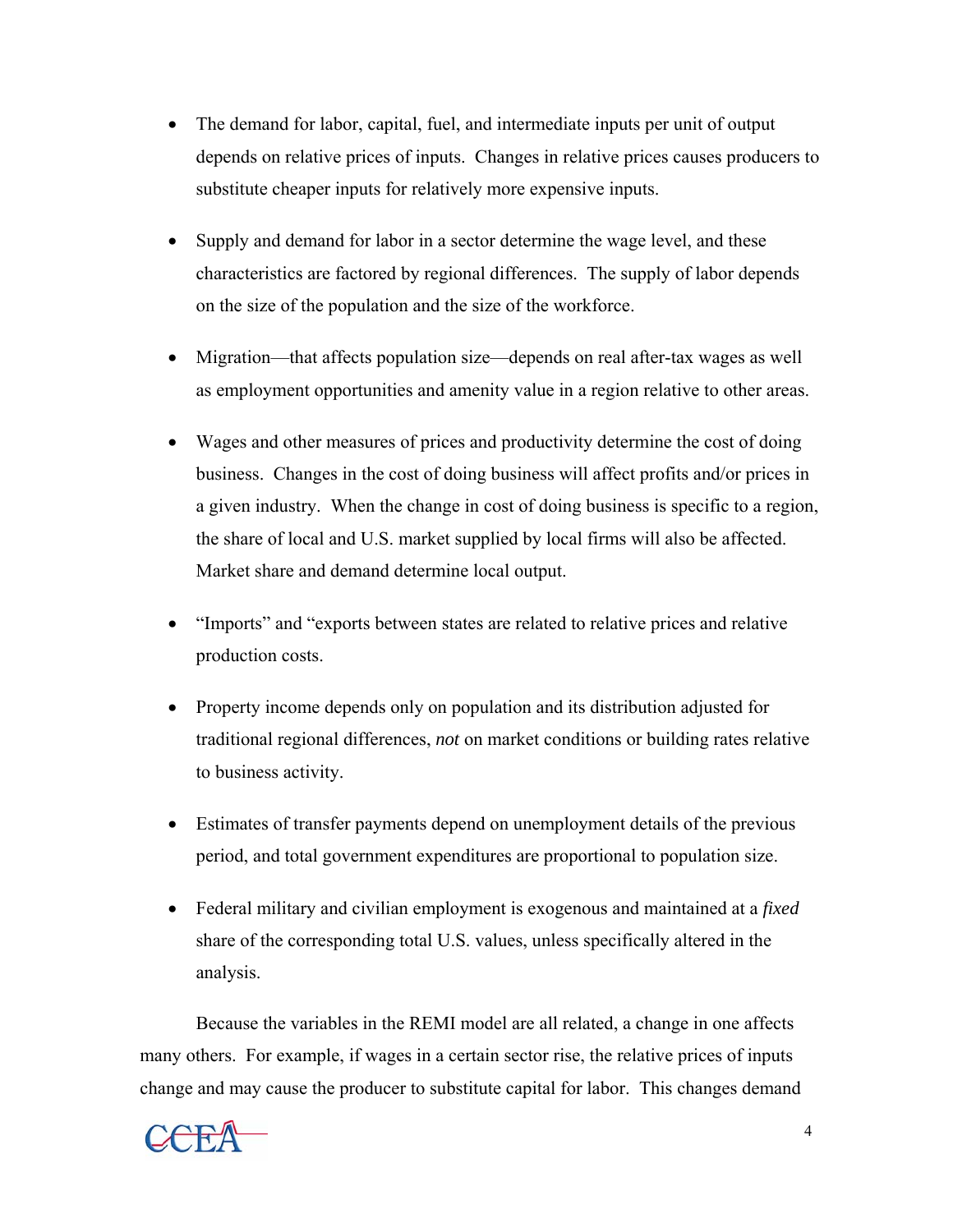- The demand for labor, capital, fuel, and intermediate inputs per unit of output depends on relative prices of inputs. Changes in relative prices causes producers to substitute cheaper inputs for relatively more expensive inputs.

- Supply and demand for labor in a sector determine the wage level, and these characteristics are factored by regional differences. The supply of labor depends on the size of the population and the size of the workforce.

- Migration—that affects population size—depends on real after-tax wages as well as employment opportunities and amenity value in a region relative to other areas.

- Wages and other measures of prices and productivity determine the cost of doing business. Changes in the cost of doing business will affect profits and/or prices in a given industry. When the change in cost of doing business is specific to a region, the share of local and U.S. market supplied by local firms will also be affected. Market share and demand determine local output.

- "Imports" and "exports between states are related to relative prices and relative production costs.

- Property income depends only on population and its distribution adjusted for traditional regional differences, *not* on market conditions or building rates relative to business activity.

- Estimates of transfer payments depend on unemployment details of the previous period, and total government expenditures are proportional to population size.

- Federal military and civilian employment is exogenous and maintained at a *fixed* share of the corresponding total U.S. values, unless specifically altered in the analysis.

Because the variables in the REMI model are all related, a change in one affects many others. For example, if wages in a certain sector rise, the relative prices of inputs change and may cause the producer to substitute capital for labor. This changes demand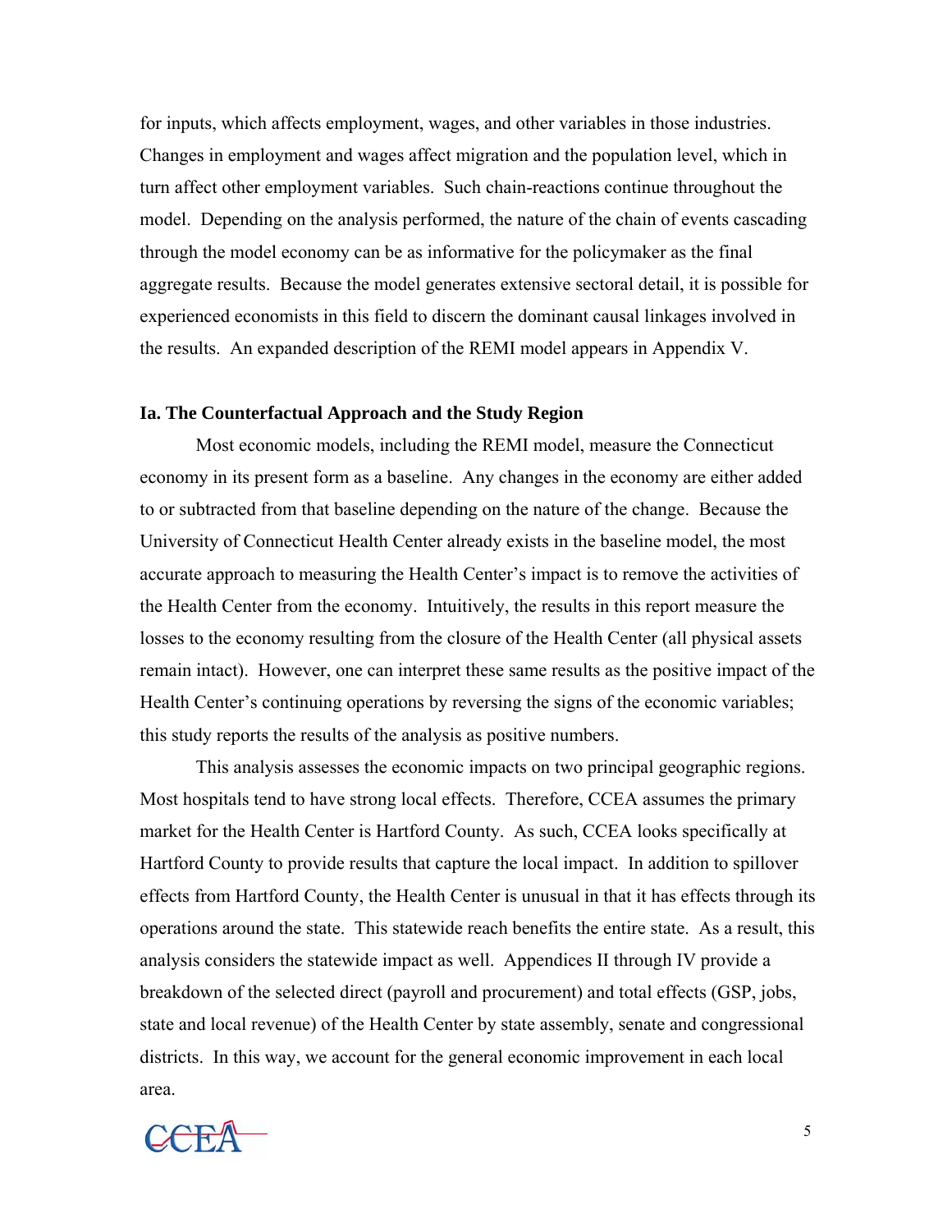for inputs, which affects employment, wages, and other variables in those industries. Changes in employment and wages affect migration and the population level, which in turn affect other employment variables. Such chain-reactions continue throughout the model. Depending on the analysis performed, the nature of the chain of events cascading through the model economy can be as informative for the policymaker as the final aggregate results. Because the model generates extensive sectoral detail, it is possible for experienced economists in this field to discern the dominant causal linkages involved in the results. An expanded description of the REMI model appears in Appendix V.

### Ia. The Counterfactual Approach and the Study Region

Most economic models, including the REMI model, measure the Connecticut economy in its present form as a baseline. Any changes in the economy are either added to or subtracted from that baseline depending on the nature of the change. Because the University of Connecticut Health Center already exists in the baseline model, the most accurate approach to measuring the Health Center's impact is to remove the activities of the Health Center from the economy. Intuitively, the results in this report measure the losses to the economy resulting from the closure of the Health Center (all physical assets remain intact). However, one can interpret these same results as the positive impact of the Health Center's continuing operations by reversing the signs of the economic variables; this study reports the results of the analysis as positive numbers.

This analysis assesses the economic impacts on two principal geographic regions. Most hospitals tend to have strong local effects. Therefore, CCEA assumes the primary market for the Health Center is Hartford County. As such, CCEA looks specifically at Hartford County to provide results that capture the local impact. In addition to spillover effects from Hartford County, the Health Center is unusual in that it has effects through its operations around the state. This statewide reach benefits the entire state. As a result, this analysis considers the statewide impact as well. Appendices II through IV provide a breakdown of the selected direct (payroll and procurement) and total effects (GSP, jobs, state and local revenue) of the Health Center by state assembly, senate and congressional districts. In this way, we account for the general economic improvement in each local area.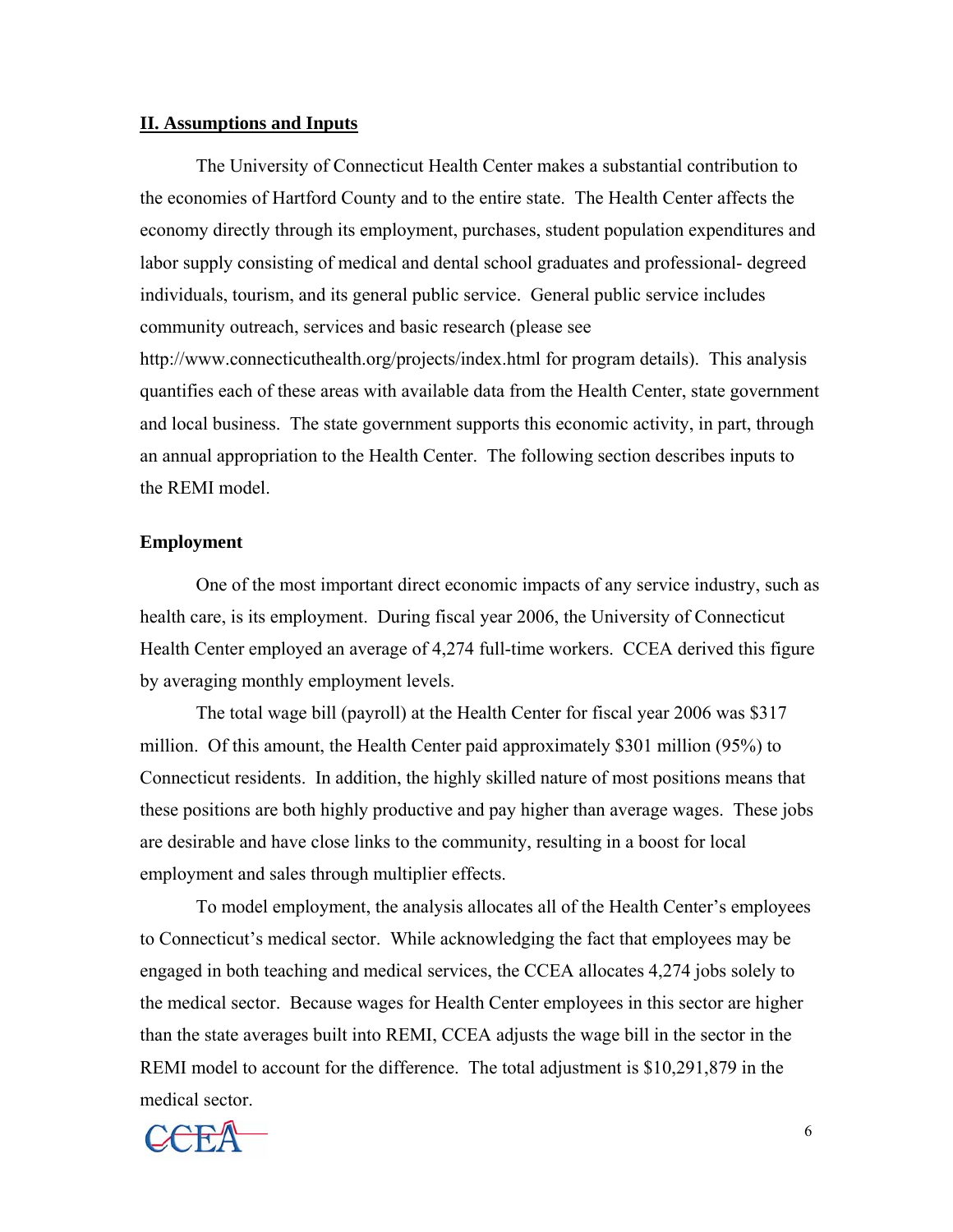## II. Assumptions and Inputs

The University of Connecticut Health Center makes a substantial contribution to the economies of Hartford County and to the entire state. The Health Center affects the economy directly through its employment, purchases, student population expenditures and labor supply consisting of medical and dental school graduates and professional- degreed individuals, tourism, and its general public service. General public service includes community outreach, services and basic research (please see http://www.connecticuthealth.org/projects/index.html for program details). This analysis quantifies each of these areas with available data from the Health Center, state government and local business. The state government supports this economic activity, in part, through an annual appropriation to the Health Center. The following section describes inputs to the REMI model.

### Employment

One of the most important direct economic impacts of any service industry, such as health care, is its employment. During fiscal year 2006, the University of Connecticut Health Center employed an average of 4,274 full-time workers. CCEA derived this figure by averaging monthly employment levels.

The total wage bill (payroll) at the Health Center for fiscal year 2006 was $317 million. Of this amount, the Health Center paid approximately $301 million (95%) to Connecticut residents. In addition, the highly skilled nature of most positions means that these positions are both highly productive and pay higher than average wages. These jobs are desirable and have close links to the community, resulting in a boost for local employment and sales through multiplier effects.

To model employment, the analysis allocates all of the Health Center's employees to Connecticut's medical sector. While acknowledging the fact that employees may be engaged in both teaching and medical services, the CCEA allocates 4,274 jobs solely to the medical sector. Because wages for Health Center employees in this sector are higher than the state averages built into REMI, CCEA adjusts the wage bill in the sector in the REMI model to account for the difference. The total adjustment is $10,291,879 in the medical sector.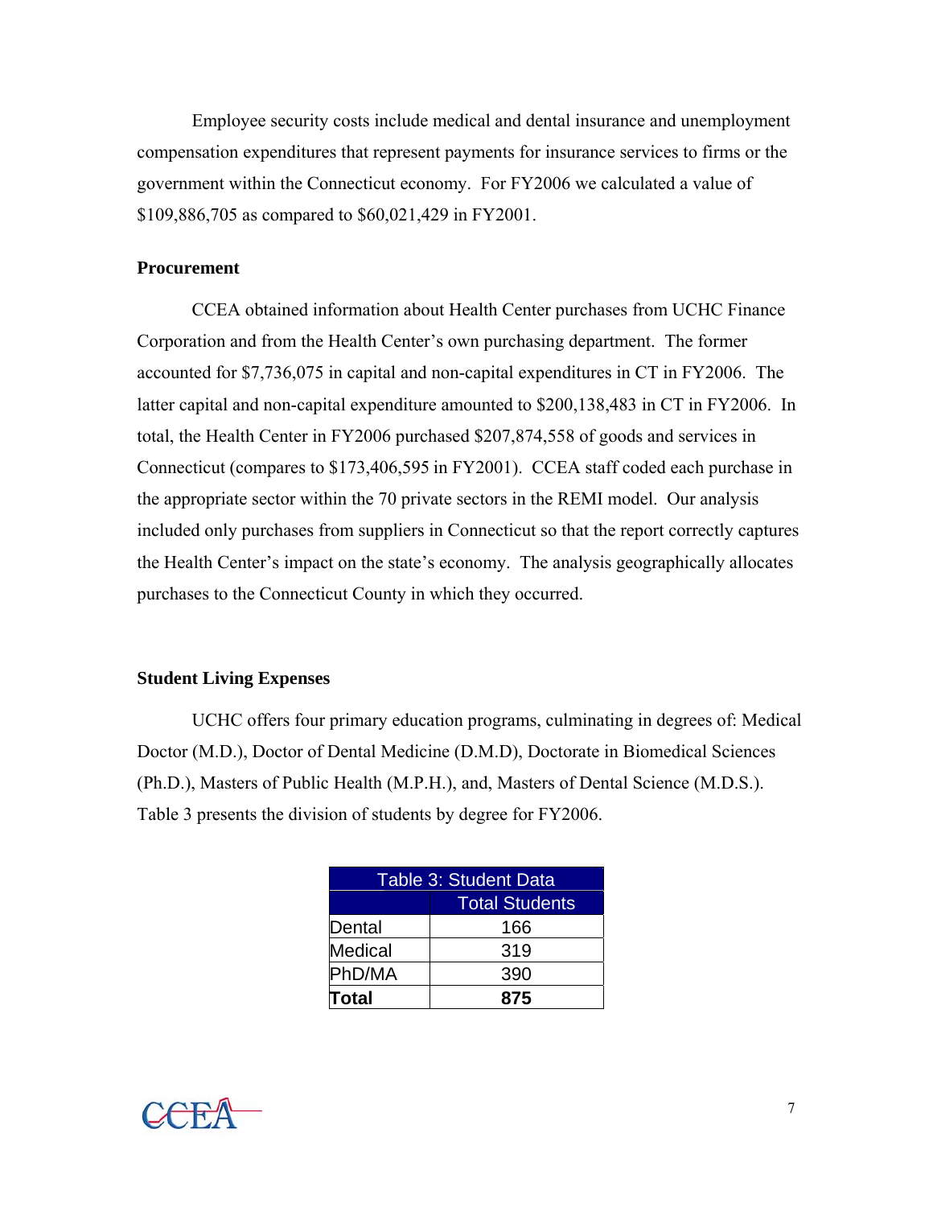Employee security costs include medical and dental insurance and unemployment compensation expenditures that represent payments for insurance services to firms or the government within the Connecticut economy. For FY2006 we calculated a value of $109,886,705 as compared to $60,021,429 in FY2001.

### Procurement

CCEA obtained information about Health Center purchases from UCHC Finance Corporation and from the Health Center's own purchasing department. The former accounted for $7,736,075 in capital and non-capital expenditures in CT in FY2006. The latter capital and non-capital expenditure amounted to $200,138,483 in CT in FY2006. In total, the Health Center in FY2006 purchased $207,874,558 of goods and services in Connecticut (compares to $173,406,595 in FY2001). CCEA staff coded each purchase in the appropriate sector within the 70 private sectors in the REMI model. Our analysis included only purchases from suppliers in Connecticut so that the report correctly captures the Health Center's impact on the state's economy. The analysis geographically allocates purchases to the Connecticut County in which they occurred.

### Student Living Expenses

UCHC offers four primary education programs, culminating in degrees of: Medical Doctor (M.D.), Doctor of Dental Medicine (D.M.D), Doctorate in Biomedical Sciences (Ph.D.), Masters of Public Health (M.P.H.), and, Masters of Dental Science (M.D.S.). Table 3 presents the division of students by degree for FY2006.

Table 3: Student Data

| | Total Students |
|---|---|
| Dental | 166 |
| Medical | 319 |
| PhD/MA | 390 |
| **Total** | **875** |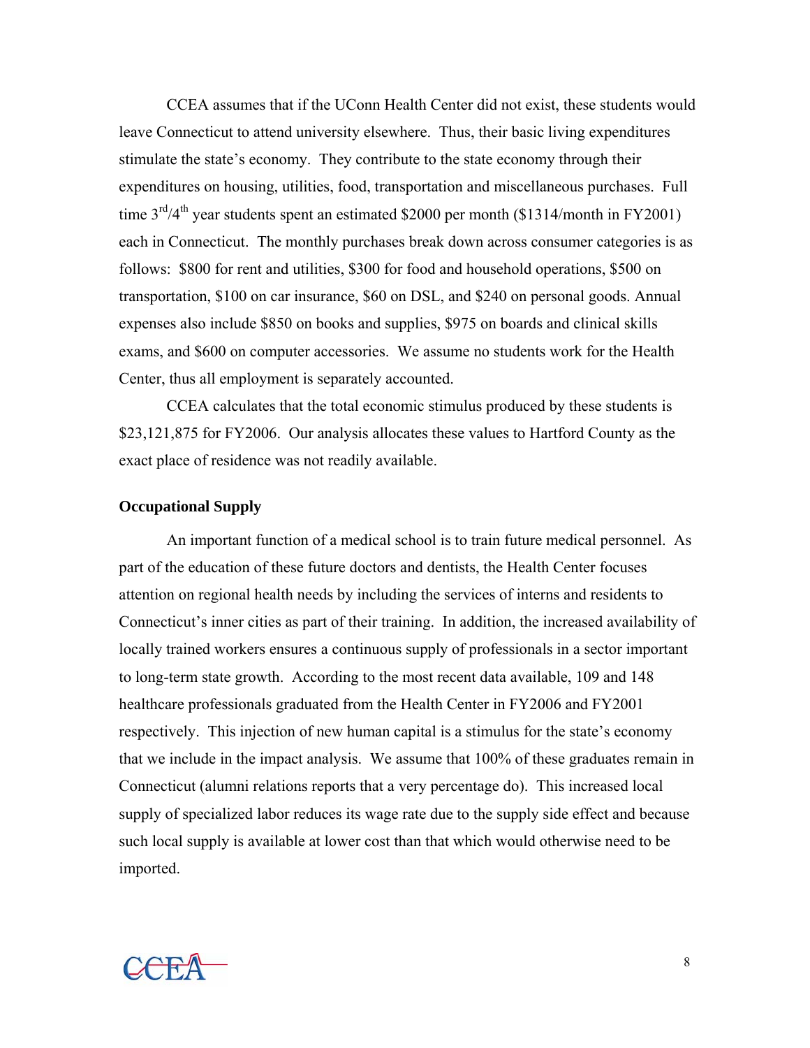CCEA assumes that if the UConn Health Center did not exist, these students would leave Connecticut to attend university elsewhere. Thus, their basic living expenditures stimulate the state's economy. They contribute to the state economy through their expenditures on housing, utilities, food, transportation and miscellaneous purchases. Full time 3rd/4th year students spent an estimated \$2000 per month (\$1314/month in FY2001) each in Connecticut. The monthly purchases break down across consumer categories is as follows: \$800 for rent and utilities, \$300 for food and household operations, \$500 on transportation, \$100 on car insurance, \$60 on DSL, and \$240 on personal goods. Annual expenses also include \$850 on books and supplies, \$975 on boards and clinical skills exams, and \$600 on computer accessories. We assume no students work for the Health Center, thus all employment is separately accounted.

CCEA calculates that the total economic stimulus produced by these students is \$23,121,875 for FY2006. Our analysis allocates these values to Hartford County as the exact place of residence was not readily available.

**Occupational Supply**

An important function of a medical school is to train future medical personnel. As part of the education of these future doctors and dentists, the Health Center focuses attention on regional health needs by including the services of interns and residents to Connecticut's inner cities as part of their training. In addition, the increased availability of locally trained workers ensures a continuous supply of professionals in a sector important to long-term state growth. According to the most recent data available, 109 and 148 healthcare professionals graduated from the Health Center in FY2006 and FY2001 respectively. This injection of new human capital is a stimulus for the state's economy that we include in the impact analysis. We assume that 100% of these graduates remain in Connecticut (alumni relations reports that a very percentage do). This increased local supply of specialized labor reduces its wage rate due to the supply side effect and because such local supply is available at lower cost than that which would otherwise need to be imported.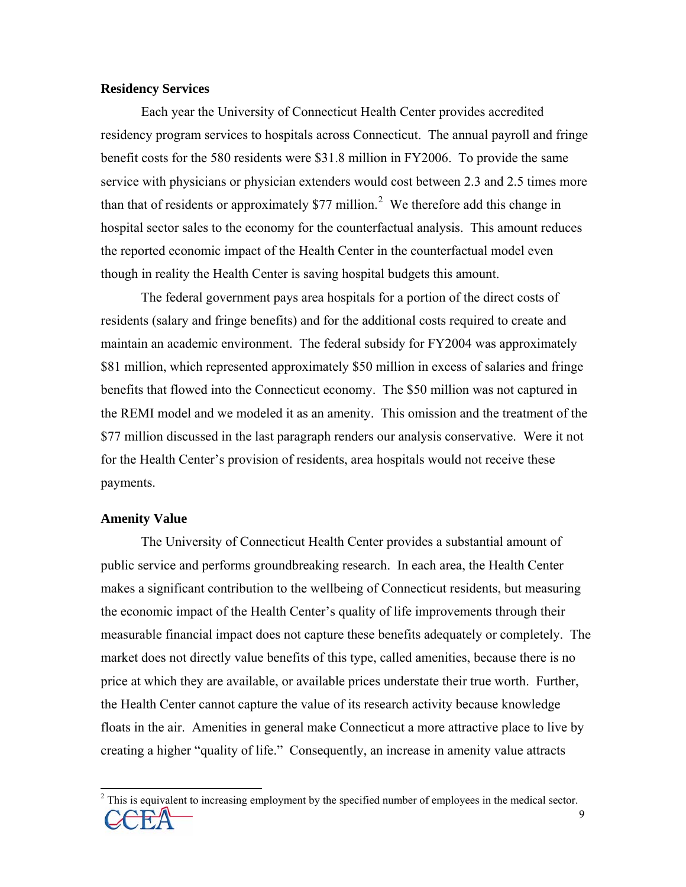**Residency Services**

Each year the University of Connecticut Health Center provides accredited residency program services to hospitals across Connecticut. The annual payroll and fringe benefit costs for the 580 residents were $31.8 million in FY2006. To provide the same service with physicians or physician extenders would cost between 2.3 and 2.5 times more than that of residents or approximately $77 million.[2] We therefore add this change in hospital sector sales to the economy for the counterfactual analysis. This amount reduces the reported economic impact of the Health Center in the counterfactual model even though in reality the Health Center is saving hospital budgets this amount.

The federal government pays area hospitals for a portion of the direct costs of residents (salary and fringe benefits) and for the additional costs required to create and maintain an academic environment. The federal subsidy for FY2004 was approximately $81 million, which represented approximately $50 million in excess of salaries and fringe benefits that flowed into the Connecticut economy. The $50 million was not captured in the REMI model and we modeled it as an amenity. This omission and the treatment of the $77 million discussed in the last paragraph renders our analysis conservative. Were it not for the Health Center's provision of residents, area hospitals would not receive these payments.

**Amenity Value**

The University of Connecticut Health Center provides a substantial amount of public service and performs groundbreaking research. In each area, the Health Center makes a significant contribution to the wellbeing of Connecticut residents, but measuring the economic impact of the Health Center's quality of life improvements through their measurable financial impact does not capture these benefits adequately or completely. The market does not directly value benefits of this type, called amenities, because there is no price at which they are available, or available prices understate their true worth. Further, the Health Center cannot capture the value of its research activity because knowledge floats in the air. Amenities in general make Connecticut a more attractive place to live by creating a higher "quality of life." Consequently, an increase in amenity value attracts

[2] This is equivalent to increasing employment by the specified number of employees in the medical sector.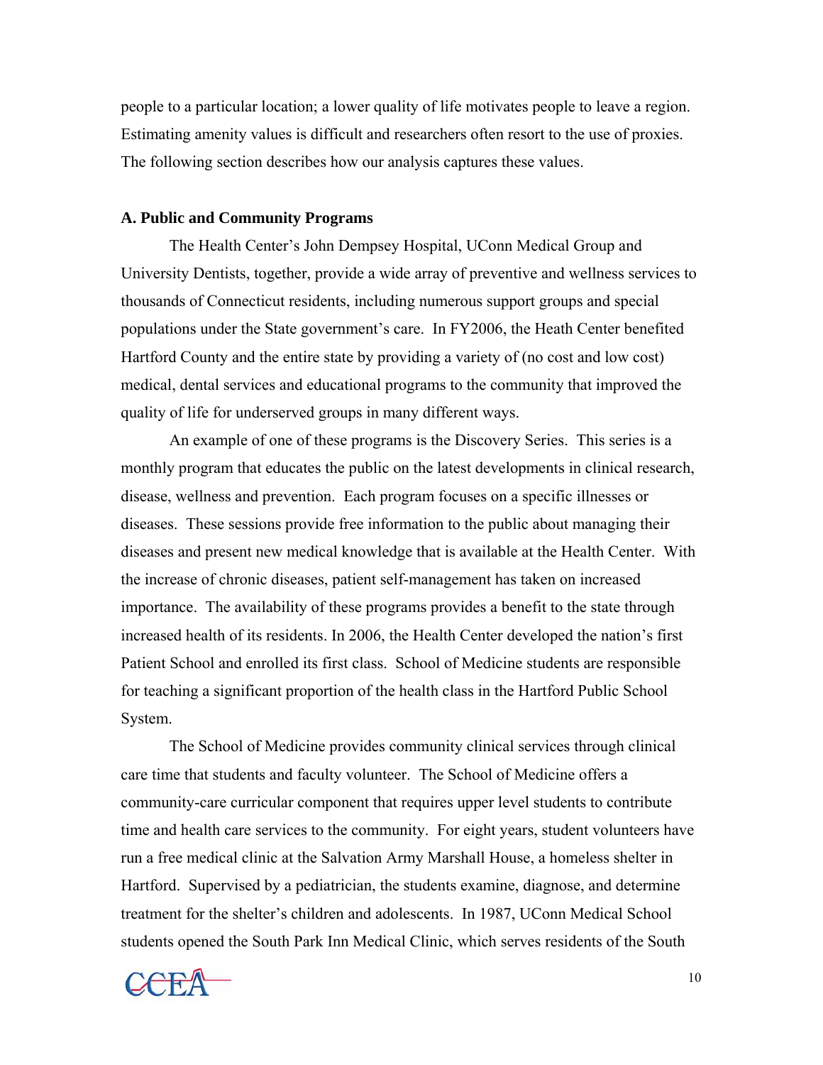people to a particular location; a lower quality of life motivates people to leave a region. Estimating amenity values is difficult and researchers often resort to the use of proxies. The following section describes how our analysis captures these values.

**A. Public and Community Programs**

The Health Center's John Dempsey Hospital, UConn Medical Group and University Dentists, together, provide a wide array of preventive and wellness services to thousands of Connecticut residents, including numerous support groups and special populations under the State government's care. In FY2006, the Heath Center benefited Hartford County and the entire state by providing a variety of (no cost and low cost) medical, dental services and educational programs to the community that improved the quality of life for underserved groups in many different ways.

An example of one of these programs is the Discovery Series. This series is a monthly program that educates the public on the latest developments in clinical research, disease, wellness and prevention. Each program focuses on a specific illnesses or diseases. These sessions provide free information to the public about managing their diseases and present new medical knowledge that is available at the Health Center. With the increase of chronic diseases, patient self-management has taken on increased importance. The availability of these programs provides a benefit to the state through increased health of its residents. In 2006, the Health Center developed the nation's first Patient School and enrolled its first class. School of Medicine students are responsible for teaching a significant proportion of the health class in the Hartford Public School System.

The School of Medicine provides community clinical services through clinical care time that students and faculty volunteer. The School of Medicine offers a community-care curricular component that requires upper level students to contribute time and health care services to the community. For eight years, student volunteers have run a free medical clinic at the Salvation Army Marshall House, a homeless shelter in Hartford. Supervised by a pediatrician, the students examine, diagnose, and determine treatment for the shelter's children and adolescents. In 1987, UConn Medical School students opened the South Park Inn Medical Clinic, which serves residents of the South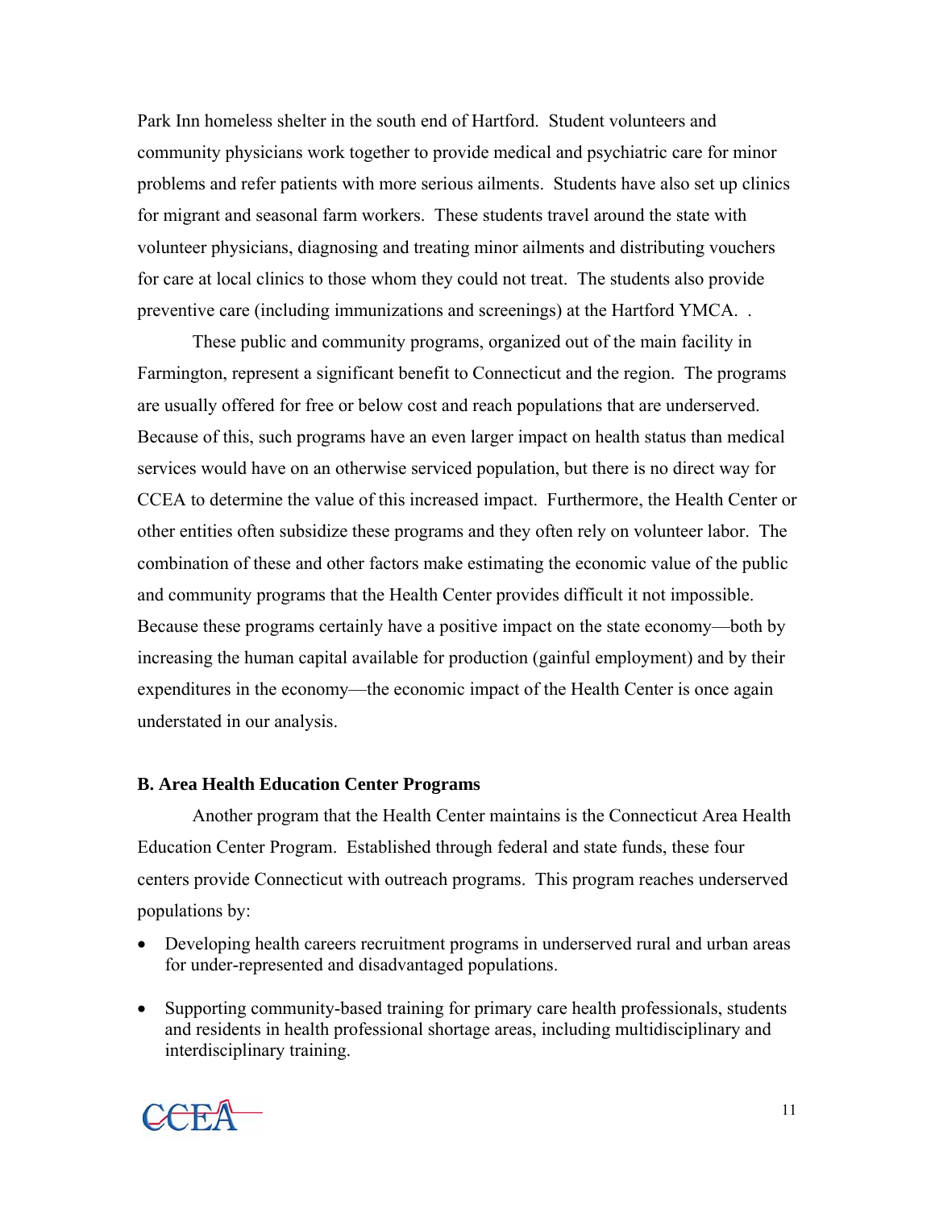Park Inn homeless shelter in the south end of Hartford. Student volunteers and community physicians work together to provide medical and psychiatric care for minor problems and refer patients with more serious ailments. Students have also set up clinics for migrant and seasonal farm workers. These students travel around the state with volunteer physicians, diagnosing and treating minor ailments and distributing vouchers for care at local clinics to those whom they could not treat. The students also provide preventive care (including immunizations and screenings) at the Hartford YMCA. .

These public and community programs, organized out of the main facility in Farmington, represent a significant benefit to Connecticut and the region. The programs are usually offered for free or below cost and reach populations that are underserved. Because of this, such programs have an even larger impact on health status than medical services would have on an otherwise serviced population, but there is no direct way for CCEA to determine the value of this increased impact. Furthermore, the Health Center or other entities often subsidize these programs and they often rely on volunteer labor. The combination of these and other factors make estimating the economic value of the public and community programs that the Health Center provides difficult it not impossible. Because these programs certainly have a positive impact on the state economy—both by increasing the human capital available for production (gainful employment) and by their expenditures in the economy—the economic impact of the Health Center is once again understated in our analysis.

### B. Area Health Education Center Programs

Another program that the Health Center maintains is the Connecticut Area Health Education Center Program. Established through federal and state funds, these four centers provide Connecticut with outreach programs. This program reaches underserved populations by:

- Developing health careers recruitment programs in underserved rural and urban areas for under-represented and disadvantaged populations.
- Supporting community-based training for primary care health professionals, students and residents in health professional shortage areas, including multidisciplinary and interdisciplinary training.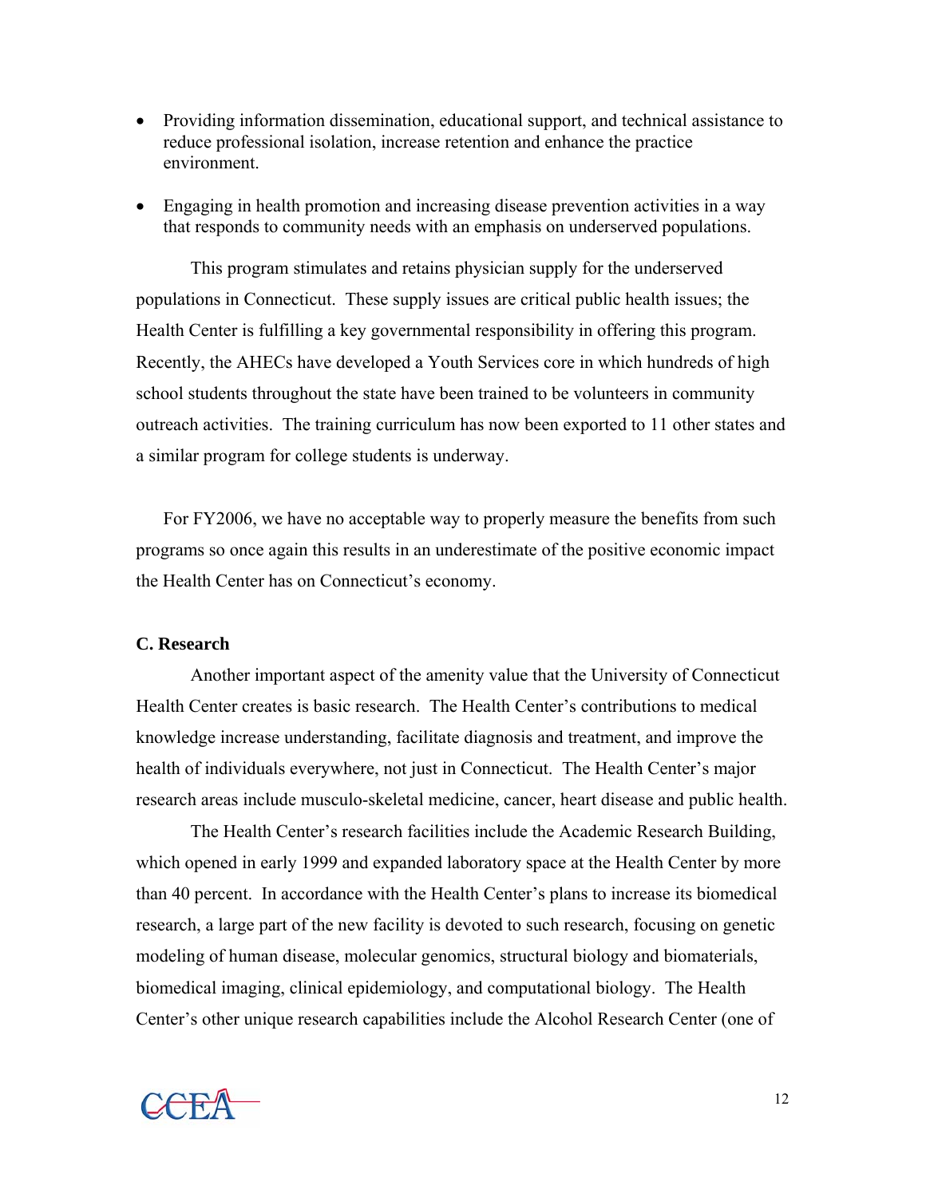- Providing information dissemination, educational support, and technical assistance to reduce professional isolation, increase retention and enhance the practice environment.
- Engaging in health promotion and increasing disease prevention activities in a way that responds to community needs with an emphasis on underserved populations.

This program stimulates and retains physician supply for the underserved populations in Connecticut. These supply issues are critical public health issues; the Health Center is fulfilling a key governmental responsibility in offering this program. Recently, the AHECs have developed a Youth Services core in which hundreds of high school students throughout the state have been trained to be volunteers in community outreach activities. The training curriculum has now been exported to 11 other states and a similar program for college students is underway.

For FY2006, we have no acceptable way to properly measure the benefits from such programs so once again this results in an underestimate of the positive economic impact the Health Center has on Connecticut's economy.

**C. Research**

Another important aspect of the amenity value that the University of Connecticut Health Center creates is basic research. The Health Center's contributions to medical knowledge increase understanding, facilitate diagnosis and treatment, and improve the health of individuals everywhere, not just in Connecticut. The Health Center's major research areas include musculo-skeletal medicine, cancer, heart disease and public health.

The Health Center's research facilities include the Academic Research Building, which opened in early 1999 and expanded laboratory space at the Health Center by more than 40 percent. In accordance with the Health Center's plans to increase its biomedical research, a large part of the new facility is devoted to such research, focusing on genetic modeling of human disease, molecular genomics, structural biology and biomaterials, biomedical imaging, clinical epidemiology, and computational biology. The Health Center's other unique research capabilities include the Alcohol Research Center (one of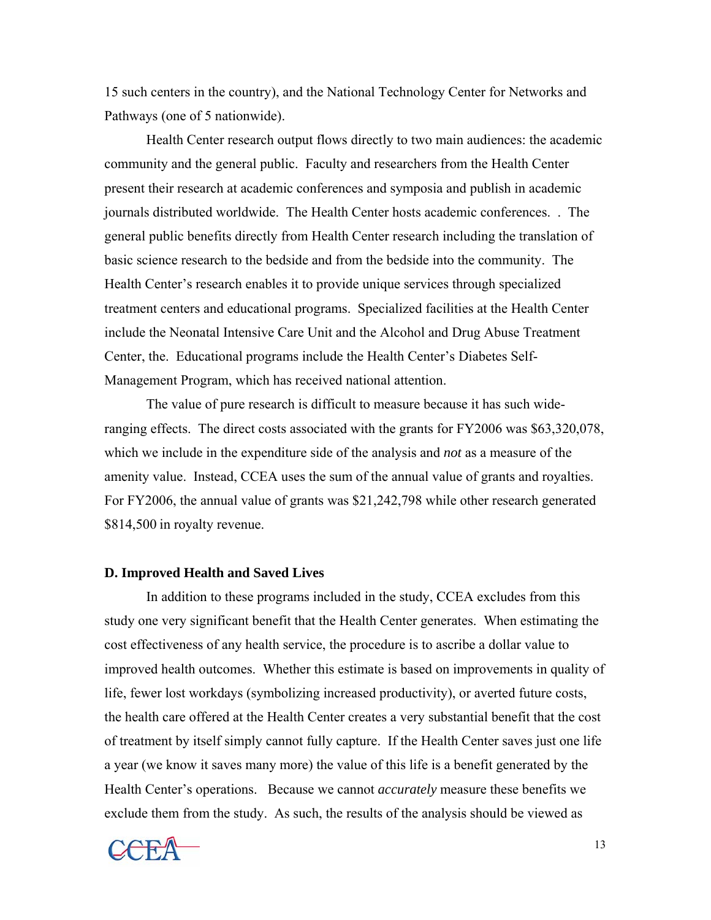15 such centers in the country), and the National Technology Center for Networks and Pathways (one of 5 nationwide).

Health Center research output flows directly to two main audiences: the academic community and the general public. Faculty and researchers from the Health Center present their research at academic conferences and symposia and publish in academic journals distributed worldwide. The Health Center hosts academic conferences. . The general public benefits directly from Health Center research including the translation of basic science research to the bedside and from the bedside into the community. The Health Center's research enables it to provide unique services through specialized treatment centers and educational programs. Specialized facilities at the Health Center include the Neonatal Intensive Care Unit and the Alcohol and Drug Abuse Treatment Center, the. Educational programs include the Health Center's Diabetes Self-Management Program, which has received national attention.

The value of pure research is difficult to measure because it has such wide-ranging effects. The direct costs associated with the grants for FY2006 was $63,320,078, which we include in the expenditure side of the analysis and *not* as a measure of the amenity value. Instead, CCEA uses the sum of the annual value of grants and royalties. For FY2006, the annual value of grants was $21,242,798 while other research generated $814,500 in royalty revenue.

### D. Improved Health and Saved Lives

In addition to these programs included in the study, CCEA excludes from this study one very significant benefit that the Health Center generates. When estimating the cost effectiveness of any health service, the procedure is to ascribe a dollar value to improved health outcomes. Whether this estimate is based on improvements in quality of life, fewer lost workdays (symbolizing increased productivity), or averted future costs, the health care offered at the Health Center creates a very substantial benefit that the cost of treatment by itself simply cannot fully capture. If the Health Center saves just one life a year (we know it saves many more) the value of this life is a benefit generated by the Health Center's operations. Because we cannot *accurately* measure these benefits we exclude them from the study. As such, the results of the analysis should be viewed as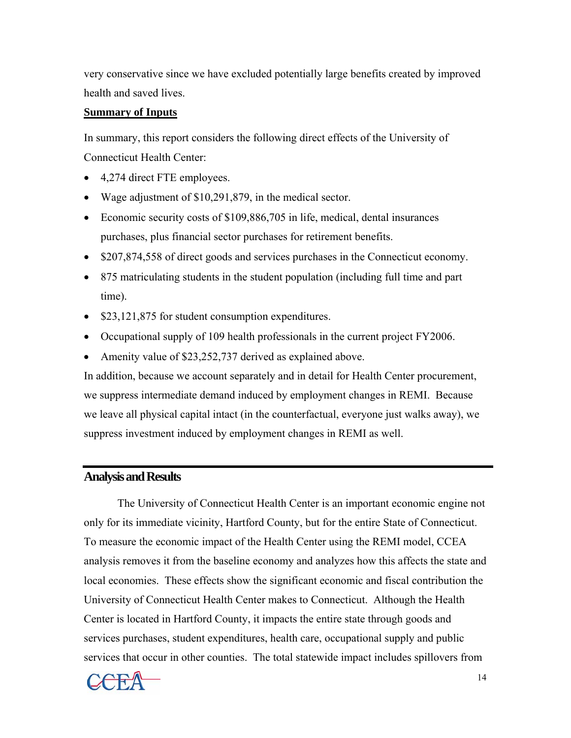very conservative since we have excluded potentially large benefits created by improved health and saved lives.

**Summary of Inputs**

In summary, this report considers the following direct effects of the University of Connecticut Health Center:

- 4,274 direct FTE employees.
- Wage adjustment of $10,291,879, in the medical sector.
- Economic security costs of $109,886,705 in life, medical, dental insurances purchases, plus financial sector purchases for retirement benefits.
- $207,874,558 of direct goods and services purchases in the Connecticut economy.
- 875 matriculating students in the student population (including full time and part time).
- $23,121,875 for student consumption expenditures.
- Occupational supply of 109 health professionals in the current project FY2006.
- Amenity value of $23,252,737 derived as explained above.

In addition, because we account separately and in detail for Health Center procurement, we suppress intermediate demand induced by employment changes in REMI. Because we leave all physical capital intact (in the counterfactual, everyone just walks away), we suppress investment induced by employment changes in REMI as well.

## Analysis and Results

The University of Connecticut Health Center is an important economic engine not only for its immediate vicinity, Hartford County, but for the entire State of Connecticut. To measure the economic impact of the Health Center using the REMI model, CCEA analysis removes it from the baseline economy and analyzes how this affects the state and local economies. These effects show the significant economic and fiscal contribution the University of Connecticut Health Center makes to Connecticut. Although the Health Center is located in Hartford County, it impacts the entire state through goods and services purchases, student expenditures, health care, occupational supply and public services that occur in other counties. The total statewide impact includes spillovers from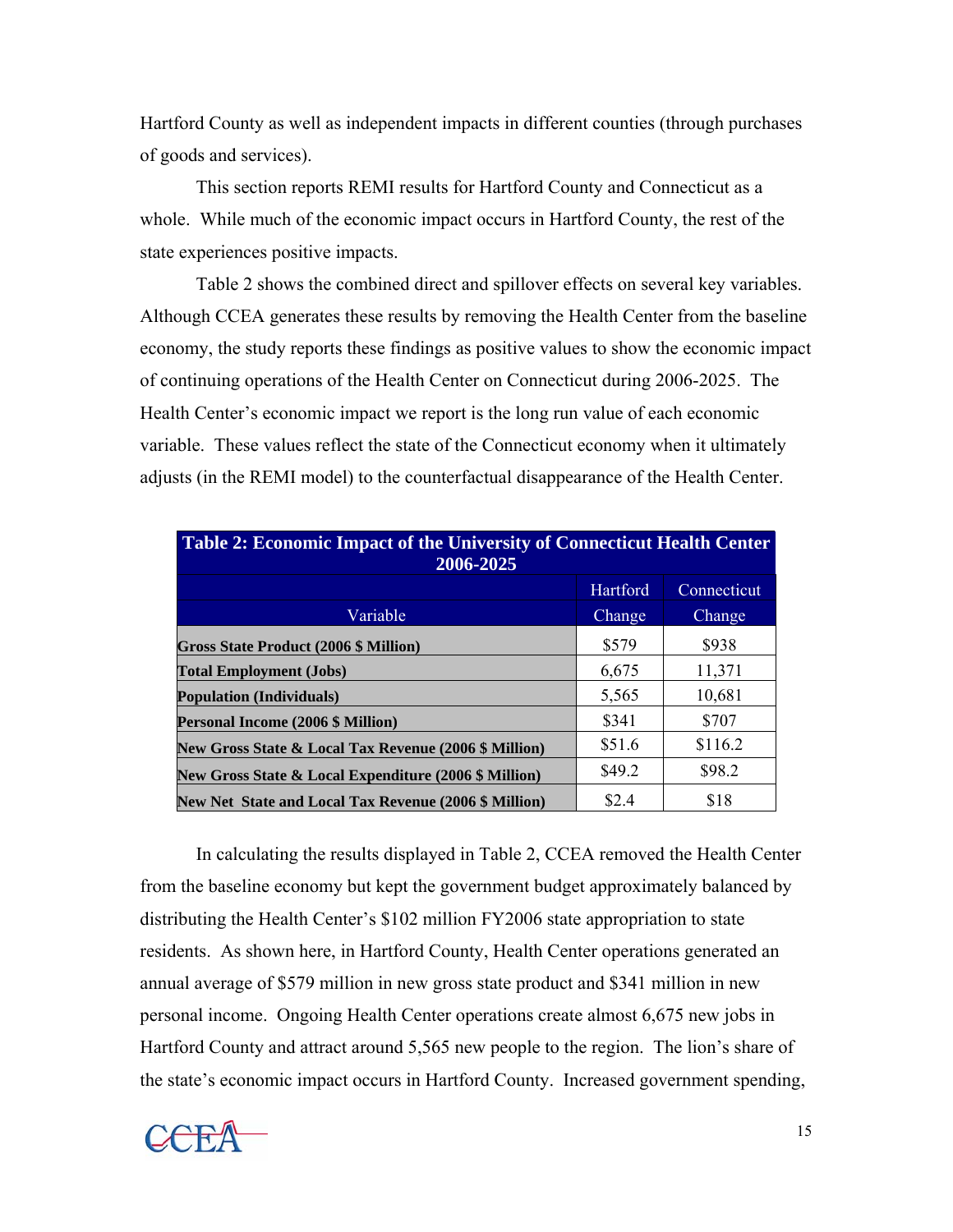Hartford County as well as independent impacts in different counties (through purchases of goods and services).

This section reports REMI results for Hartford County and Connecticut as a whole. While much of the economic impact occurs in Hartford County, the rest of the state experiences positive impacts.

Table 2 shows the combined direct and spillover effects on several key variables. Although CCEA generates these results by removing the Health Center from the baseline economy, the study reports these findings as positive values to show the economic impact of continuing operations of the Health Center on Connecticut during 2006-2025. The Health Center's economic impact we report is the long run value of each economic variable. These values reflect the state of the Connecticut economy when it ultimately adjusts (in the REMI model) to the counterfactual disappearance of the Health Center.

**Table 2: Economic Impact of the University of Connecticut Health Center 2006-2025**

| Variable | Hartford Change | Connecticut Change |
|---|---|---|
| **Gross State Product (2006 $ Million)** | $579 | $938 |
| **Total Employment (Jobs)** | 6,675 | 11,371 |
| **Population (Individuals)** | 5,565 | 10,681 |
| **Personal Income (2006 $ Million)** | $341 | $707 |
| **New Gross State & Local Tax Revenue (2006 $ Million)** | $51.6 | $116.2 |
| **New Gross State & Local Expenditure (2006 $ Million)** | $49.2 | $98.2 |
| **New Net State and Local Tax Revenue (2006 $ Million)** | $2.4 | $18 |

In calculating the results displayed in Table 2, CCEA removed the Health Center from the baseline economy but kept the government budget approximately balanced by distributing the Health Center's $102 million FY2006 state appropriation to state residents. As shown here, in Hartford County, Health Center operations generated an annual average of $579 million in new gross state product and $341 million in new personal income. Ongoing Health Center operations create almost 6,675 new jobs in Hartford County and attract around 5,565 new people to the region. The lion's share of the state's economic impact occurs in Hartford County. Increased government spending,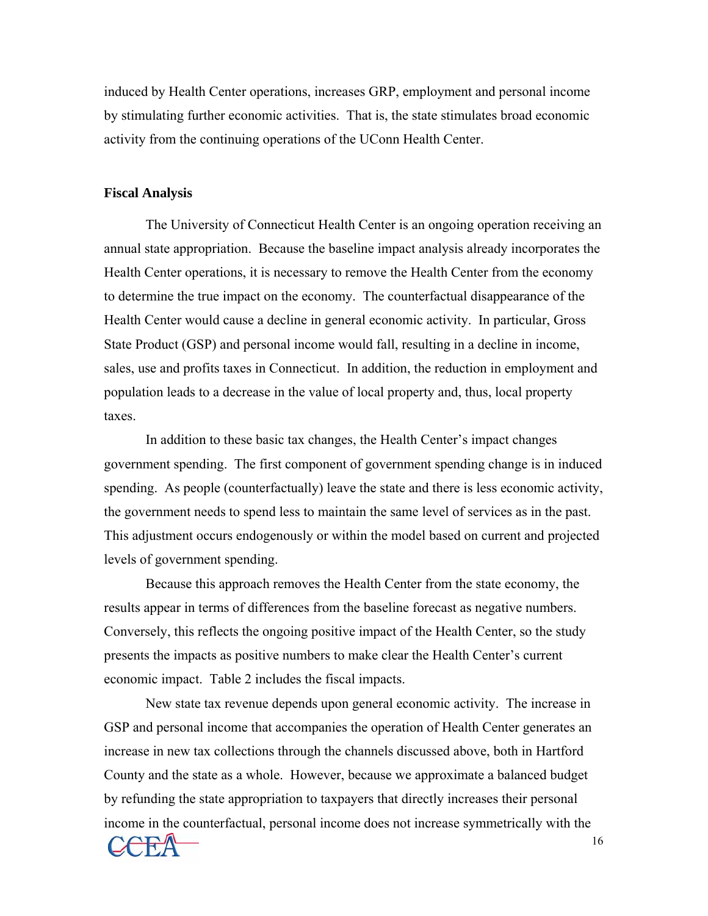induced by Health Center operations, increases GRP, employment and personal income by stimulating further economic activities. That is, the state stimulates broad economic activity from the continuing operations of the UConn Health Center.

**Fiscal Analysis**

The University of Connecticut Health Center is an ongoing operation receiving an annual state appropriation. Because the baseline impact analysis already incorporates the Health Center operations, it is necessary to remove the Health Center from the economy to determine the true impact on the economy. The counterfactual disappearance of the Health Center would cause a decline in general economic activity. In particular, Gross State Product (GSP) and personal income would fall, resulting in a decline in income, sales, use and profits taxes in Connecticut. In addition, the reduction in employment and population leads to a decrease in the value of local property and, thus, local property taxes.

In addition to these basic tax changes, the Health Center's impact changes government spending. The first component of government spending change is in induced spending. As people (counterfactually) leave the state and there is less economic activity, the government needs to spend less to maintain the same level of services as in the past. This adjustment occurs endogenously or within the model based on current and projected levels of government spending.

Because this approach removes the Health Center from the state economy, the results appear in terms of differences from the baseline forecast as negative numbers. Conversely, this reflects the ongoing positive impact of the Health Center, so the study presents the impacts as positive numbers to make clear the Health Center's current economic impact. Table 2 includes the fiscal impacts.

New state tax revenue depends upon general economic activity. The increase in GSP and personal income that accompanies the operation of Health Center generates an increase in new tax collections through the channels discussed above, both in Hartford County and the state as a whole. However, because we approximate a balanced budget by refunding the state appropriation to taxpayers that directly increases their personal income in the counterfactual, personal income does not increase symmetrically with the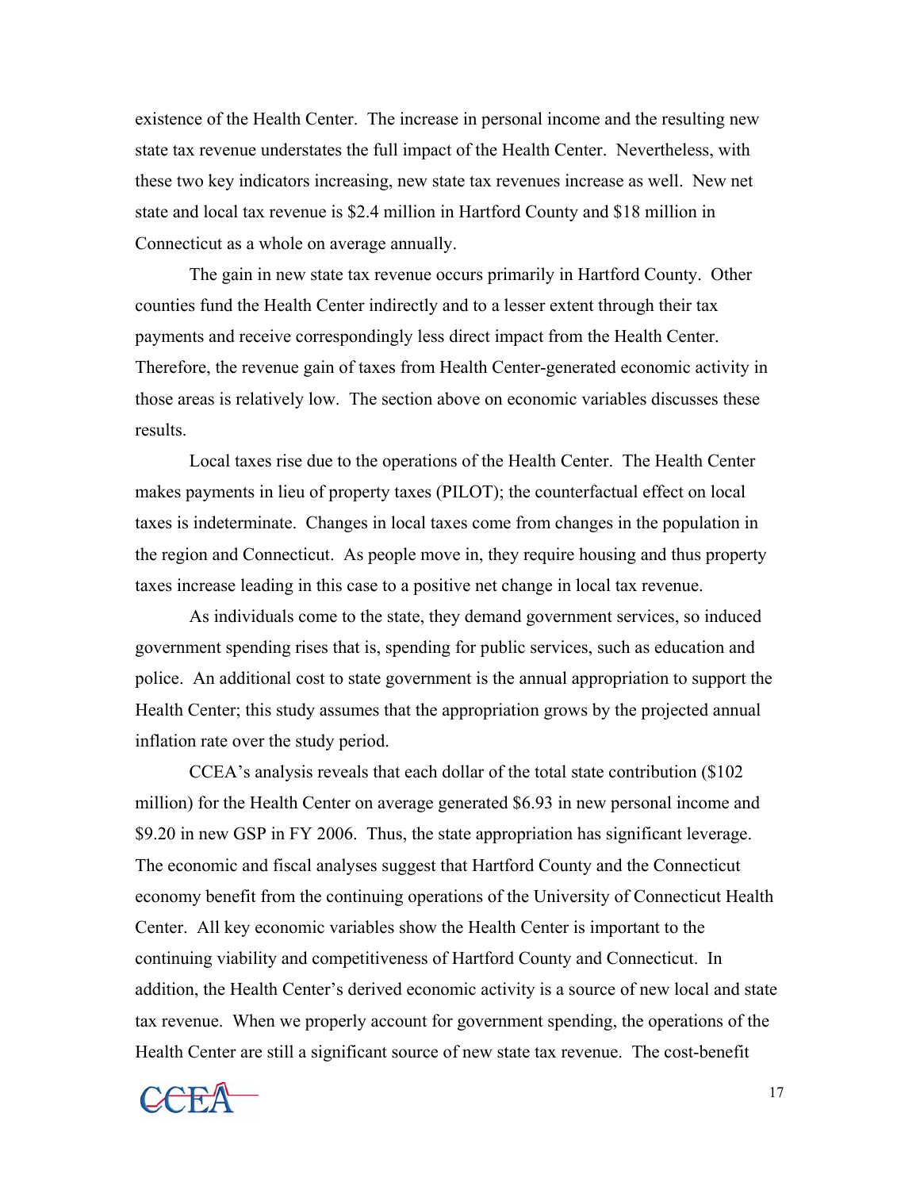existence of the Health Center. The increase in personal income and the resulting new state tax revenue understates the full impact of the Health Center. Nevertheless, with these two key indicators increasing, new state tax revenues increase as well. New net state and local tax revenue is $2.4 million in Hartford County and $18 million in Connecticut as a whole on average annually.

The gain in new state tax revenue occurs primarily in Hartford County. Other counties fund the Health Center indirectly and to a lesser extent through their tax payments and receive correspondingly less direct impact from the Health Center. Therefore, the revenue gain of taxes from Health Center-generated economic activity in those areas is relatively low. The section above on economic variables discusses these results.

Local taxes rise due to the operations of the Health Center. The Health Center makes payments in lieu of property taxes (PILOT); the counterfactual effect on local taxes is indeterminate. Changes in local taxes come from changes in the population in the region and Connecticut. As people move in, they require housing and thus property taxes increase leading in this case to a positive net change in local tax revenue.

As individuals come to the state, they demand government services, so induced government spending rises that is, spending for public services, such as education and police. An additional cost to state government is the annual appropriation to support the Health Center; this study assumes that the appropriation grows by the projected annual inflation rate over the study period.

CCEA's analysis reveals that each dollar of the total state contribution ($102 million) for the Health Center on average generated $6.93 in new personal income and $9.20 in new GSP in FY 2006. Thus, the state appropriation has significant leverage. The economic and fiscal analyses suggest that Hartford County and the Connecticut economy benefit from the continuing operations of the University of Connecticut Health Center. All key economic variables show the Health Center is important to the continuing viability and competitiveness of Hartford County and Connecticut. In addition, the Health Center's derived economic activity is a source of new local and state tax revenue. When we properly account for government spending, the operations of the Health Center are still a significant source of new state tax revenue. The cost-benefit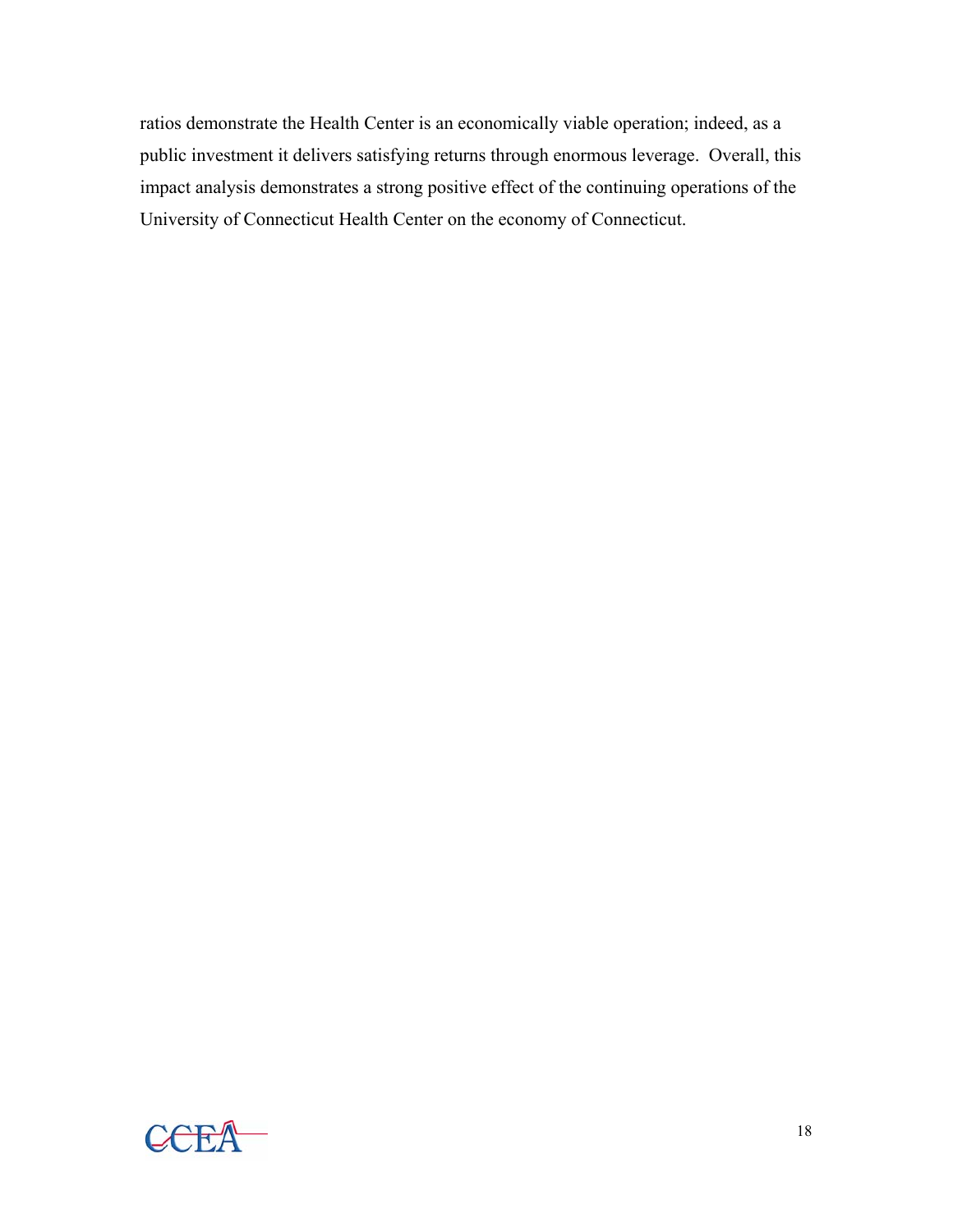ratios demonstrate the Health Center is an economically viable operation; indeed, as a public investment it delivers satisfying returns through enormous leverage. Overall, this impact analysis demonstrates a strong positive effect of the continuing operations of the University of Connecticut Health Center on the economy of Connecticut.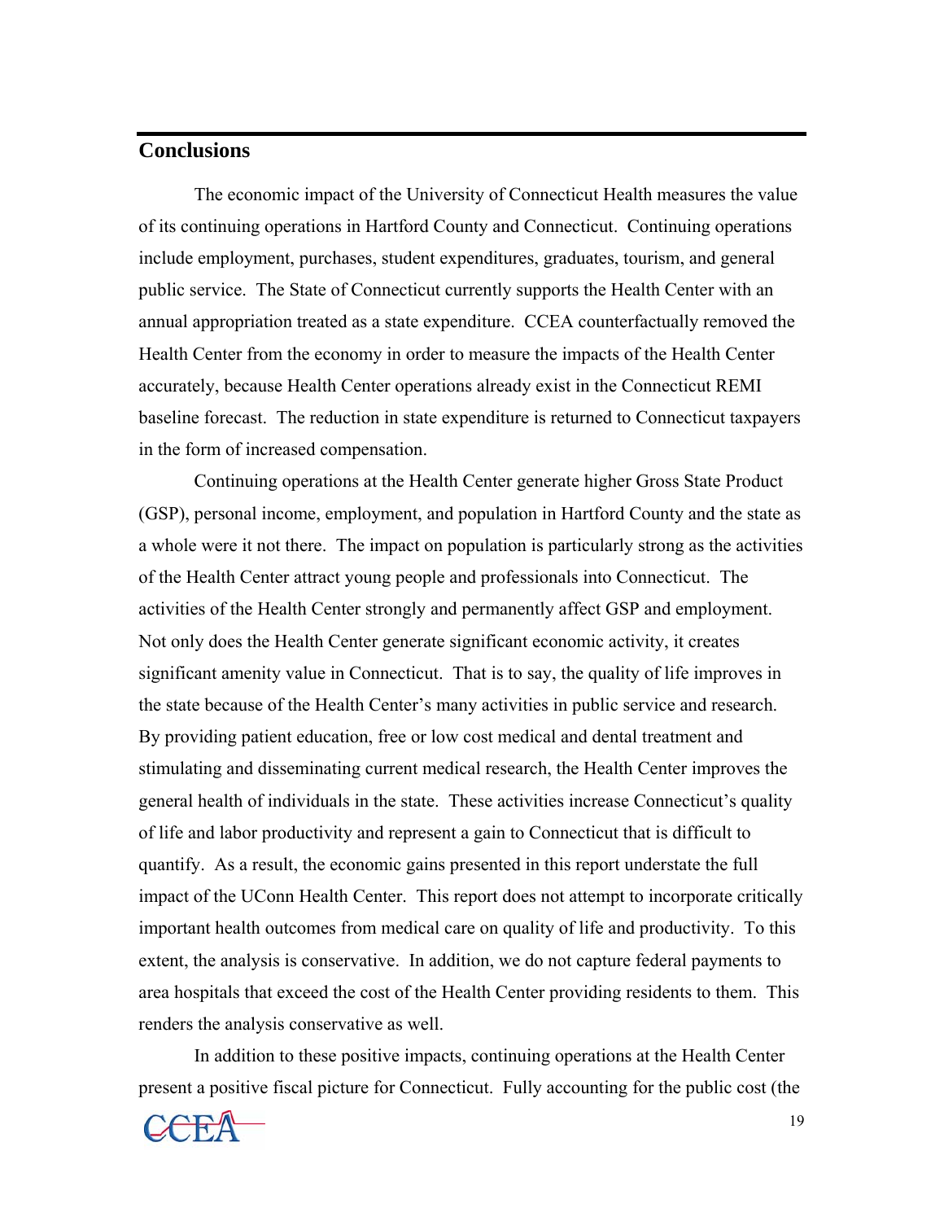## Conclusions

The economic impact of the University of Connecticut Health measures the value of its continuing operations in Hartford County and Connecticut. Continuing operations include employment, purchases, student expenditures, graduates, tourism, and general public service. The State of Connecticut currently supports the Health Center with an annual appropriation treated as a state expenditure. CCEA counterfactually removed the Health Center from the economy in order to measure the impacts of the Health Center accurately, because Health Center operations already exist in the Connecticut REMI baseline forecast. The reduction in state expenditure is returned to Connecticut taxpayers in the form of increased compensation.

Continuing operations at the Health Center generate higher Gross State Product (GSP), personal income, employment, and population in Hartford County and the state as a whole were it not there. The impact on population is particularly strong as the activities of the Health Center attract young people and professionals into Connecticut. The activities of the Health Center strongly and permanently affect GSP and employment. Not only does the Health Center generate significant economic activity, it creates significant amenity value in Connecticut. That is to say, the quality of life improves in the state because of the Health Center's many activities in public service and research. By providing patient education, free or low cost medical and dental treatment and stimulating and disseminating current medical research, the Health Center improves the general health of individuals in the state. These activities increase Connecticut's quality of life and labor productivity and represent a gain to Connecticut that is difficult to quantify. As a result, the economic gains presented in this report understate the full impact of the UConn Health Center. This report does not attempt to incorporate critically important health outcomes from medical care on quality of life and productivity. To this extent, the analysis is conservative. In addition, we do not capture federal payments to area hospitals that exceed the cost of the Health Center providing residents to them. This renders the analysis conservative as well.

In addition to these positive impacts, continuing operations at the Health Center present a positive fiscal picture for Connecticut. Fully accounting for the public cost (the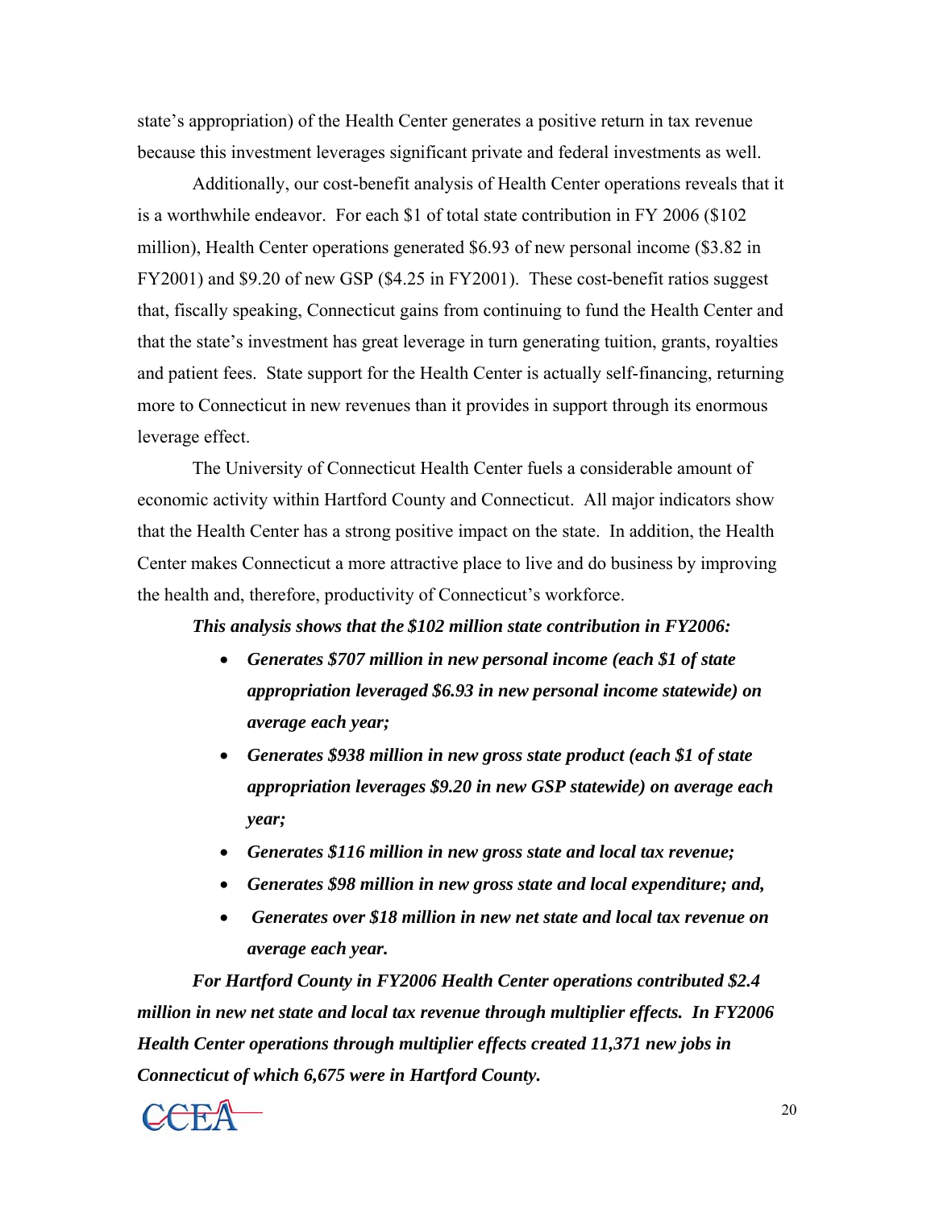state's appropriation) of the Health Center generates a positive return in tax revenue because this investment leverages significant private and federal investments as well.

Additionally, our cost-benefit analysis of Health Center operations reveals that it is a worthwhile endeavor. For each $1 of total state contribution in FY 2006 ($102 million), Health Center operations generated $6.93 of new personal income ($3.82 in FY2001) and $9.20 of new GSP ($4.25 in FY2001). These cost-benefit ratios suggest that, fiscally speaking, Connecticut gains from continuing to fund the Health Center and that the state's investment has great leverage in turn generating tuition, grants, royalties and patient fees. State support for the Health Center is actually self-financing, returning more to Connecticut in new revenues than it provides in support through its enormous leverage effect.

The University of Connecticut Health Center fuels a considerable amount of economic activity within Hartford County and Connecticut. All major indicators show that the Health Center has a strong positive impact on the state. In addition, the Health Center makes Connecticut a more attractive place to live and do business by improving the health and, therefore, productivity of Connecticut's workforce.

***This analysis shows that the $102 million state contribution in FY2006:***

- ***Generates $707 million in new personal income (each $1 of state appropriation leveraged $6.93 in new personal income statewide) on average each year;***
- ***Generates $938 million in new gross state product (each $1 of state appropriation leverages $9.20 in new GSP statewide) on average each year;***
- ***Generates $116 million in new gross state and local tax revenue;***
- ***Generates $98 million in new gross state and local expenditure; and,***
- ***Generates over $18 million in new net state and local tax revenue on average each year.***

***For Hartford County in FY2006 Health Center operations contributed $2.4 million in new net state and local tax revenue through multiplier effects. In FY2006 Health Center operations through multiplier effects created 11,371 new jobs in Connecticut of which 6,675 were in Hartford County.***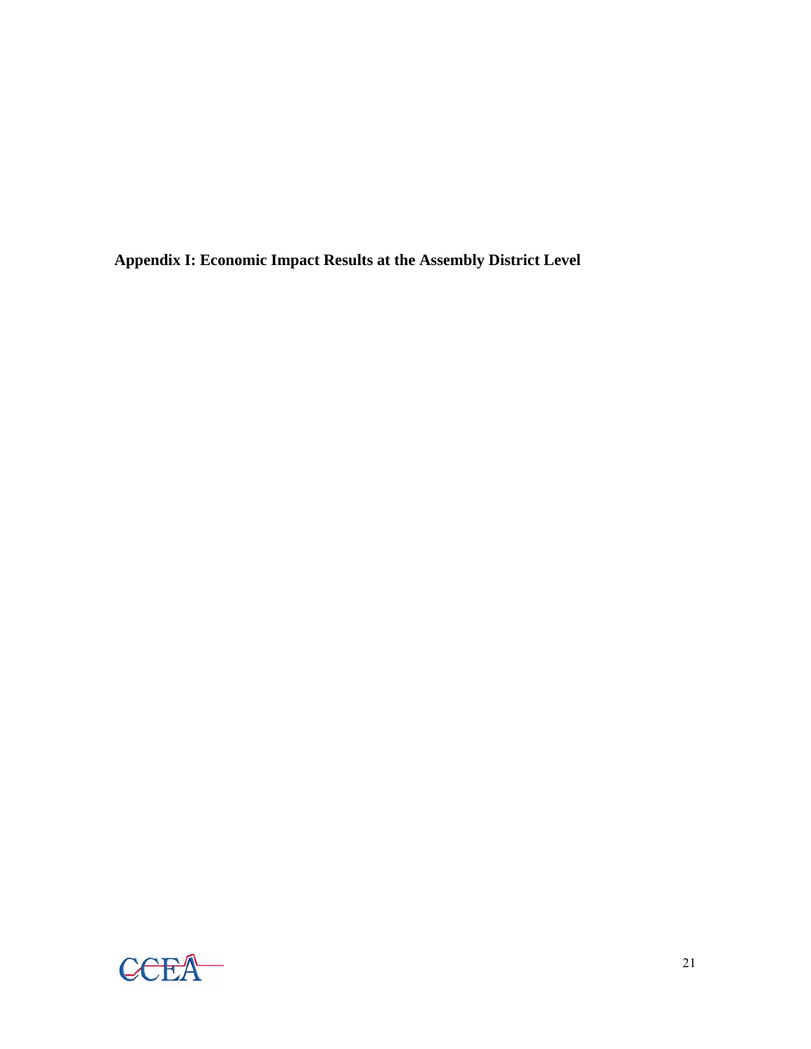**Appendix I: Economic Impact Results at the Assembly District Level**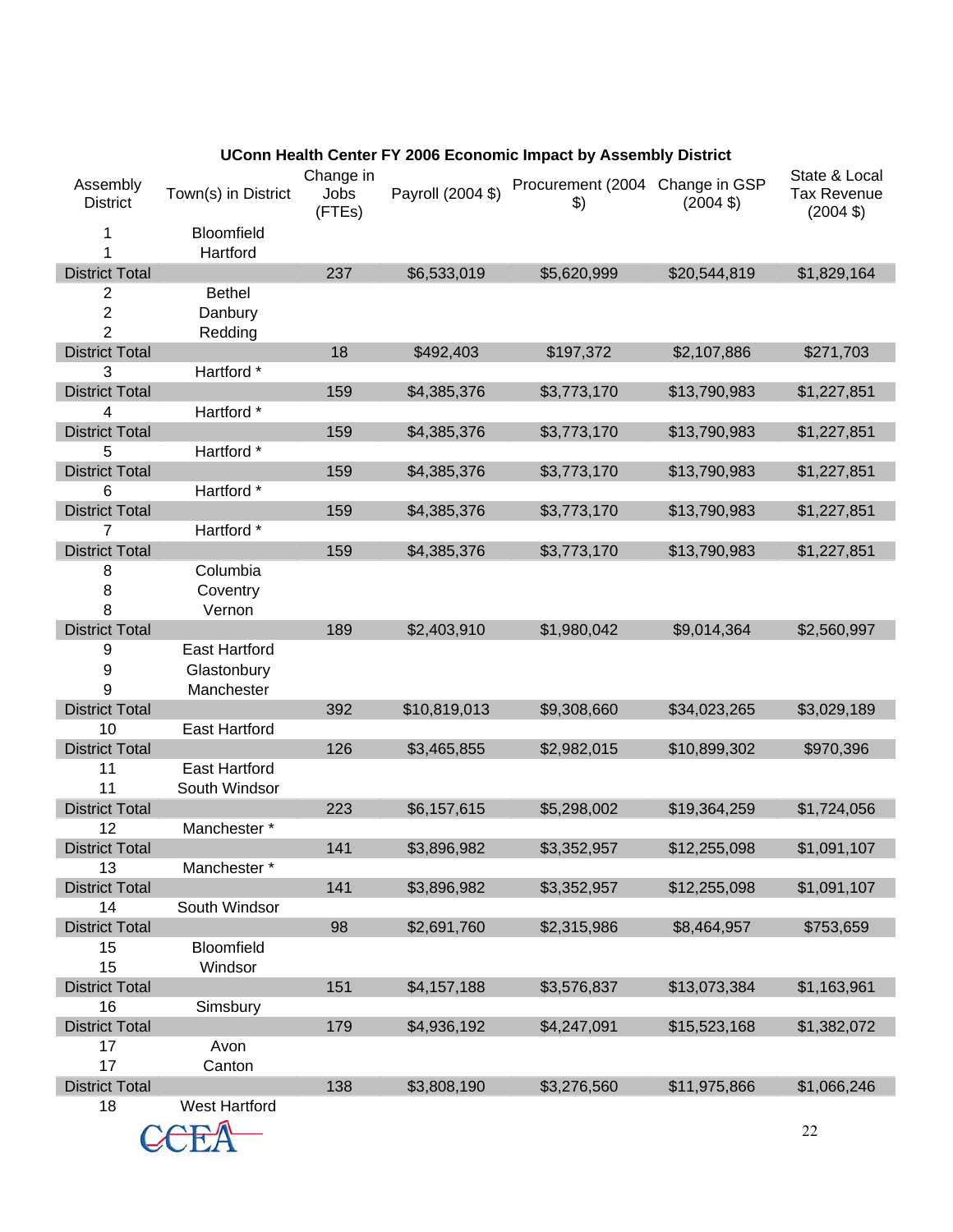**UConn Health Center FY 2006 Economic Impact by Assembly District**

| Assembly District | Town(s) in District | Change in Jobs (FTEs) | Payroll (2004 $) | Procurement (2004 $) | Change in GSP (2004 $) | State & Local Tax Revenue (2004 $) |
|---|---|---|---|---|---|---|
| 1 | Bloomfield | | | | | |
| 1 | Hartford | | | | | |
| District Total | | 237 | $6,533,019 | $5,620,999 | $20,544,819 | $1,829,164 |
| 2 | Bethel | | | | | |
| 2 | Danbury | | | | | |
| 2 | Redding | | | | | |
| District Total | | 18 | $492,403 | $197,372 | $2,107,886 | $271,703 |
| 3 | Hartford * | | | | | |
| District Total | | 159 | $4,385,376 | $3,773,170 | $13,790,983 | $1,227,851 |
| 4 | Hartford * | | | | | |
| District Total | | 159 | $4,385,376 | $3,773,170 | $13,790,983 | $1,227,851 |
| 5 | Hartford * | | | | | |
| District Total | | 159 | $4,385,376 | $3,773,170 | $13,790,983 | $1,227,851 |
| 6 | Hartford * | | | | | |
| District Total | | 159 | $4,385,376 | $3,773,170 | $13,790,983 | $1,227,851 |
| 7 | Hartford * | | | | | |
| District Total | | 159 | $4,385,376 | $3,773,170 | $13,790,983 | $1,227,851 |
| 8 | Columbia | | | | | |
| 8 | Coventry | | | | | |
| 8 | Vernon | | | | | |
| District Total | | 189 | $2,403,910 | $1,980,042 | $9,014,364 | $2,560,997 |
| 9 | East Hartford | | | | | |
| 9 | Glastonbury | | | | | |
| 9 | Manchester | | | | | |
| District Total | | 392 | $10,819,013 | $9,308,660 | $34,023,265 | $3,029,189 |
| 10 | East Hartford | | | | | |
| District Total | | 126 | $3,465,855 | $2,982,015 | $10,899,302 | $970,396 |
| 11 | East Hartford | | | | | |
| 11 | South Windsor | | | | | |
| District Total | | 223 | $6,157,615 | $5,298,002 | $19,364,259 | $1,724,056 |
| 12 | Manchester * | | | | | |
| District Total | | 141 | $3,896,982 | $3,352,957 | $12,255,098 | $1,091,107 |
| 13 | Manchester * | | | | | |
| District Total | | 141 | $3,896,982 | $3,352,957 | $12,255,098 | $1,091,107 |
| 14 | South Windsor | | | | | |
| District Total | | 98 | $2,691,760 | $2,315,986 | $8,464,957 | $753,659 |
| 15 | Bloomfield | | | | | |
| 15 | Windsor | | | | | |
| District Total | | 151 | $4,157,188 | $3,576,837 | $13,073,384 | $1,163,961 |
| 16 | Simsbury | | | | | |
| District Total | | 179 | $4,936,192 | $4,247,091 | $15,523,168 | $1,382,072 |
| 17 | Avon | | | | | |
| 17 | Canton | | | | | |
| District Total | | 138 | $3,808,190 | $3,276,560 | $11,975,866 | $1,066,246 |
| 18 | West Hartford | | | | | |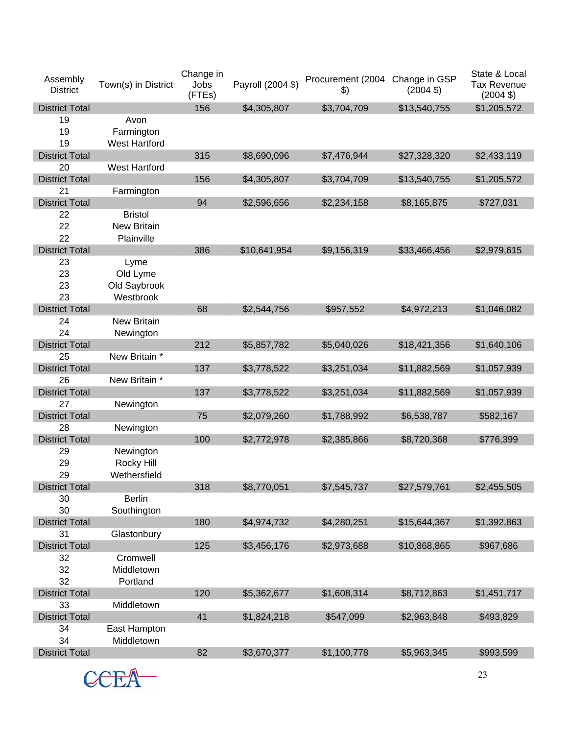| Assembly District | Town(s) in District | Change in Jobs (FTEs) | Payroll (2004 $) | Procurement (2004 $) | Change in GSP (2004 $) | State & Local Tax Revenue (2004 $) |
|---|---|---|---|---|---|---|
| District Total | | 156 | $4,305,807 | $3,704,709 | $13,540,755 | $1,205,572 |
| 19 | Avon | | | | | |
| 19 | Farmington | | | | | |
| 19 | West Hartford | | | | | |
| District Total | | 315 | $8,690,096 | $7,476,944 | $27,328,320 | $2,433,119 |
| 20 | West Hartford | | | | | |
| District Total | | 156 | $4,305,807 | $3,704,709 | $13,540,755 | $1,205,572 |
| 21 | Farmington | | | | | |
| District Total | | 94 | $2,596,656 | $2,234,158 | $8,165,875 | $727,031 |
| 22 | Bristol | | | | | |
| 22 | New Britain | | | | | |
| 22 | Plainville | | | | | |
| District Total | | 386 | $10,641,954 | $9,156,319 | $33,466,456 | $2,979,615 |
| 23 | Lyme | | | | | |
| 23 | Old Lyme | | | | | |
| 23 | Old Saybrook | | | | | |
| 23 | Westbrook | | | | | |
| District Total | | 68 | $2,544,756 | $957,552 | $4,972,213 | $1,046,082 |
| 24 | New Britain | | | | | |
| 24 | Newington | | | | | |
| District Total | | 212 | $5,857,782 | $5,040,026 | $18,421,356 | $1,640,106 |
| 25 | New Britain * | | | | | |
| District Total | | 137 | $3,778,522 | $3,251,034 | $11,882,569 | $1,057,939 |
| 26 | New Britain * | | | | | |
| District Total | | 137 | $3,778,522 | $3,251,034 | $11,882,569 | $1,057,939 |
| 27 | Newington | | | | | |
| District Total | | 75 | $2,079,260 | $1,788,992 | $6,538,787 | $582,167 |
| 28 | Newington | | | | | |
| District Total | | 100 | $2,772,978 | $2,385,866 | $8,720,368 | $776,399 |
| 29 | Newington | | | | | |
| 29 | Rocky Hill | | | | | |
| 29 | Wethersfield | | | | | |
| District Total | | 318 | $8,770,051 | $7,545,737 | $27,579,761 | $2,455,505 |
| 30 | Berlin | | | | | |
| 30 | Southington | | | | | |
| District Total | | 180 | $4,974,732 | $4,280,251 | $15,644,367 | $1,392,863 |
| 31 | Glastonbury | | | | | |
| District Total | | 125 | $3,456,176 | $2,973,688 | $10,868,865 | $967,686 |
| 32 | Cromwell | | | | | |
| 32 | Middletown | | | | | |
| 32 | Portland | | | | | |
| District Total | | 120 | $5,362,677 | $1,608,314 | $8,712,863 | $1,451,717 |
| 33 | Middletown | | | | | |
| District Total | | 41 | $1,824,218 | $547,099 | $2,963,848 | $493,829 |
| 34 | East Hampton | | | | | |
| 34 | Middletown | | | | | |
| District Total | | 82 | $3,670,377 | $1,100,778 | $5,963,345 | $993,599 |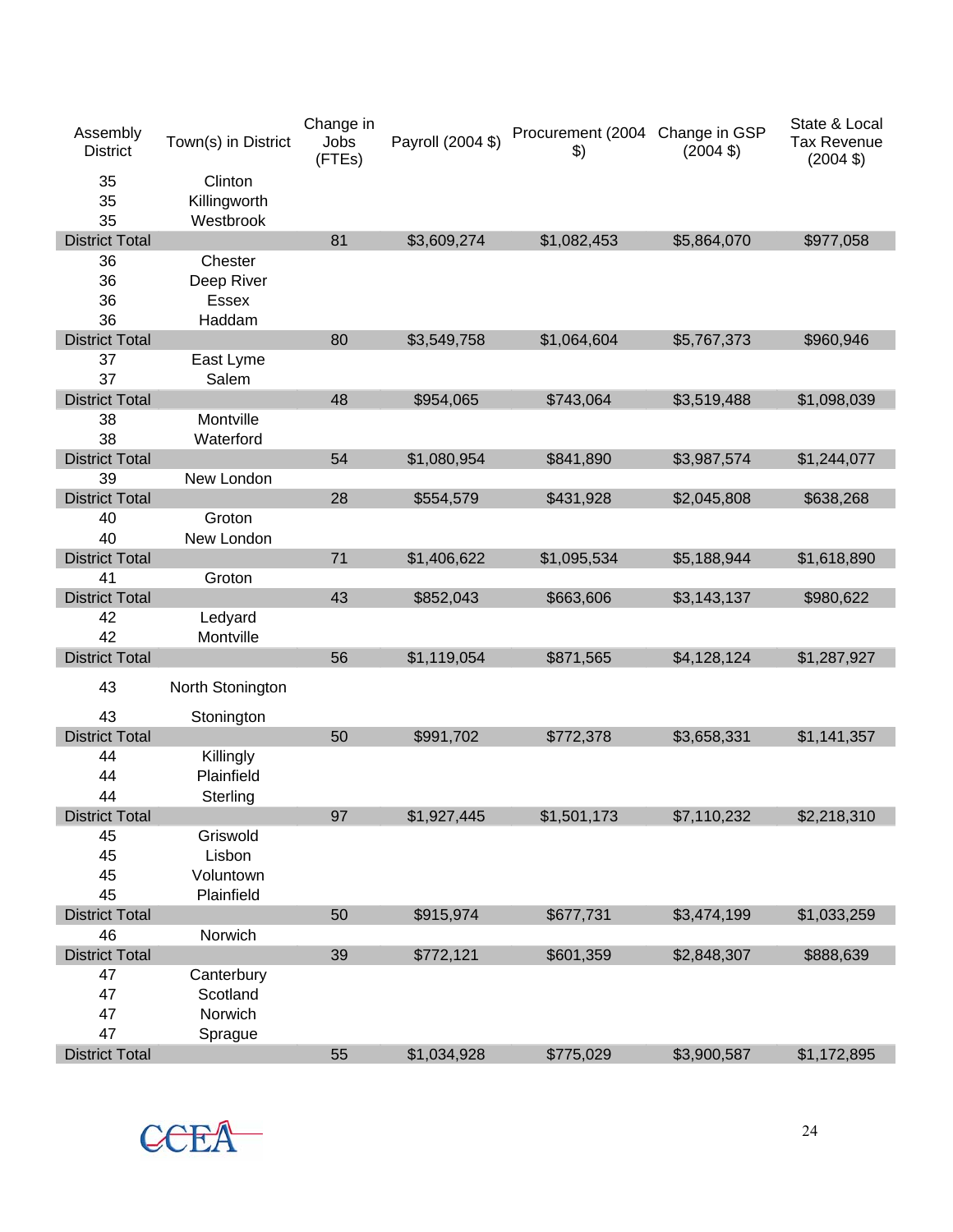| Assembly District | Town(s) in District | Change in Jobs (FTEs) | Payroll (2004 $) | Procurement (2004 $) | Change in GSP (2004 $) | State & Local Tax Revenue (2004 $) |
|---|---|---|---|---|---|---|
| 35 | Clinton | | | | | |
| 35 | Killingworth | | | | | |
| 35 | Westbrook | | | | | |
| District Total | | 81 | $3,609,274 | $1,082,453 | $5,864,070 | $977,058 |
| 36 | Chester | | | | | |
| 36 | Deep River | | | | | |
| 36 | Essex | | | | | |
| 36 | Haddam | | | | | |
| District Total | | 80 | $3,549,758 | $1,064,604 | $5,767,373 | $960,946 |
| 37 | East Lyme | | | | | |
| 37 | Salem | | | | | |
| District Total | | 48 | $954,065 | $743,064 | $3,519,488 | $1,098,039 |
| 38 | Montville | | | | | |
| 38 | Waterford | | | | | |
| District Total | | 54 | $1,080,954 | $841,890 | $3,987,574 | $1,244,077 |
| 39 | New London | | | | | |
| District Total | | 28 | $554,579 | $431,928 | $2,045,808 | $638,268 |
| 40 | Groton | | | | | |
| 40 | New London | | | | | |
| District Total | | 71 | $1,406,622 | $1,095,534 | $5,188,944 | $1,618,890 |
| 41 | Groton | | | | | |
| District Total | | 43 | $852,043 | $663,606 | $3,143,137 | $980,622 |
| 42 | Ledyard | | | | | |
| 42 | Montville | | | | | |
| District Total | | 56 | $1,119,054 | $871,565 | $4,128,124 | $1,287,927 |
| 43 | North Stonington | | | | | |
| 43 | Stonington | | | | | |
| District Total | | 50 | $991,702 | $772,378 | $3,658,331 | $1,141,357 |
| 44 | Killingly | | | | | |
| 44 | Plainfield | | | | | |
| 44 | Sterling | | | | | |
| District Total | | 97 | $1,927,445 | $1,501,173 | $7,110,232 | $2,218,310 |
| 45 | Griswold | | | | | |
| 45 | Lisbon | | | | | |
| 45 | Voluntown | | | | | |
| 45 | Plainfield | | | | | |
| District Total | | 50 | $915,974 | $677,731 | $3,474,199 | $1,033,259 |
| 46 | Norwich | | | | | |
| District Total | | 39 | $772,121 | $601,359 | $2,848,307 | $888,639 |
| 47 | Canterbury | | | | | |
| 47 | Scotland | | | | | |
| 47 | Norwich | | | | | |
| 47 | Sprague | | | | | |
| District Total | | 55 | $1,034,928 | $775,029 | $3,900,587 | $1,172,895 |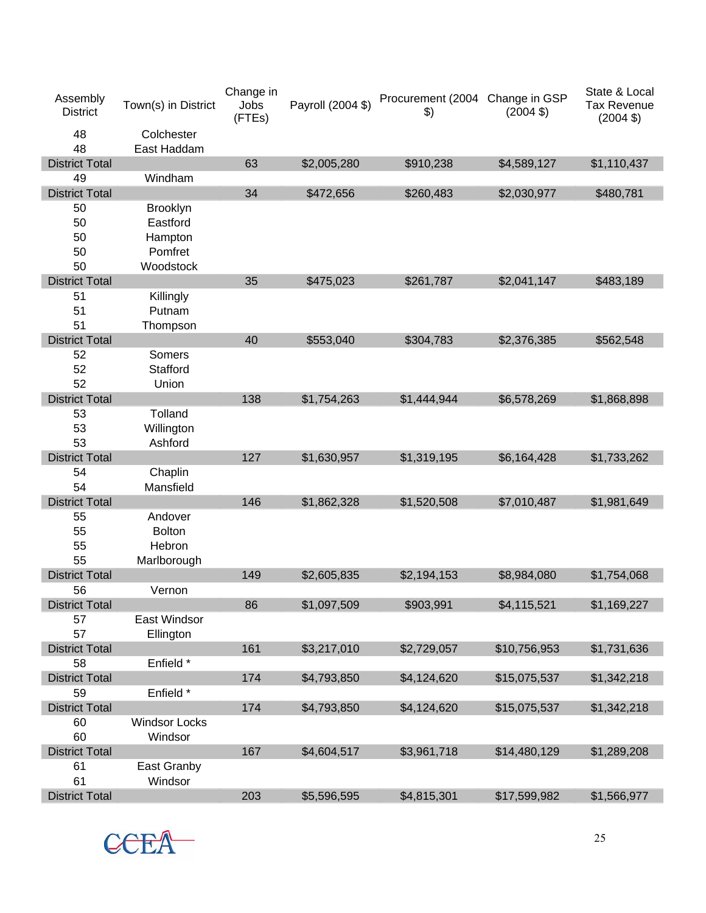| Assembly District | Town(s) in District | Change in Jobs (FTEs) | Payroll (2004 $) | Procurement (2004 $) | Change in GSP (2004 $) | State & Local Tax Revenue (2004 $) |
|---|---|---|---|---|---|---|
| 48 | Colchester | | | | | |
| 48 | East Haddam | | | | | |
| District Total | | 63 | $2,005,280 | $910,238 | $4,589,127 | $1,110,437 |
| 49 | Windham | | | | | |
| District Total | | 34 | $472,656 | $260,483 | $2,030,977 | $480,781 |
| 50 | Brooklyn | | | | | |
| 50 | Eastford | | | | | |
| 50 | Hampton | | | | | |
| 50 | Pomfret | | | | | |
| 50 | Woodstock | | | | | |
| District Total | | 35 | $475,023 | $261,787 | $2,041,147 | $483,189 |
| 51 | Killingly | | | | | |
| 51 | Putnam | | | | | |
| 51 | Thompson | | | | | |
| District Total | | 40 | $553,040 | $304,783 | $2,376,385 | $562,548 |
| 52 | Somers | | | | | |
| 52 | Stafford | | | | | |
| 52 | Union | | | | | |
| District Total | | 138 | $1,754,263 | $1,444,944 | $6,578,269 | $1,868,898 |
| 53 | Tolland | | | | | |
| 53 | Willington | | | | | |
| 53 | Ashford | | | | | |
| District Total | | 127 | $1,630,957 | $1,319,195 | $6,164,428 | $1,733,262 |
| 54 | Chaplin | | | | | |
| 54 | Mansfield | | | | | |
| District Total | | 146 | $1,862,328 | $1,520,508 | $7,010,487 | $1,981,649 |
| 55 | Andover | | | | | |
| 55 | Bolton | | | | | |
| 55 | Hebron | | | | | |
| 55 | Marlborough | | | | | |
| District Total | | 149 | $2,605,835 | $2,194,153 | $8,984,080 | $1,754,068 |
| 56 | Vernon | | | | | |
| District Total | | 86 | $1,097,509 | $903,991 | $4,115,521 | $1,169,227 |
| 57 | East Windsor | | | | | |
| 57 | Ellington | | | | | |
| District Total | | 161 | $3,217,010 | $2,729,057 | $10,756,953 | $1,731,636 |
| 58 | Enfield * | | | | | |
| District Total | | 174 | $4,793,850 | $4,124,620 | $15,075,537 | $1,342,218 |
| 59 | Enfield * | | | | | |
| District Total | | 174 | $4,793,850 | $4,124,620 | $15,075,537 | $1,342,218 |
| 60 | Windsor Locks | | | | | |
| 60 | Windsor | | | | | |
| District Total | | 167 | $4,604,517 | $3,961,718 | $14,480,129 | $1,289,208 |
| 61 | East Granby | | | | | |
| 61 | Windsor | | | | | |
| District Total | | 203 | $5,596,595 | $4,815,301 | $17,599,982 | $1,566,977 |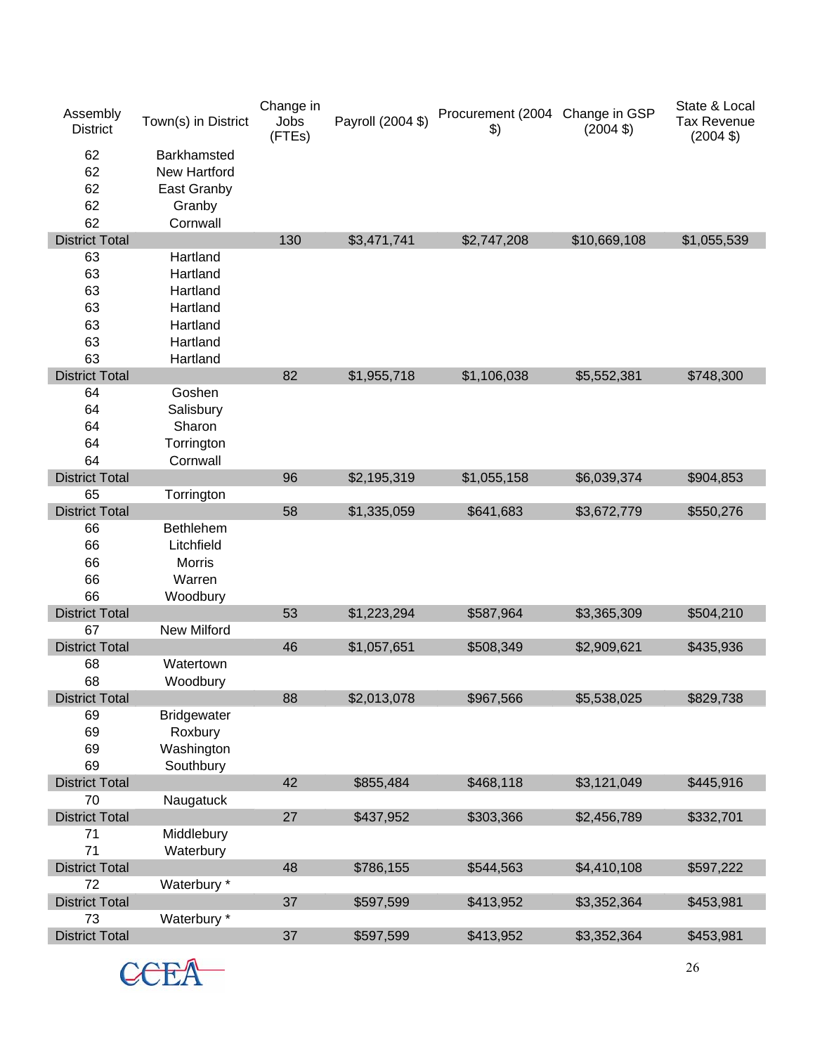| Assembly District | Town(s) in District | Change in Jobs (FTEs) | Payroll (2004 $) | Procurement (2004 $) | Change in GSP (2004 $) | State & Local Tax Revenue (2004 $) |
|---|---|---|---|---|---|---|
| 62 | Barkhamsted | | | | | |
| 62 | New Hartford | | | | | |
| 62 | East Granby | | | | | |
| 62 | Granby | | | | | |
| 62 | Cornwall | | | | | |
| District Total | | 130 | $3,471,741 | $2,747,208 | $10,669,108 | $1,055,539 |
| 63 | Hartland | | | | | |
| 63 | Hartland | | | | | |
| 63 | Hartland | | | | | |
| 63 | Hartland | | | | | |
| 63 | Hartland | | | | | |
| 63 | Hartland | | | | | |
| 63 | Hartland | | | | | |
| District Total | | 82 | $1,955,718 | $1,106,038 | $5,552,381 | $748,300 |
| 64 | Goshen | | | | | |
| 64 | Salisbury | | | | | |
| 64 | Sharon | | | | | |
| 64 | Torrington | | | | | |
| 64 | Cornwall | | | | | |
| District Total | | 96 | $2,195,319 | $1,055,158 | $6,039,374 | $904,853 |
| 65 | Torrington | | | | | |
| District Total | | 58 | $1,335,059 | $641,683 | $3,672,779 | $550,276 |
| 66 | Bethlehem | | | | | |
| 66 | Litchfield | | | | | |
| 66 | Morris | | | | | |
| 66 | Warren | | | | | |
| 66 | Woodbury | | | | | |
| District Total | | 53 | $1,223,294 | $587,964 | $3,365,309 | $504,210 |
| 67 | New Milford | | | | | |
| District Total | | 46 | $1,057,651 | $508,349 | $2,909,621 | $435,936 |
| 68 | Watertown | | | | | |
| 68 | Woodbury | | | | | |
| District Total | | 88 | $2,013,078 | $967,566 | $5,538,025 | $829,738 |
| 69 | Bridgewater | | | | | |
| 69 | Roxbury | | | | | |
| 69 | Washington | | | | | |
| 69 | Southbury | | | | | |
| District Total | | 42 | $855,484 | $468,118 | $3,121,049 | $445,916 |
| 70 | Naugatuck | | | | | |
| District Total | | 27 | $437,952 | $303,366 | $2,456,789 | $332,701 |
| 71 | Middlebury | | | | | |
| 71 | Waterbury | | | | | |
| District Total | | 48 | $786,155 | $544,563 | $4,410,108 | $597,222 |
| 72 | Waterbury * | | | | | |
| District Total | | 37 | $597,599 | $413,952 | $3,352,364 | $453,981 |
| 73 | Waterbury * | | | | | |
| District Total | | 37 | $597,599 | $413,952 | $3,352,364 | $453,981 |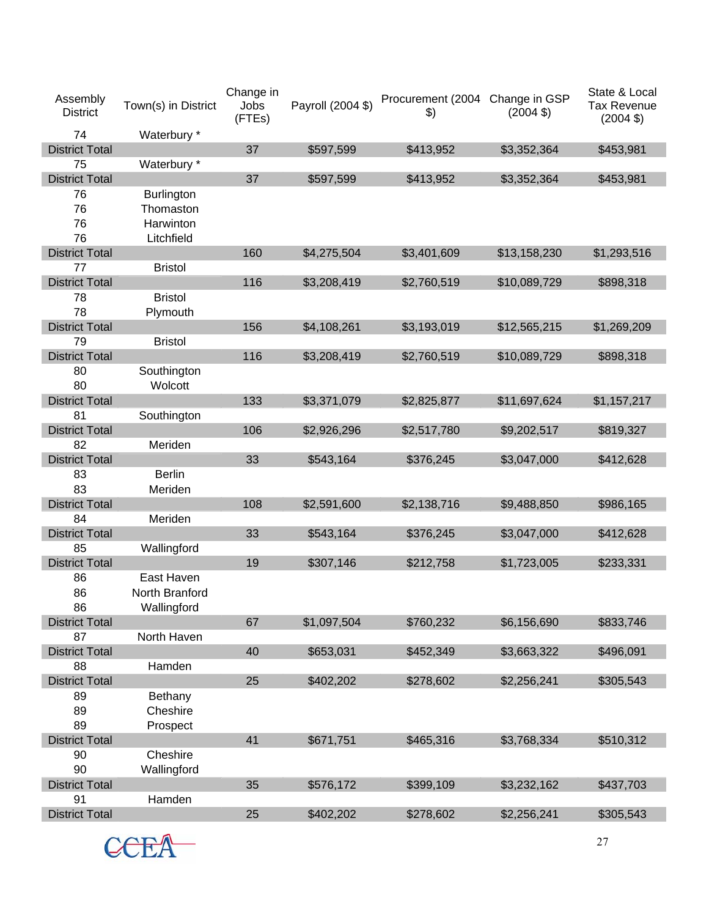| Assembly District | Town(s) in District | Change in Jobs (FTEs) | Payroll (2004 $) | Procurement (2004 $) | Change in GSP (2004 $) | State & Local Tax Revenue (2004 $) |
|---|---|---|---|---|---|---|
| 74 | Waterbury * | | | | | |
| District Total | | 37 | $597,599 | $413,952 | $3,352,364 | $453,981 |
| 75 | Waterbury * | | | | | |
| District Total | | 37 | $597,599 | $413,952 | $3,352,364 | $453,981 |
| 76 | Burlington | | | | | |
| 76 | Thomaston | | | | | |
| 76 | Harwinton | | | | | |
| 76 | Litchfield | | | | | |
| District Total | | 160 | $4,275,504 | $3,401,609 | $13,158,230 | $1,293,516 |
| 77 | Bristol | | | | | |
| District Total | | 116 | $3,208,419 | $2,760,519 | $10,089,729 | $898,318 |
| 78 | Bristol | | | | | |
| 78 | Plymouth | | | | | |
| District Total | | 156 | $4,108,261 | $3,193,019 | $12,565,215 | $1,269,209 |
| 79 | Bristol | | | | | |
| District Total | | 116 | $3,208,419 | $2,760,519 | $10,089,729 | $898,318 |
| 80 | Southington | | | | | |
| 80 | Wolcott | | | | | |
| District Total | | 133 | $3,371,079 | $2,825,877 | $11,697,624 | $1,157,217 |
| 81 | Southington | | | | | |
| District Total | | 106 | $2,926,296 | $2,517,780 | $9,202,517 | $819,327 |
| 82 | Meriden | | | | | |
| District Total | | 33 | $543,164 | $376,245 | $3,047,000 | $412,628 |
| 83 | Berlin | | | | | |
| 83 | Meriden | | | | | |
| District Total | | 108 | $2,591,600 | $2,138,716 | $9,488,850 | $986,165 |
| 84 | Meriden | | | | | |
| District Total | | 33 | $543,164 | $376,245 | $3,047,000 | $412,628 |
| 85 | Wallingford | | | | | |
| District Total | | 19 | $307,146 | $212,758 | $1,723,005 | $233,331 |
| 86 | East Haven | | | | | |
| 86 | North Branford | | | | | |
| 86 | Wallingford | | | | | |
| District Total | | 67 | $1,097,504 | $760,232 | $6,156,690 | $833,746 |
| 87 | North Haven | | | | | |
| District Total | | 40 | $653,031 | $452,349 | $3,663,322 | $496,091 |
| 88 | Hamden | | | | | |
| District Total | | 25 | $402,202 | $278,602 | $2,256,241 | $305,543 |
| 89 | Bethany | | | | | |
| 89 | Cheshire | | | | | |
| 89 | Prospect | | | | | |
| District Total | | 41 | $671,751 | $465,316 | $3,768,334 | $510,312 |
| 90 | Cheshire | | | | | |
| 90 | Wallingford | | | | | |
| District Total | | 35 | $576,172 | $399,109 | $3,232,162 | $437,703 |
| 91 | Hamden | | | | | |
| District Total | | 25 | $402,202 | $278,602 | $2,256,241 | $305,543 |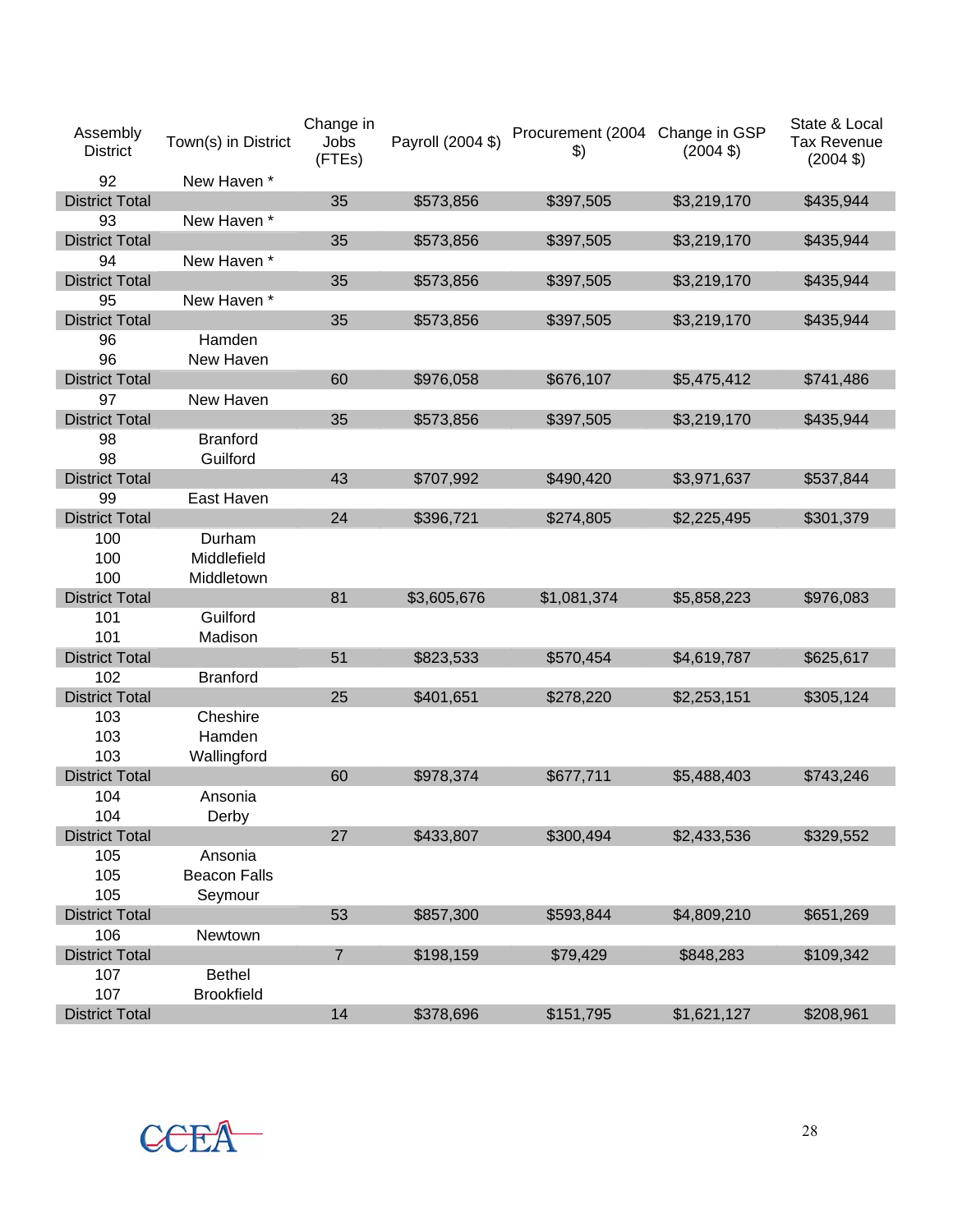| Assembly District | Town(s) in District | Change in Jobs (FTEs) | Payroll (2004 $) | Procurement (2004 $) | Change in GSP (2004 $) | State & Local Tax Revenue (2004 $) |
|---|---|---|---|---|---|---|
| 92 | New Haven * | | | | | |
| District Total | | 35 | $573,856 | $397,505 | $3,219,170 | $435,944 |
| 93 | New Haven * | | | | | |
| District Total | | 35 | $573,856 | $397,505 | $3,219,170 | $435,944 |
| 94 | New Haven * | | | | | |
| District Total | | 35 | $573,856 | $397,505 | $3,219,170 | $435,944 |
| 95 | New Haven * | | | | | |
| District Total | | 35 | $573,856 | $397,505 | $3,219,170 | $435,944 |
| 96 | Hamden | | | | | |
| 96 | New Haven | | | | | |
| District Total | | 60 | $976,058 | $676,107 | $5,475,412 | $741,486 |
| 97 | New Haven | | | | | |
| District Total | | 35 | $573,856 | $397,505 | $3,219,170 | $435,944 |
| 98 | Branford | | | | | |
| 98 | Guilford | | | | | |
| District Total | | 43 | $707,992 | $490,420 | $3,971,637 | $537,844 |
| 99 | East Haven | | | | | |
| District Total | | 24 | $396,721 | $274,805 | $2,225,495 | $301,379 |
| 100 | Durham | | | | | |
| 100 | Middlefield | | | | | |
| 100 | Middletown | | | | | |
| District Total | | 81 | $3,605,676 | $1,081,374 | $5,858,223 | $976,083 |
| 101 | Guilford | | | | | |
| 101 | Madison | | | | | |
| District Total | | 51 | $823,533 | $570,454 | $4,619,787 | $625,617 |
| 102 | Branford | | | | | |
| District Total | | 25 | $401,651 | $278,220 | $2,253,151 | $305,124 |
| 103 | Cheshire | | | | | |
| 103 | Hamden | | | | | |
| 103 | Wallingford | | | | | |
| District Total | | 60 | $978,374 | $677,711 | $5,488,403 | $743,246 |
| 104 | Ansonia | | | | | |
| 104 | Derby | | | | | |
| District Total | | 27 | $433,807 | $300,494 | $2,433,536 | $329,552 |
| 105 | Ansonia | | | | | |
| 105 | Beacon Falls | | | | | |
| 105 | Seymour | | | | | |
| District Total | | 53 | $857,300 | $593,844 | $4,809,210 | $651,269 |
| 106 | Newtown | | | | | |
| District Total | | 7 | $198,159 | $79,429 | $848,283 | $109,342 |
| 107 | Bethel | | | | | |
| 107 | Brookfield | | | | | |
| District Total | | 14 | $378,696 | $151,795 | $1,621,127 | $208,961 |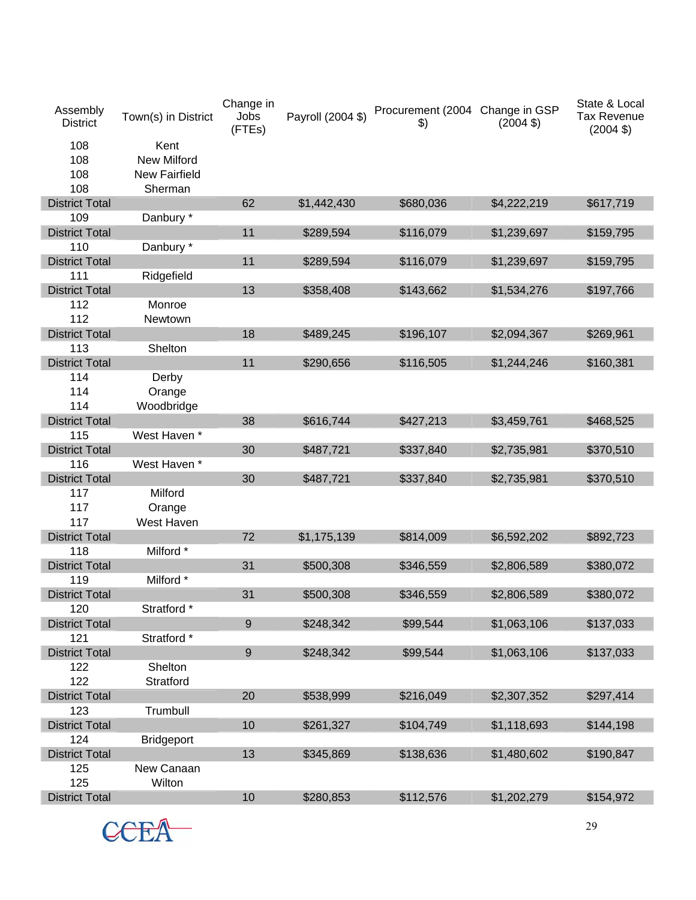| Assembly District | Town(s) in District | Change in Jobs (FTEs) | Payroll (2004 $) | Procurement (2004 $) | Change in GSP (2004 $) | State & Local Tax Revenue (2004 $) |
|---|---|---|---|---|---|---|
| 108 | Kent | | | | | |
| 108 | New Milford | | | | | |
| 108 | New Fairfield | | | | | |
| 108 | Sherman | | | | | |
| District Total | | 62 | $1,442,430 | $680,036 | $4,222,219 | $617,719 |
| 109 | Danbury * | | | | | |
| District Total | | 11 | $289,594 | $116,079 | $1,239,697 | $159,795 |
| 110 | Danbury * | | | | | |
| District Total | | 11 | $289,594 | $116,079 | $1,239,697 | $159,795 |
| 111 | Ridgefield | | | | | |
| District Total | | 13 | $358,408 | $143,662 | $1,534,276 | $197,766 |
| 112 | Monroe | | | | | |
| 112 | Newtown | | | | | |
| District Total | | 18 | $489,245 | $196,107 | $2,094,367 | $269,961 |
| 113 | Shelton | | | | | |
| District Total | | 11 | $290,656 | $116,505 | $1,244,246 | $160,381 |
| 114 | Derby | | | | | |
| 114 | Orange | | | | | |
| 114 | Woodbridge | | | | | |
| District Total | | 38 | $616,744 | $427,213 | $3,459,761 | $468,525 |
| 115 | West Haven * | | | | | |
| District Total | | 30 | $487,721 | $337,840 | $2,735,981 | $370,510 |
| 116 | West Haven * | | | | | |
| District Total | | 30 | $487,721 | $337,840 | $2,735,981 | $370,510 |
| 117 | Milford | | | | | |
| 117 | Orange | | | | | |
| 117 | West Haven | | | | | |
| District Total | | 72 | $1,175,139 | $814,009 | $6,592,202 | $892,723 |
| 118 | Milford * | | | | | |
| District Total | | 31 | $500,308 | $346,559 | $2,806,589 | $380,072 |
| 119 | Milford * | | | | | |
| District Total | | 31 | $500,308 | $346,559 | $2,806,589 | $380,072 |
| 120 | Stratford * | | | | | |
| District Total | | 9 | $248,342 | $99,544 | $1,063,106 | $137,033 |
| 121 | Stratford * | | | | | |
| District Total | | 9 | $248,342 | $99,544 | $1,063,106 | $137,033 |
| 122 | Shelton | | | | | |
| 122 | Stratford | | | | | |
| District Total | | 20 | $538,999 | $216,049 | $2,307,352 | $297,414 |
| 123 | Trumbull | | | | | |
| District Total | | 10 | $261,327 | $104,749 | $1,118,693 | $144,198 |
| 124 | Bridgeport | | | | | |
| District Total | | 13 | $345,869 | $138,636 | $1,480,602 | $190,847 |
| 125 | New Canaan | | | | | |
| 125 | Wilton | | | | | |
| District Total | | 10 | $280,853 | $112,576 | $1,202,279 | $154,972 |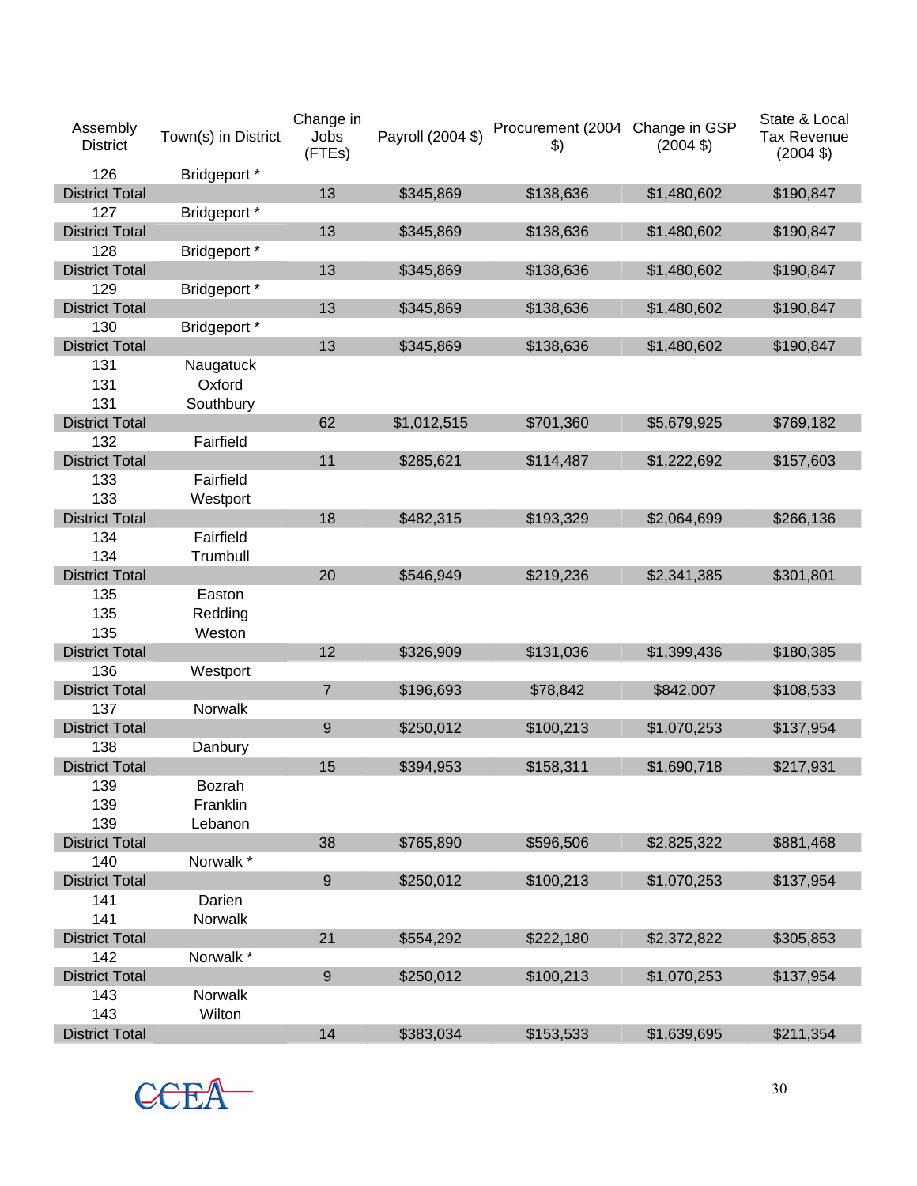| Assembly District | Town(s) in District | Change in Jobs (FTEs) | Payroll (2004 $) | Procurement (2004 $) | Change in GSP (2004 $) | State & Local Tax Revenue (2004 $) |
|---|---|---|---|---|---|---|
| 126 | Bridgeport * | | | | | |
| District Total | | 13 | $345,869 | $138,636 | $1,480,602 | $190,847 |
| 127 | Bridgeport * | | | | | |
| District Total | | 13 | $345,869 | $138,636 | $1,480,602 | $190,847 |
| 128 | Bridgeport * | | | | | |
| District Total | | 13 | $345,869 | $138,636 | $1,480,602 | $190,847 |
| 129 | Bridgeport * | | | | | |
| District Total | | 13 | $345,869 | $138,636 | $1,480,602 | $190,847 |
| 130 | Bridgeport * | | | | | |
| District Total | | 13 | $345,869 | $138,636 | $1,480,602 | $190,847 |
| 131 | Naugatuck | | | | | |
| 131 | Oxford | | | | | |
| 131 | Southbury | | | | | |
| District Total | | 62 | $1,012,515 | $701,360 | $5,679,925 | $769,182 |
| 132 | Fairfield | | | | | |
| District Total | | 11 | $285,621 | $114,487 | $1,222,692 | $157,603 |
| 133 | Fairfield | | | | | |
| 133 | Westport | | | | | |
| District Total | | 18 | $482,315 | $193,329 | $2,064,699 | $266,136 |
| 134 | Fairfield | | | | | |
| 134 | Trumbull | | | | | |
| District Total | | 20 | $546,949 | $219,236 | $2,341,385 | $301,801 |
| 135 | Easton | | | | | |
| 135 | Redding | | | | | |
| 135 | Weston | | | | | |
| District Total | | 12 | $326,909 | $131,036 | $1,399,436 | $180,385 |
| 136 | Westport | | | | | |
| District Total | | 7 | $196,693 | $78,842 | $842,007 | $108,533 |
| 137 | Norwalk | | | | | |
| District Total | | 9 | $250,012 | $100,213 | $1,070,253 | $137,954 |
| 138 | Danbury | | | | | |
| District Total | | 15 | $394,953 | $158,311 | $1,690,718 | $217,931 |
| 139 | Bozrah | | | | | |
| 139 | Franklin | | | | | |
| 139 | Lebanon | | | | | |
| District Total | | 38 | $765,890 | $596,506 | $2,825,322 | $881,468 |
| 140 | Norwalk * | | | | | |
| District Total | | 9 | $250,012 | $100,213 | $1,070,253 | $137,954 |
| 141 | Darien | | | | | |
| 141 | Norwalk | | | | | |
| District Total | | 21 | $554,292 | $222,180 | $2,372,822 | $305,853 |
| 142 | Norwalk * | | | | | |
| District Total | | 9 | $250,012 | $100,213 | $1,070,253 | $137,954 |
| 143 | Norwalk | | | | | |
| 143 | Wilton | | | | | |
| District Total | | 14 | $383,034 | $153,533 | $1,639,695 | $211,354 |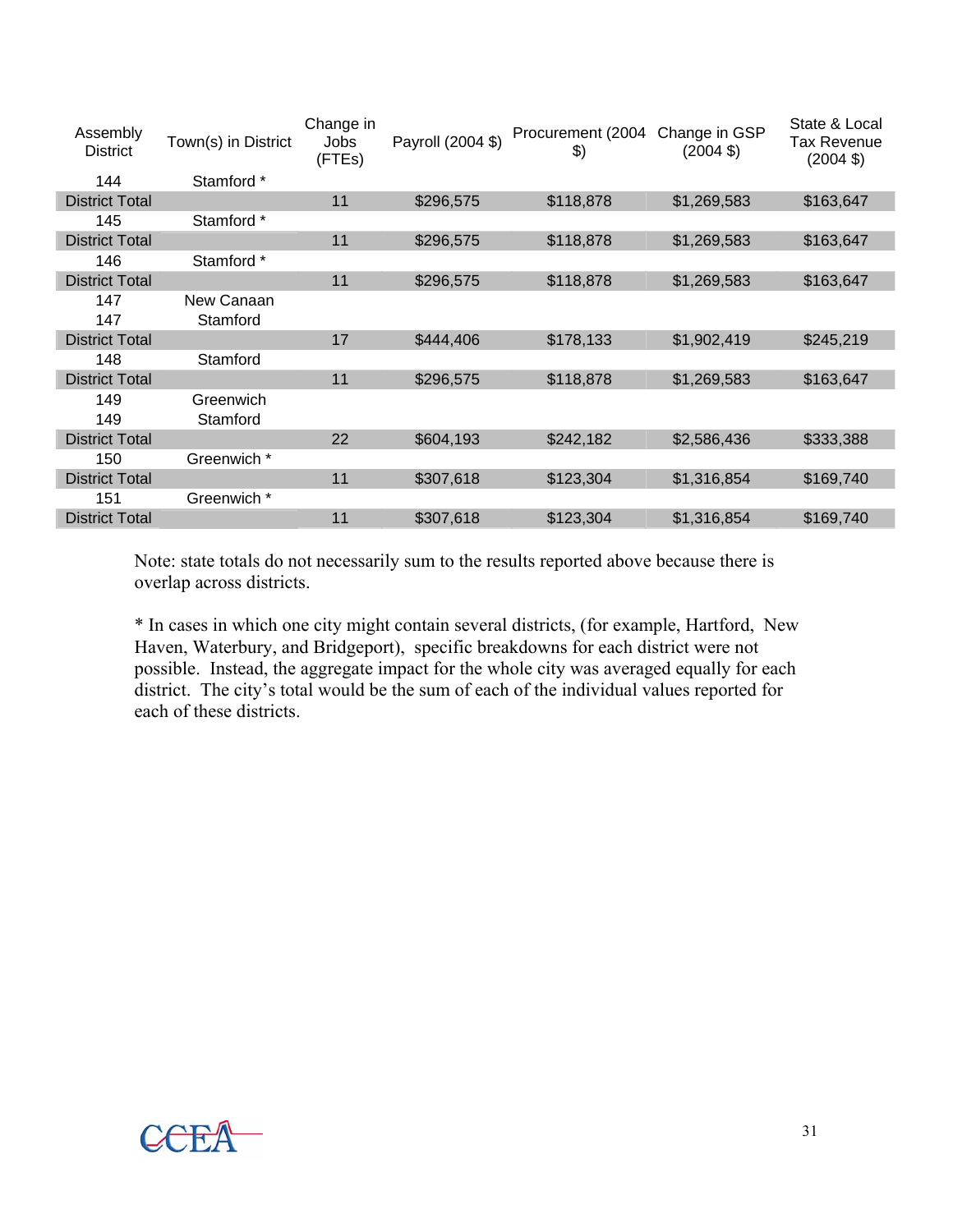| Assembly District | Town(s) in District | Change in Jobs (FTEs) | Payroll (2004 $) | Procurement (2004 $) | Change in GSP (2004 $) | State & Local Tax Revenue (2004 $) |
|---|---|---|---|---|---|---|
| 144 | Stamford * | | | | | |
| District Total | | 11 | $296,575 | $118,878 | $1,269,583 | $163,647 |
| 145 | Stamford * | | | | | |
| District Total | | 11 | $296,575 | $118,878 | $1,269,583 | $163,647 |
| 146 | Stamford * | | | | | |
| District Total | | 11 | $296,575 | $118,878 | $1,269,583 | $163,647 |
| 147 | New Canaan | | | | | |
| 147 | Stamford | | | | | |
| District Total | | 17 | $444,406 | $178,133 | $1,902,419 | $245,219 |
| 148 | Stamford | | | | | |
| District Total | | 11 | $296,575 | $118,878 | $1,269,583 | $163,647 |
| 149 | Greenwich | | | | | |
| 149 | Stamford | | | | | |
| District Total | | 22 | $604,193 | $242,182 | $2,586,436 | $333,388 |
| 150 | Greenwich * | | | | | |
| District Total | | 11 | $307,618 | $123,304 | $1,316,854 | $169,740 |
| 151 | Greenwich * | | | | | |
| District Total | | 11 | $307,618 | $123,304 | $1,316,854 | $169,740 |

Note: state totals do not necessarily sum to the results reported above because there is overlap across districts.

* In cases in which one city might contain several districts, (for example, Hartford, New Haven, Waterbury, and Bridgeport), specific breakdowns for each district were not possible. Instead, the aggregate impact for the whole city was averaged equally for each district. The city's total would be the sum of each of the individual values reported for each of these districts.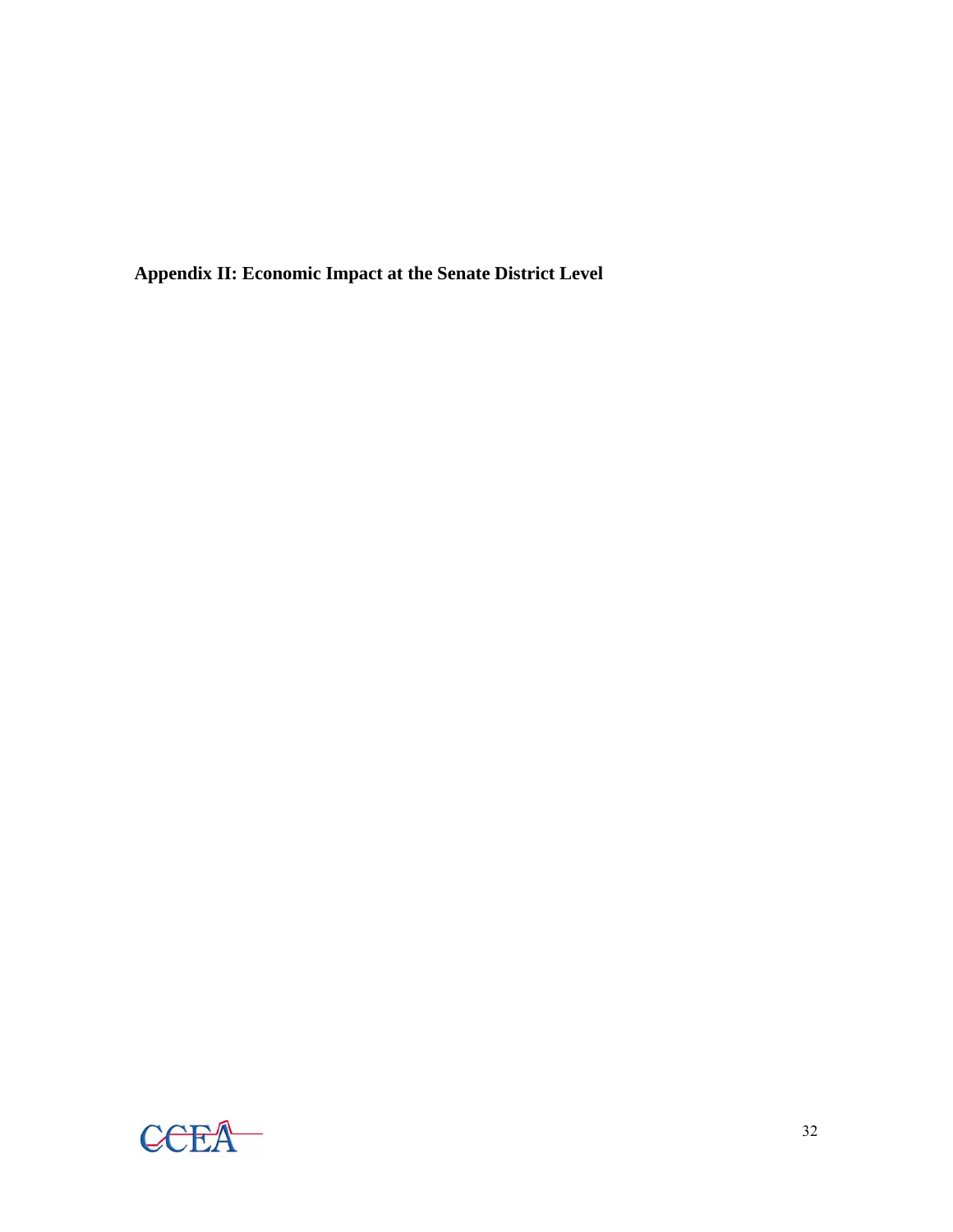## Appendix II: Economic Impact at the Senate District Level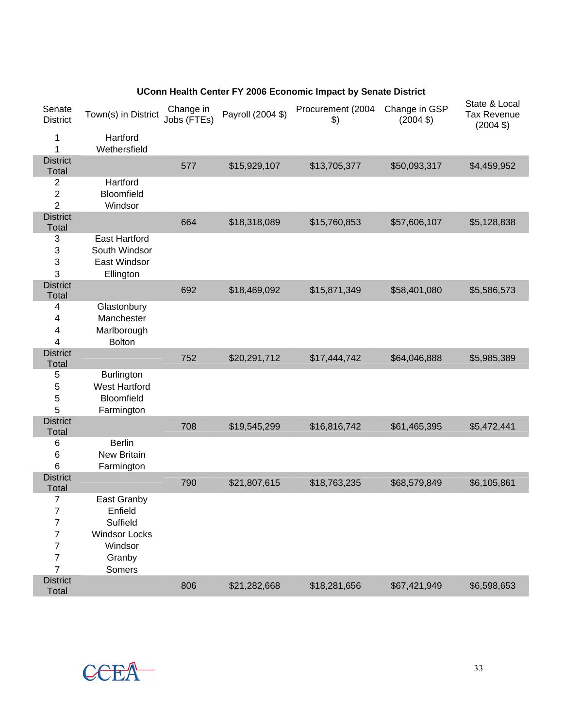**UConn Health Center FY 2006 Economic Impact by Senate District**

| Senate District | Town(s) in District | Change in Jobs (FTEs) | Payroll (2004 $) | Procurement (2004 $) | Change in GSP (2004 $) | State & Local Tax Revenue (2004 $) |
|---|---|---|---|---|---|---|
| 1 | Hartford | | | | | |
| 1 | Wethersfield | | | | | |
| District Total | | 577 | $15,929,107 | $13,705,377 | $50,093,317 | $4,459,952 |
| 2 | Hartford | | | | | |
| 2 | Bloomfield | | | | | |
| 2 | Windsor | | | | | |
| District Total | | 664 | $18,318,089 | $15,760,853 | $57,606,107 | $5,128,838 |
| 3 | East Hartford | | | | | |
| 3 | South Windsor | | | | | |
| 3 | East Windsor | | | | | |
| 3 | Ellington | | | | | |
| District Total | | 692 | $18,469,092 | $15,871,349 | $58,401,080 | $5,586,573 |
| 4 | Glastonbury | | | | | |
| 4 | Manchester | | | | | |
| 4 | Marlborough | | | | | |
| 4 | Bolton | | | | | |
| District Total | | 752 | $20,291,712 | $17,444,742 | $64,046,888 | $5,985,389 |
| 5 | Burlington | | | | | |
| 5 | West Hartford | | | | | |
| 5 | Bloomfield | | | | | |
| 5 | Farmington | | | | | |
| District Total | | 708 | $19,545,299 | $16,816,742 | $61,465,395 | $5,472,441 |
| 6 | Berlin | | | | | |
| 6 | New Britain | | | | | |
| 6 | Farmington | | | | | |
| District Total | | 790 | $21,807,615 | $18,763,235 | $68,579,849 | $6,105,861 |
| 7 | East Granby | | | | | |
| 7 | Enfield | | | | | |
| 7 | Suffield | | | | | |
| 7 | Windsor Locks | | | | | |
| 7 | Windsor | | | | | |
| 7 | Granby | | | | | |
| 7 | Somers | | | | | |
| District Total | | 806 | $21,282,668 | $18,281,656 | $67,421,949 | $6,598,653 |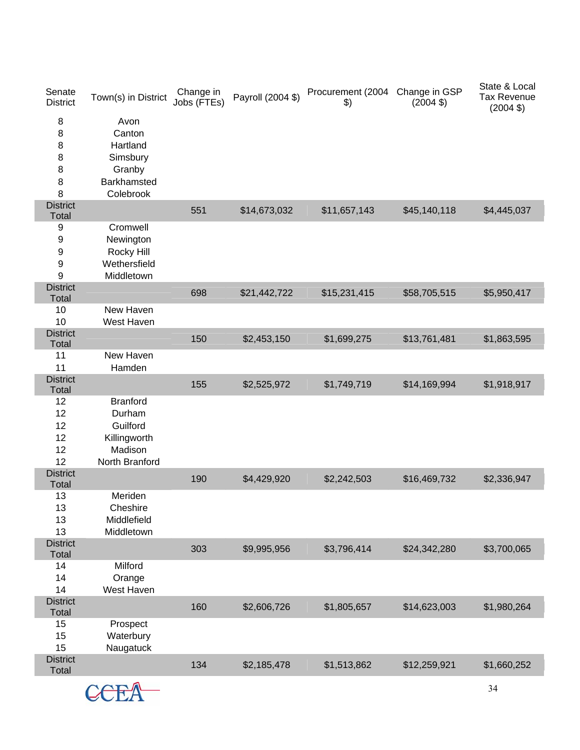| Senate District | Town(s) in District | Change in Jobs (FTEs) | Payroll (2004 $) | Procurement (2004 $) | Change in GSP (2004 $) | State & Local Tax Revenue (2004 $) |
|---|---|---|---|---|---|---|
| 8 | Avon | | | | | |
| 8 | Canton | | | | | |
| 8 | Hartland | | | | | |
| 8 | Simsbury | | | | | |
| 8 | Granby | | | | | |
| 8 | Barkhamsted | | | | | |
| 8 | Colebrook | | | | | |
| District Total | | 551 | $14,673,032 | $11,657,143 | $45,140,118 | $4,445,037 |
| 9 | Cromwell | | | | | |
| 9 | Newington | | | | | |
| 9 | Rocky Hill | | | | | |
| 9 | Wethersfield | | | | | |
| 9 | Middletown | | | | | |
| District Total | | 698 | $21,442,722 | $15,231,415 | $58,705,515 | $5,950,417 |
| 10 | New Haven | | | | | |
| 10 | West Haven | | | | | |
| District Total | | 150 | $2,453,150 | $1,699,275 | $13,761,481 | $1,863,595 |
| 11 | New Haven | | | | | |
| 11 | Hamden | | | | | |
| District Total | | 155 | $2,525,972 | $1,749,719 | $14,169,994 | $1,918,917 |
| 12 | Branford | | | | | |
| 12 | Durham | | | | | |
| 12 | Guilford | | | | | |
| 12 | Killingworth | | | | | |
| 12 | Madison | | | | | |
| 12 | North Branford | | | | | |
| District Total | | 190 | $4,429,920 | $2,242,503 | $16,469,732 | $2,336,947 |
| 13 | Meriden | | | | | |
| 13 | Cheshire | | | | | |
| 13 | Middlefield | | | | | |
| 13 | Middletown | | | | | |
| District Total | | 303 | $9,995,956 | $3,796,414 | $24,342,280 | $3,700,065 |
| 14 | Milford | | | | | |
| 14 | Orange | | | | | |
| 14 | West Haven | | | | | |
| District Total | | 160 | $2,606,726 | $1,805,657 | $14,623,003 | $1,980,264 |
| 15 | Prospect | | | | | |
| 15 | Waterbury | | | | | |
| 15 | Naugatuck | | | | | |
| District Total | | 134 | $2,185,478 | $1,513,862 | $12,259,921 | $1,660,252 |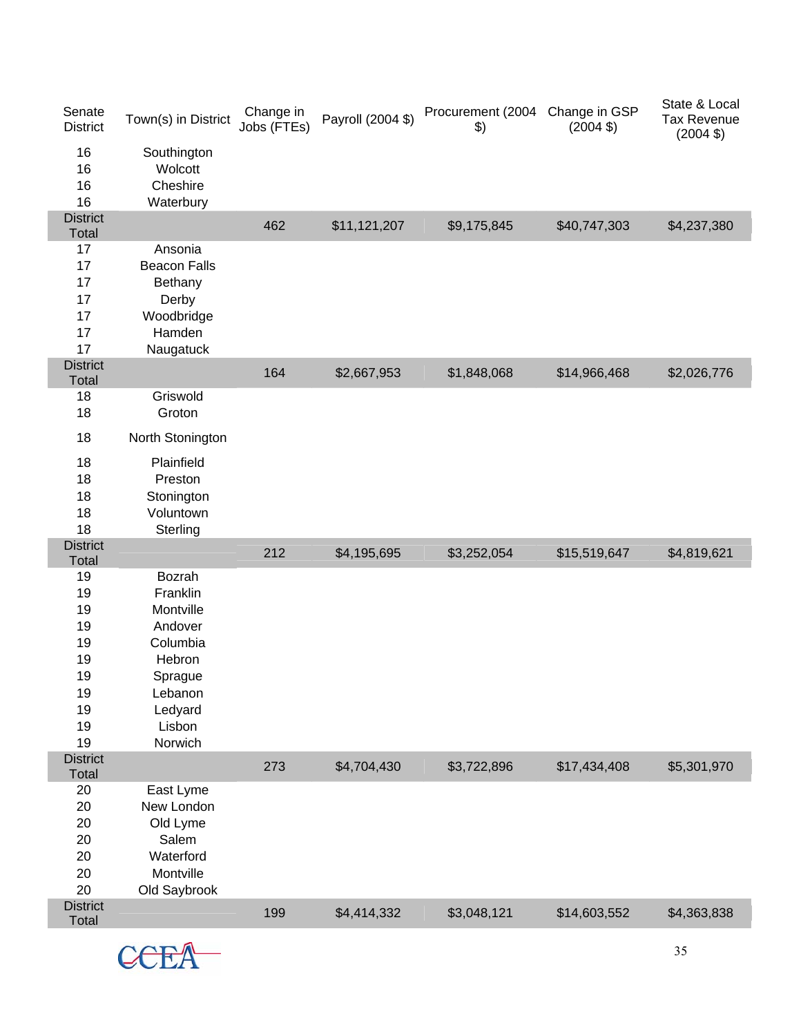| Senate District | Town(s) in District | Change in Jobs (FTEs) | Payroll (2004 $) | Procurement (2004 $) | Change in GSP (2004 $) | State & Local Tax Revenue (2004 $) |
|---|---|---|---|---|---|---|
| 16 | Southington | | | | | |
| 16 | Wolcott | | | | | |
| 16 | Cheshire | | | | | |
| 16 | Waterbury | | | | | |
| District Total | | 462 | $11,121,207 | $9,175,845 | $40,747,303 | $4,237,380 |
| 17 | Ansonia | | | | | |
| 17 | Beacon Falls | | | | | |
| 17 | Bethany | | | | | |
| 17 | Derby | | | | | |
| 17 | Woodbridge | | | | | |
| 17 | Hamden | | | | | |
| 17 | Naugatuck | | | | | |
| District Total | | 164 | $2,667,953 | $1,848,068 | $14,966,468 | $2,026,776 |
| 18 | Griswold | | | | | |
| 18 | Groton | | | | | |
| 18 | North Stonington | | | | | |
| 18 | Plainfield | | | | | |
| 18 | Preston | | | | | |
| 18 | Stonington | | | | | |
| 18 | Voluntown | | | | | |
| 18 | Sterling | | | | | |
| District Total | | 212 | $4,195,695 | $3,252,054 | $15,519,647 | $4,819,621 |
| 19 | Bozrah | | | | | |
| 19 | Franklin | | | | | |
| 19 | Montville | | | | | |
| 19 | Andover | | | | | |
| 19 | Columbia | | | | | |
| 19 | Hebron | | | | | |
| 19 | Sprague | | | | | |
| 19 | Lebanon | | | | | |
| 19 | Ledyard | | | | | |
| 19 | Lisbon | | | | | |
| 19 | Norwich | | | | | |
| District Total | | 273 | $4,704,430 | $3,722,896 | $17,434,408 | $5,301,970 |
| 20 | East Lyme | | | | | |
| 20 | New London | | | | | |
| 20 | Old Lyme | | | | | |
| 20 | Salem | | | | | |
| 20 | Waterford | | | | | |
| 20 | Montville | | | | | |
| 20 | Old Saybrook | | | | | |
| District Total | | 199 | $4,414,332 | $3,048,121 | $14,603,552 | $4,363,838 |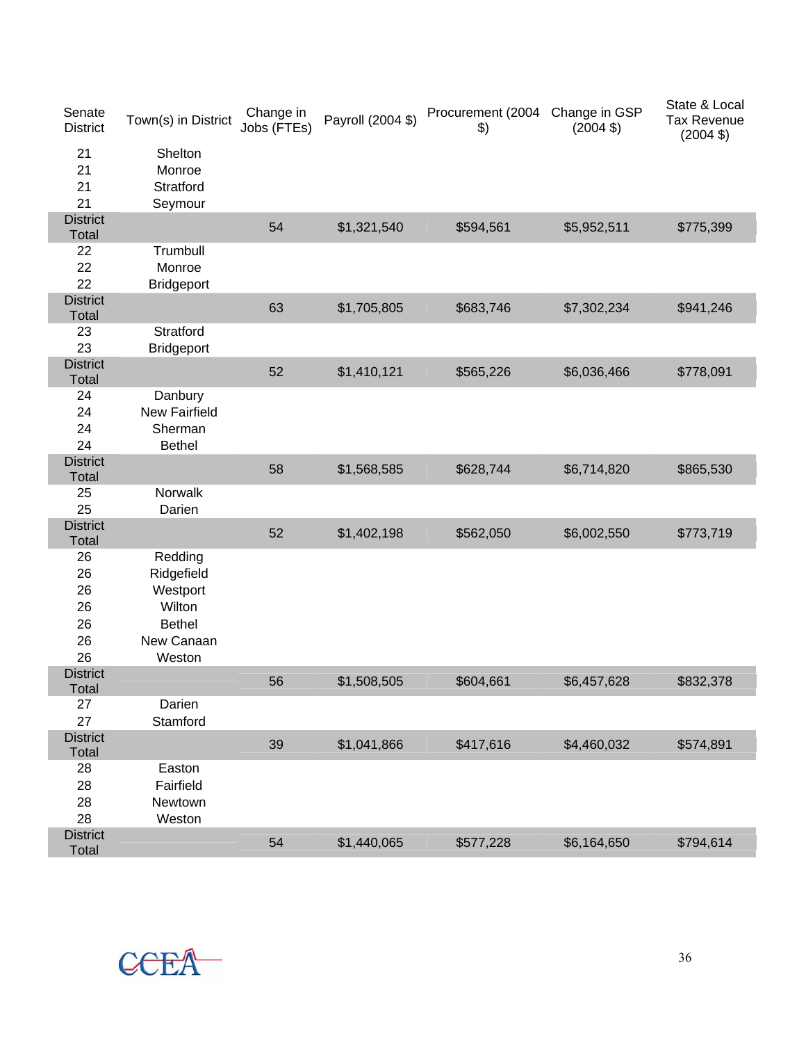| Senate District | Town(s) in District | Change in Jobs (FTEs) | Payroll (2004 $) | Procurement (2004 $) | Change in GSP (2004 $) | State & Local Tax Revenue (2004 $) |
|---|---|---|---|---|---|---|
| 21 | Shelton | | | | | |
| 21 | Monroe | | | | | |
| 21 | Stratford | | | | | |
| 21 | Seymour | | | | | |
| District Total | | 54 | $1,321,540 | $594,561 | $5,952,511 | $775,399 |
| 22 | Trumbull | | | | | |
| 22 | Monroe | | | | | |
| 22 | Bridgeport | | | | | |
| District Total | | 63 | $1,705,805 | $683,746 | $7,302,234 | $941,246 |
| 23 | Stratford | | | | | |
| 23 | Bridgeport | | | | | |
| District Total | | 52 | $1,410,121 | $565,226 | $6,036,466 | $778,091 |
| 24 | Danbury | | | | | |
| 24 | New Fairfield | | | | | |
| 24 | Sherman | | | | | |
| 24 | Bethel | | | | | |
| District Total | | 58 | $1,568,585 | $628,744 | $6,714,820 | $865,530 |
| 25 | Norwalk | | | | | |
| 25 | Darien | | | | | |
| District Total | | 52 | $1,402,198 | $562,050 | $6,002,550 | $773,719 |
| 26 | Redding | | | | | |
| 26 | Ridgefield | | | | | |
| 26 | Westport | | | | | |
| 26 | Wilton | | | | | |
| 26 | Bethel | | | | | |
| 26 | New Canaan | | | | | |
| 26 | Weston | | | | | |
| District Total | | 56 | $1,508,505 | $604,661 | $6,457,628 | $832,378 |
| 27 | Darien | | | | | |
| 27 | Stamford | | | | | |
| District Total | | 39 | $1,041,866 | $417,616 | $4,460,032 | $574,891 |
| 28 | Easton | | | | | |
| 28 | Fairfield | | | | | |
| 28 | Newtown | | | | | |
| 28 | Weston | | | | | |
| District Total | | 54 | $1,440,065 | $577,228 | $6,164,650 | $794,614 |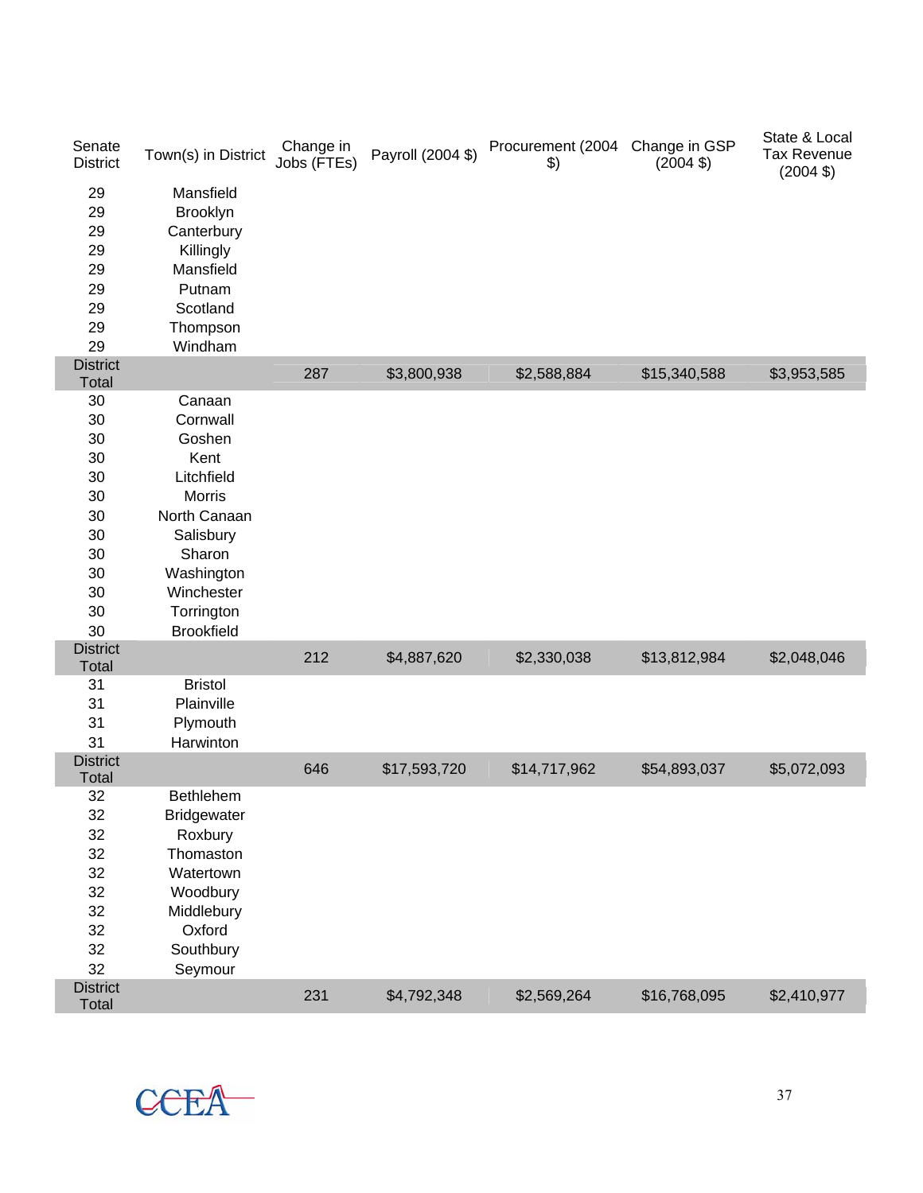| Senate District | Town(s) in District | Change in Jobs (FTEs) | Payroll (2004 $) | Procurement (2004 $) | Change in GSP (2004 $) | State & Local Tax Revenue (2004 $) |
|---|---|---|---|---|---|---|
| 29 | Mansfield | | | | | |
| 29 | Brooklyn | | | | | |
| 29 | Canterbury | | | | | |
| 29 | Killingly | | | | | |
| 29 | Mansfield | | | | | |
| 29 | Putnam | | | | | |
| 29 | Scotland | | | | | |
| 29 | Thompson | | | | | |
| 29 | Windham | | | | | |
| District Total | | 287 | $3,800,938 | $2,588,884 | $15,340,588 | $3,953,585 |
| 30 | Canaan | | | | | |
| 30 | Cornwall | | | | | |
| 30 | Goshen | | | | | |
| 30 | Kent | | | | | |
| 30 | Litchfield | | | | | |
| 30 | Morris | | | | | |
| 30 | North Canaan | | | | | |
| 30 | Salisbury | | | | | |
| 30 | Sharon | | | | | |
| 30 | Washington | | | | | |
| 30 | Winchester | | | | | |
| 30 | Torrington | | | | | |
| 30 | Brookfield | | | | | |
| District Total | | 212 | $4,887,620 | $2,330,038 | $13,812,984 | $2,048,046 |
| 31 | Bristol | | | | | |
| 31 | Plainville | | | | | |
| 31 | Plymouth | | | | | |
| 31 | Harwinton | | | | | |
| District Total | | 646 | $17,593,720 | $14,717,962 | $54,893,037 | $5,072,093 |
| 32 | Bethlehem | | | | | |
| 32 | Bridgewater | | | | | |
| 32 | Roxbury | | | | | |
| 32 | Thomaston | | | | | |
| 32 | Watertown | | | | | |
| 32 | Woodbury | | | | | |
| 32 | Middlebury | | | | | |
| 32 | Oxford | | | | | |
| 32 | Southbury | | | | | |
| 32 | Seymour | | | | | |
| District Total | | 231 | $4,792,348 | $2,569,264 | $16,768,095 | $2,410,977 |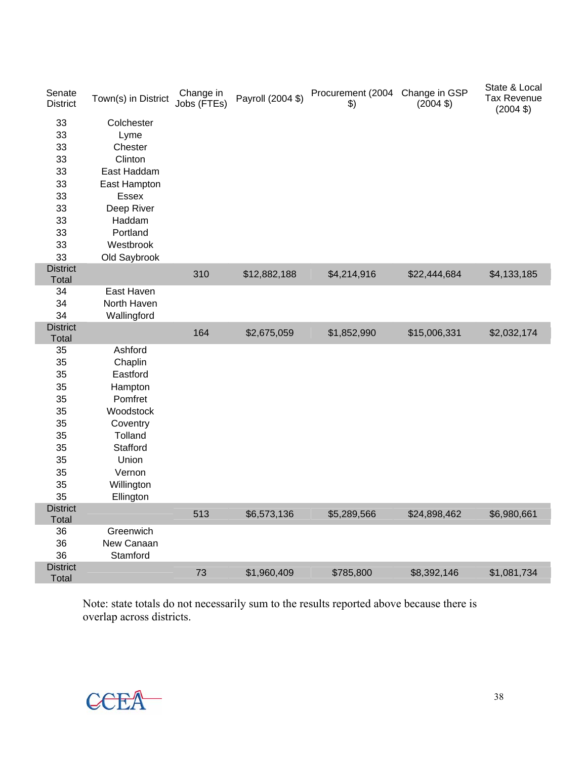| Senate District | Town(s) in District | Change in Jobs (FTEs) | Payroll (2004 $) | Procurement (2004 $) | Change in GSP (2004 $) | State & Local Tax Revenue (2004 $) |
|---|---|---|---|---|---|---|
| 33 | Colchester | | | | | |
| 33 | Lyme | | | | | |
| 33 | Chester | | | | | |
| 33 | Clinton | | | | | |
| 33 | East Haddam | | | | | |
| 33 | East Hampton | | | | | |
| 33 | Essex | | | | | |
| 33 | Deep River | | | | | |
| 33 | Haddam | | | | | |
| 33 | Portland | | | | | |
| 33 | Westbrook | | | | | |
| 33 | Old Saybrook | | | | | |
| District Total | | 310 | $12,882,188 | $4,214,916 | $22,444,684 | $4,133,185 |
| 34 | East Haven | | | | | |
| 34 | North Haven | | | | | |
| 34 | Wallingford | | | | | |
| District Total | | 164 | $2,675,059 | $1,852,990 | $15,006,331 | $2,032,174 |
| 35 | Ashford | | | | | |
| 35 | Chaplin | | | | | |
| 35 | Eastford | | | | | |
| 35 | Hampton | | | | | |
| 35 | Pomfret | | | | | |
| 35 | Woodstock | | | | | |
| 35 | Coventry | | | | | |
| 35 | Tolland | | | | | |
| 35 | Stafford | | | | | |
| 35 | Union | | | | | |
| 35 | Vernon | | | | | |
| 35 | Willington | | | | | |
| 35 | Ellington | | | | | |
| District Total | | 513 | $6,573,136 | $5,289,566 | $24,898,462 | $6,980,661 |
| 36 | Greenwich | | | | | |
| 36 | New Canaan | | | | | |
| 36 | Stamford | | | | | |
| District Total | | 73 | $1,960,409 | $785,800 | $8,392,146 | $1,081,734 |

Note: state totals do not necessarily sum to the results reported above because there is overlap across districts.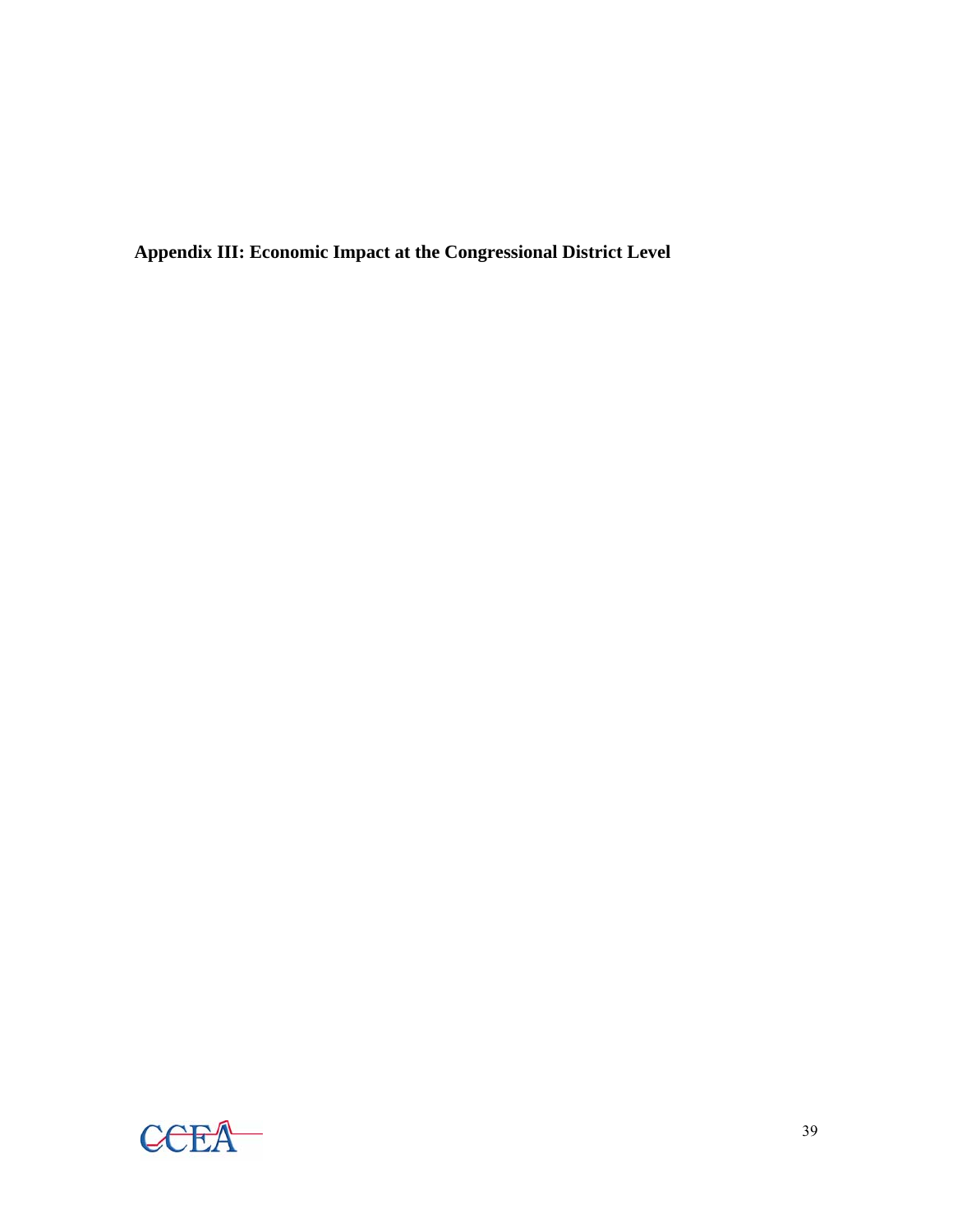**Appendix III: Economic Impact at the Congressional District Level**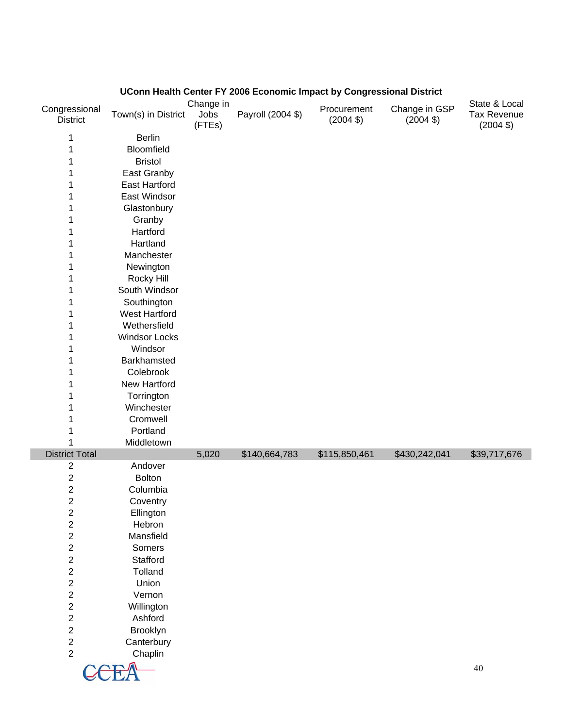**UConn Health Center FY 2006 Economic Impact by Congressional District**

| Congressional District | Town(s) in District | Change in Jobs (FTEs) | Payroll (2004 $) | Procurement (2004 $) | Change in GSP (2004 $) | State & Local Tax Revenue (2004 $) |
|---|---|---|---|---|---|---|
| 1 | Berlin | | | | | |
| 1 | Bloomfield | | | | | |
| 1 | Bristol | | | | | |
| 1 | East Granby | | | | | |
| 1 | East Hartford | | | | | |
| 1 | East Windsor | | | | | |
| 1 | Glastonbury | | | | | |
| 1 | Granby | | | | | |
| 1 | Hartford | | | | | |
| 1 | Hartland | | | | | |
| 1 | Manchester | | | | | |
| 1 | Newington | | | | | |
| 1 | Rocky Hill | | | | | |
| 1 | South Windsor | | | | | |
| 1 | Southington | | | | | |
| 1 | West Hartford | | | | | |
| 1 | Wethersfield | | | | | |
| 1 | Windsor Locks | | | | | |
| 1 | Windsor | | | | | |
| 1 | Barkhamsted | | | | | |
| 1 | Colebrook | | | | | |
| 1 | New Hartford | | | | | |
| 1 | Torrington | | | | | |
| 1 | Winchester | | | | | |
| 1 | Cromwell | | | | | |
| 1 | Portland | | | | | |
| 1 | Middletown | | | | | |
| District Total | | 5,020 | $140,664,783 | $115,850,461 | $430,242,041 | $39,717,676 |
| 2 | Andover | | | | | |
| 2 | Bolton | | | | | |
| 2 | Columbia | | | | | |
| 2 | Coventry | | | | | |
| 2 | Ellington | | | | | |
| 2 | Hebron | | | | | |
| 2 | Mansfield | | | | | |
| 2 | Somers | | | | | |
| 2 | Stafford | | | | | |
| 2 | Tolland | | | | | |
| 2 | Union | | | | | |
| 2 | Vernon | | | | | |
| 2 | Willington | | | | | |
| 2 | Ashford | | | | | |
| 2 | Brooklyn | | | | | |
| 2 | Canterbury | | | | | |
| 2 | Chaplin | | | | | |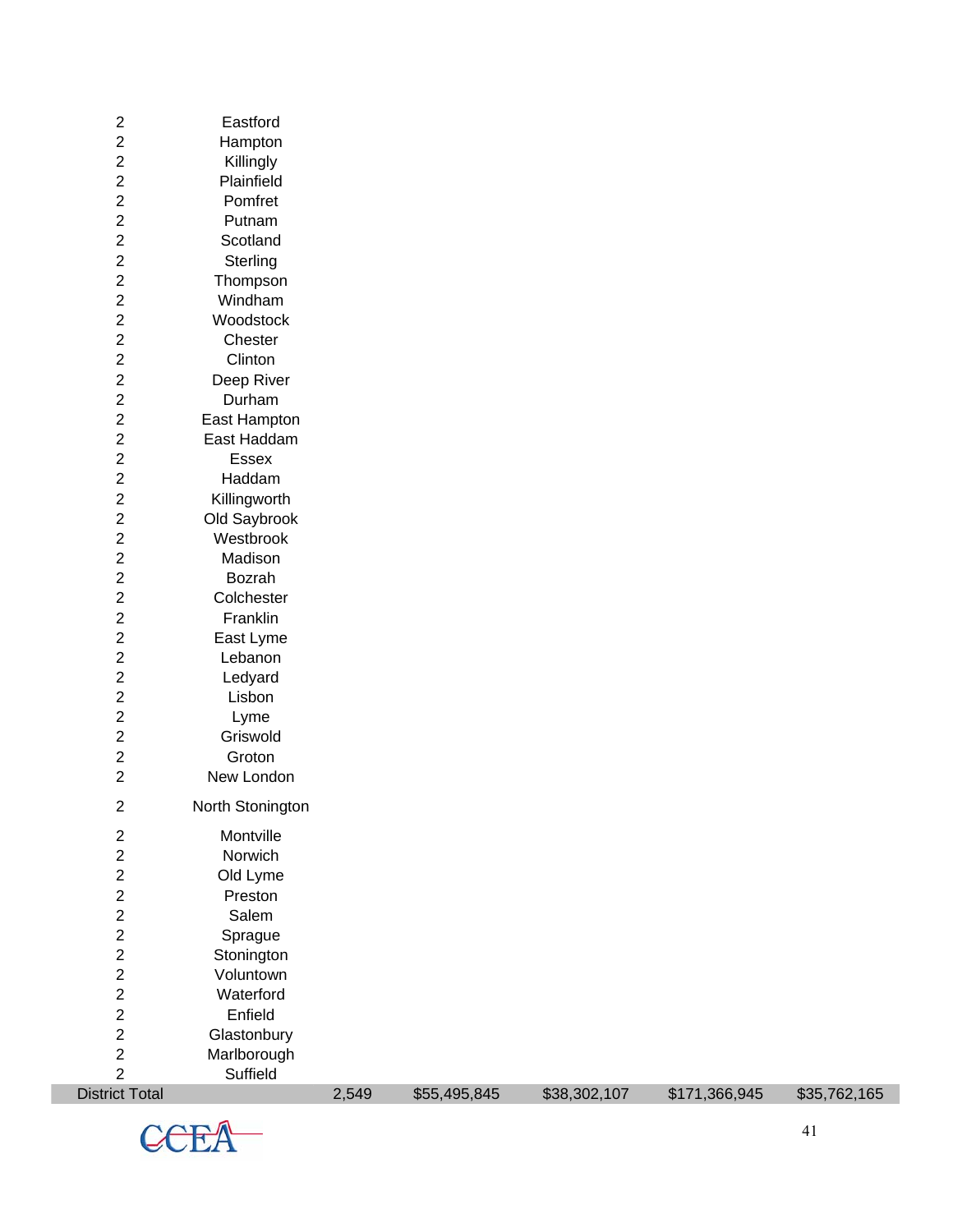| | | | | | |
|---|---|---|---|---|---|
| 2 | Eastford | | | | |
| 2 | Hampton | | | | |
| 2 | Killingly | | | | |
| 2 | Plainfield | | | | |
| 2 | Pomfret | | | | |
| 2 | Putnam | | | | |
| 2 | Scotland | | | | |
| 2 | Sterling | | | | |
| 2 | Thompson | | | | |
| 2 | Windham | | | | |
| 2 | Woodstock | | | | |
| 2 | Chester | | | | |
| 2 | Clinton | | | | |
| 2 | Deep River | | | | |
| 2 | Durham | | | | |
| 2 | East Hampton | | | | |
| 2 | East Haddam | | | | |
| 2 | Essex | | | | |
| 2 | Haddam | | | | |
| 2 | Killingworth | | | | |
| 2 | Old Saybrook | | | | |
| 2 | Westbrook | | | | |
| 2 | Madison | | | | |
| 2 | Bozrah | | | | |
| 2 | Colchester | | | | |
| 2 | Franklin | | | | |
| 2 | East Lyme | | | | |
| 2 | Lebanon | | | | |
| 2 | Ledyard | | | | |
| 2 | Lisbon | | | | |
| 2 | Lyme | | | | |
| 2 | Griswold | | | | |
| 2 | Groton | | | | |
| 2 | New London | | | | |
| 2 | North Stonington | | | | |
| 2 | Montville | | | | |
| 2 | Norwich | | | | |
| 2 | Old Lyme | | | | |
| 2 | Preston | | | | |
| 2 | Salem | | | | |
| 2 | Sprague | | | | |
| 2 | Stonington | | | | |
| 2 | Voluntown | | | | |
| 2 | Waterford | | | | |
| 2 | Enfield | | | | |
| 2 | Glastonbury | | | | |
| 2 | Marlborough | | | | |
| 2 | Suffield | | | | |
| District Total | | 2,549 | $55,495,845 | $38,302,107 | $171,366,945 | $35,762,165 |

CCEA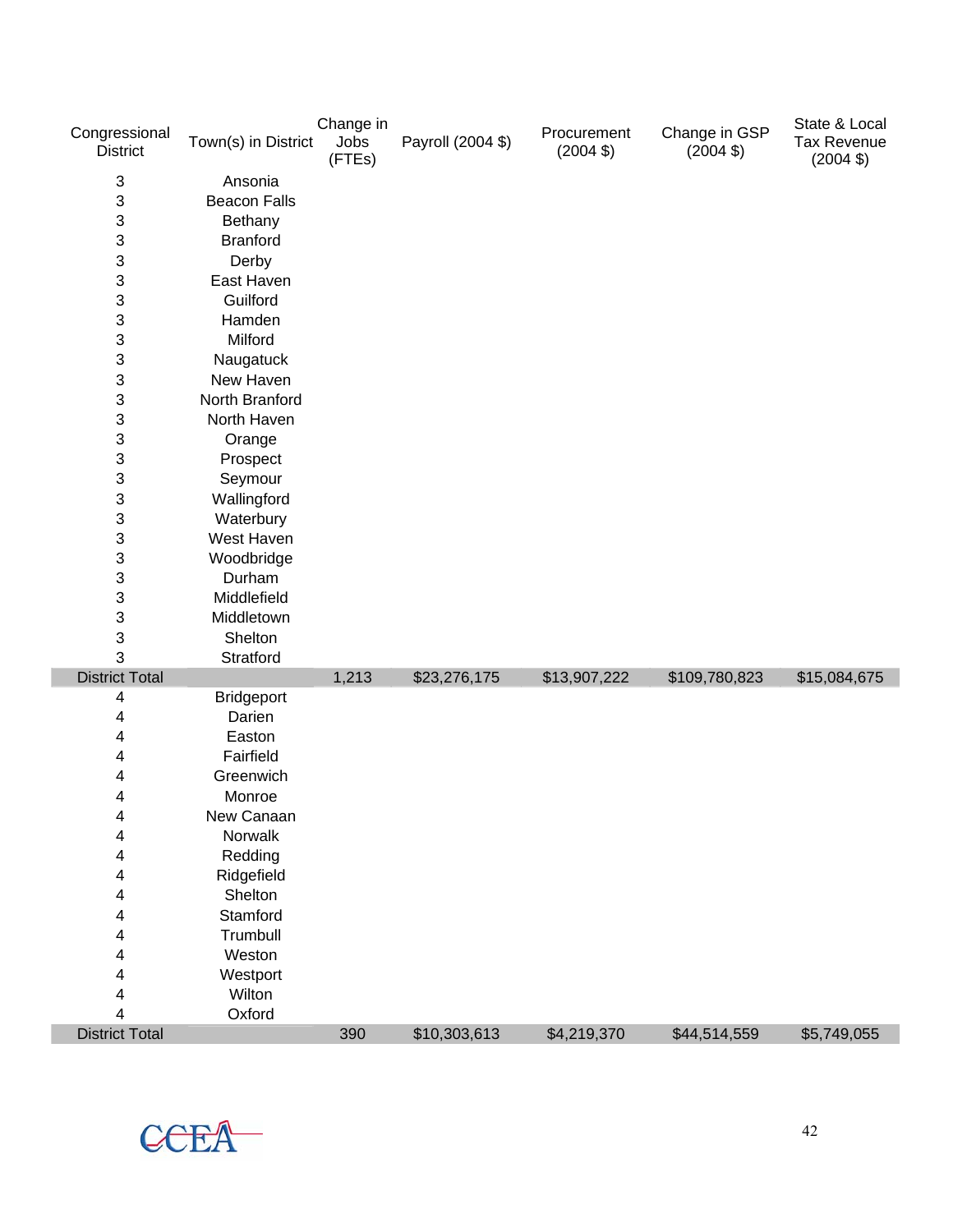| Congressional District | Town(s) in District | Change in Jobs (FTEs) | Payroll (2004 $) | Procurement (2004 $) | Change in GSP (2004 $) | State & Local Tax Revenue (2004 $) |
|---|---|---|---|---|---|---|
| 3 | Ansonia | | | | | |
| 3 | Beacon Falls | | | | | |
| 3 | Bethany | | | | | |
| 3 | Branford | | | | | |
| 3 | Derby | | | | | |
| 3 | East Haven | | | | | |
| 3 | Guilford | | | | | |
| 3 | Hamden | | | | | |
| 3 | Milford | | | | | |
| 3 | Naugatuck | | | | | |
| 3 | New Haven | | | | | |
| 3 | North Branford | | | | | |
| 3 | North Haven | | | | | |
| 3 | Orange | | | | | |
| 3 | Prospect | | | | | |
| 3 | Seymour | | | | | |
| 3 | Wallingford | | | | | |
| 3 | Waterbury | | | | | |
| 3 | West Haven | | | | | |
| 3 | Woodbridge | | | | | |
| 3 | Durham | | | | | |
| 3 | Middlefield | | | | | |
| 3 | Middletown | | | | | |
| 3 | Shelton | | | | | |
| 3 | Stratford | | | | | |
| District Total | | 1,213 | $23,276,175 | $13,907,222 | $109,780,823 | $15,084,675 |
| 4 | Bridgeport | | | | | |
| 4 | Darien | | | | | |
| 4 | Easton | | | | | |
| 4 | Fairfield | | | | | |
| 4 | Greenwich | | | | | |
| 4 | Monroe | | | | | |
| 4 | New Canaan | | | | | |
| 4 | Norwalk | | | | | |
| 4 | Redding | | | | | |
| 4 | Ridgefield | | | | | |
| 4 | Shelton | | | | | |
| 4 | Stamford | | | | | |
| 4 | Trumbull | | | | | |
| 4 | Weston | | | | | |
| 4 | Westport | | | | | |
| 4 | Wilton | | | | | |
| 4 | Oxford | | | | | |
| District Total | | 390 | $10,303,613 | $4,219,370 | $44,514,559 | $5,749,055 |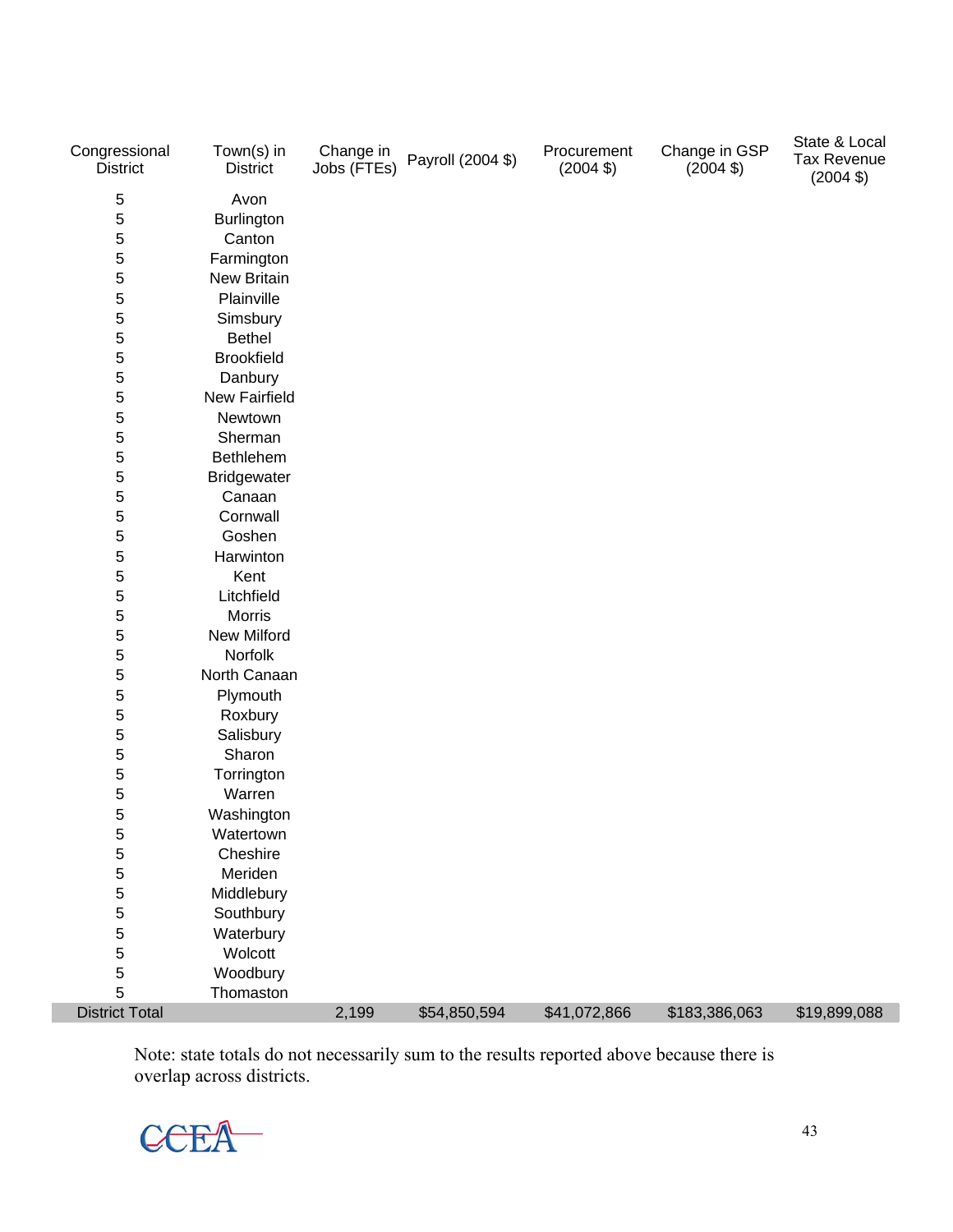| Congressional District | Town(s) in District | Change in Jobs (FTEs) | Payroll (2004 $) | Procurement (2004 $) | Change in GSP (2004 $) | State & Local Tax Revenue (2004 $) |
|---|---|---|---|---|---|---|
| 5 | Avon | | | | | |
| 5 | Burlington | | | | | |
| 5 | Canton | | | | | |
| 5 | Farmington | | | | | |
| 5 | New Britain | | | | | |
| 5 | Plainville | | | | | |
| 5 | Simsbury | | | | | |
| 5 | Bethel | | | | | |
| 5 | Brookfield | | | | | |
| 5 | Danbury | | | | | |
| 5 | New Fairfield | | | | | |
| 5 | Newtown | | | | | |
| 5 | Sherman | | | | | |
| 5 | Bethlehem | | | | | |
| 5 | Bridgewater | | | | | |
| 5 | Canaan | | | | | |
| 5 | Cornwall | | | | | |
| 5 | Goshen | | | | | |
| 5 | Harwinton | | | | | |
| 5 | Kent | | | | | |
| 5 | Litchfield | | | | | |
| 5 | Morris | | | | | |
| 5 | New Milford | | | | | |
| 5 | Norfolk | | | | | |
| 5 | North Canaan | | | | | |
| 5 | Plymouth | | | | | |
| 5 | Roxbury | | | | | |
| 5 | Salisbury | | | | | |
| 5 | Sharon | | | | | |
| 5 | Torrington | | | | | |
| 5 | Warren | | | | | |
| 5 | Washington | | | | | |
| 5 | Watertown | | | | | |
| 5 | Cheshire | | | | | |
| 5 | Meriden | | | | | |
| 5 | Middlebury | | | | | |
| 5 | Southbury | | | | | |
| 5 | Waterbury | | | | | |
| 5 | Wolcott | | | | | |
| 5 | Woodbury | | | | | |
| 5 | Thomaston | | | | | |
| District Total | | 2,199 | $54,850,594 | $41,072,866 | $183,386,063 | $19,899,088 |

Note: state totals do not necessarily sum to the results reported above because there is overlap across districts.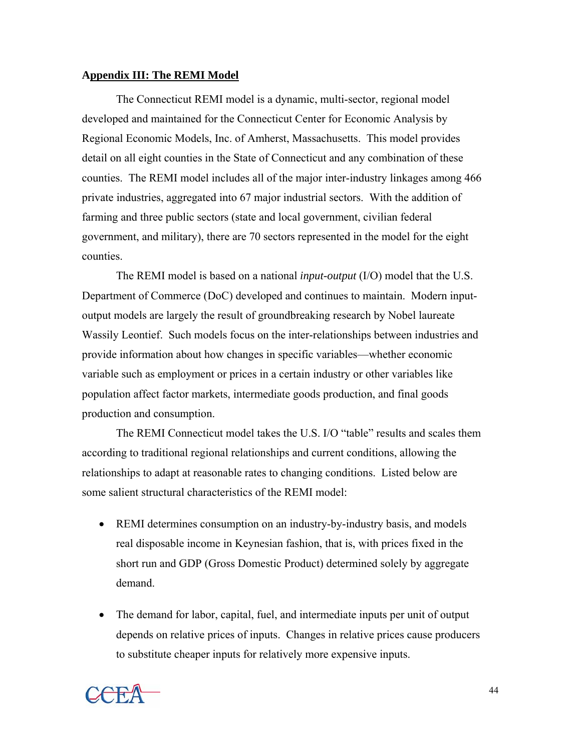**Appendix III: The REMI Model**

The Connecticut REMI model is a dynamic, multi-sector, regional model developed and maintained for the Connecticut Center for Economic Analysis by Regional Economic Models, Inc. of Amherst, Massachusetts. This model provides detail on all eight counties in the State of Connecticut and any combination of these counties. The REMI model includes all of the major inter-industry linkages among 466 private industries, aggregated into 67 major industrial sectors. With the addition of farming and three public sectors (state and local government, civilian federal government, and military), there are 70 sectors represented in the model for the eight counties.

The REMI model is based on a national *input-output* (I/O) model that the U.S. Department of Commerce (DoC) developed and continues to maintain. Modern input-output models are largely the result of groundbreaking research by Nobel laureate Wassily Leontief. Such models focus on the inter-relationships between industries and provide information about how changes in specific variables—whether economic variable such as employment or prices in a certain industry or other variables like population affect factor markets, intermediate goods production, and final goods production and consumption.

The REMI Connecticut model takes the U.S. I/O "table" results and scales them according to traditional regional relationships and current conditions, allowing the relationships to adapt at reasonable rates to changing conditions. Listed below are some salient structural characteristics of the REMI model:

- REMI determines consumption on an industry-by-industry basis, and models real disposable income in Keynesian fashion, that is, with prices fixed in the short run and GDP (Gross Domestic Product) determined solely by aggregate demand.

- The demand for labor, capital, fuel, and intermediate inputs per unit of output depends on relative prices of inputs. Changes in relative prices cause producers to substitute cheaper inputs for relatively more expensive inputs.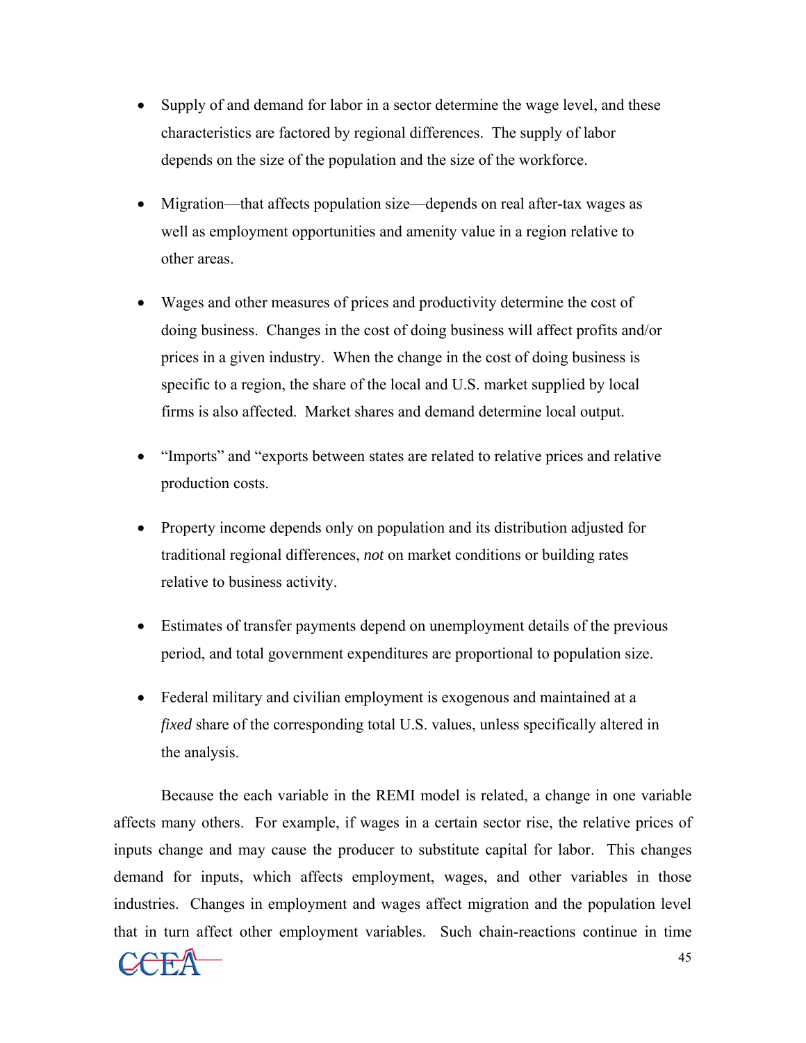- Supply of and demand for labor in a sector determine the wage level, and these characteristics are factored by regional differences. The supply of labor depends on the size of the population and the size of the workforce.

- Migration—that affects population size—depends on real after-tax wages as well as employment opportunities and amenity value in a region relative to other areas.

- Wages and other measures of prices and productivity determine the cost of doing business. Changes in the cost of doing business will affect profits and/or prices in a given industry. When the change in the cost of doing business is specific to a region, the share of the local and U.S. market supplied by local firms is also affected. Market shares and demand determine local output.

- "Imports" and "exports between states are related to relative prices and relative production costs.

- Property income depends only on population and its distribution adjusted for traditional regional differences, *not* on market conditions or building rates relative to business activity.

- Estimates of transfer payments depend on unemployment details of the previous period, and total government expenditures are proportional to population size.

- Federal military and civilian employment is exogenous and maintained at a *fixed* share of the corresponding total U.S. values, unless specifically altered in the analysis.

Because the each variable in the REMI model is related, a change in one variable affects many others. For example, if wages in a certain sector rise, the relative prices of inputs change and may cause the producer to substitute capital for labor. This changes demand for inputs, which affects employment, wages, and other variables in those industries. Changes in employment and wages affect migration and the population level that in turn affect other employment variables. Such chain-reactions continue in time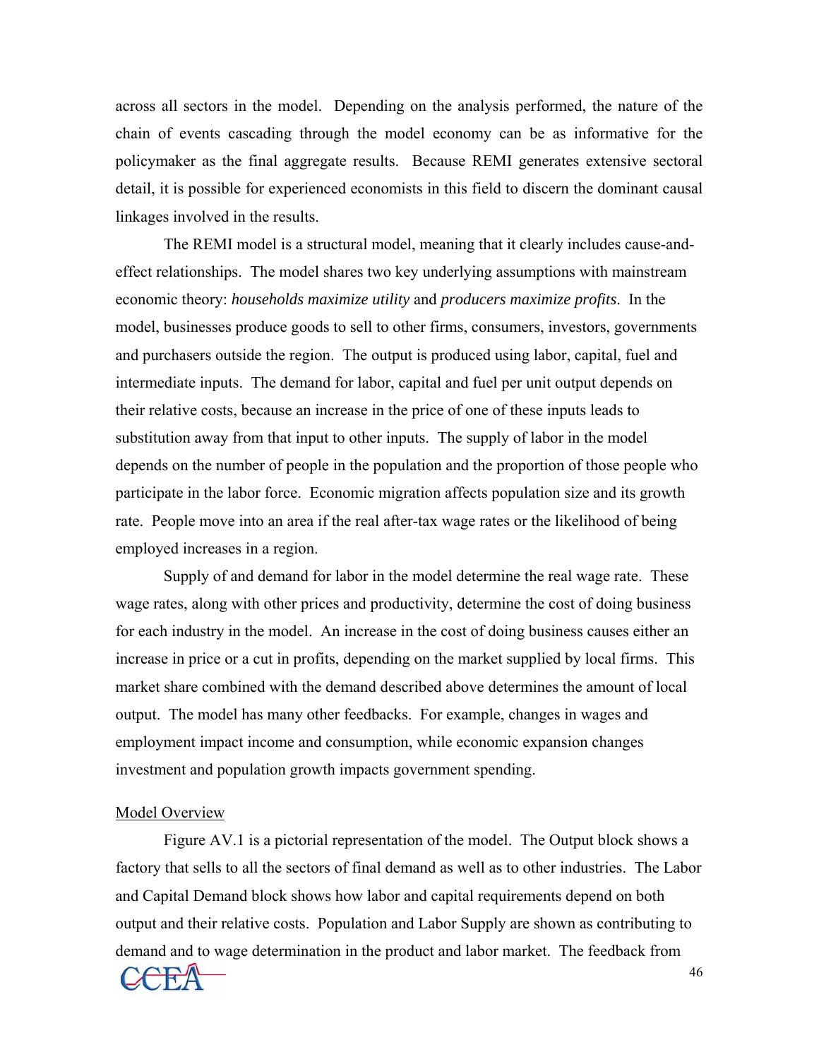across all sectors in the model. Depending on the analysis performed, the nature of the chain of events cascading through the model economy can be as informative for the policymaker as the final aggregate results. Because REMI generates extensive sectoral detail, it is possible for experienced economists in this field to discern the dominant causal linkages involved in the results.

The REMI model is a structural model, meaning that it clearly includes cause-and-effect relationships. The model shares two key underlying assumptions with mainstream economic theory: *households maximize utility* and *producers maximize profits*. In the model, businesses produce goods to sell to other firms, consumers, investors, governments and purchasers outside the region. The output is produced using labor, capital, fuel and intermediate inputs. The demand for labor, capital and fuel per unit output depends on their relative costs, because an increase in the price of one of these inputs leads to substitution away from that input to other inputs. The supply of labor in the model depends on the number of people in the population and the proportion of those people who participate in the labor force. Economic migration affects population size and its growth rate. People move into an area if the real after-tax wage rates or the likelihood of being employed increases in a region.

Supply of and demand for labor in the model determine the real wage rate. These wage rates, along with other prices and productivity, determine the cost of doing business for each industry in the model. An increase in the cost of doing business causes either an increase in price or a cut in profits, depending on the market supplied by local firms. This market share combined with the demand described above determines the amount of local output. The model has many other feedbacks. For example, changes in wages and employment impact income and consumption, while economic expansion changes investment and population growth impacts government spending.

## Model Overview

Figure AV.1 is a pictorial representation of the model. The Output block shows a factory that sells to all the sectors of final demand as well as to other industries. The Labor and Capital Demand block shows how labor and capital requirements depend on both output and their relative costs. Population and Labor Supply are shown as contributing to demand and to wage determination in the product and labor market. The feedback from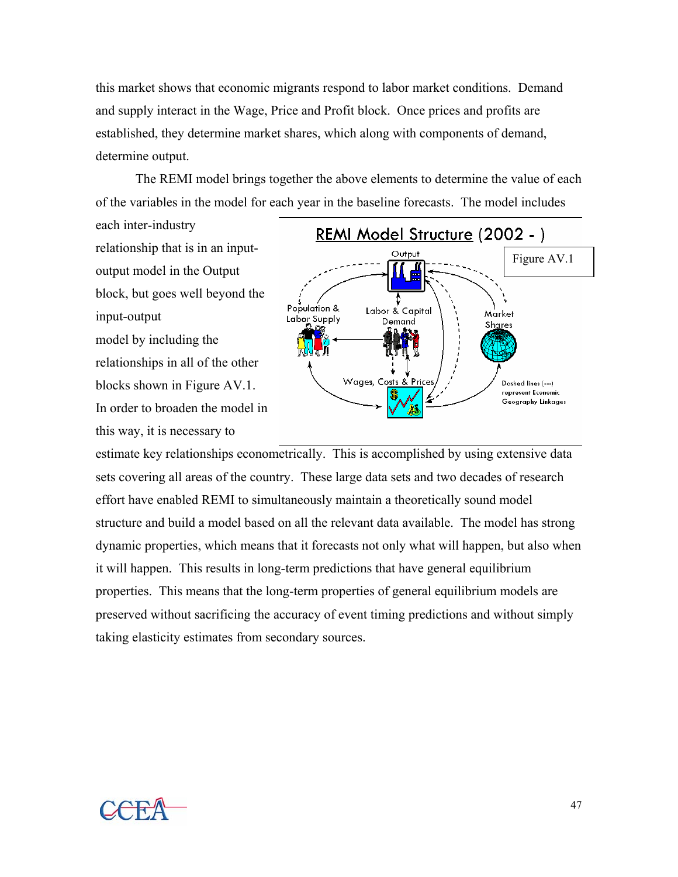this market shows that economic migrants respond to labor market conditions. Demand and supply interact in the Wage, Price and Profit block. Once prices and profits are established, they determine market shares, which along with components of demand, determine output.

The REMI model brings together the above elements to determine the value of each of the variables in the model for each year in the baseline forecasts. The model includes each inter-industry relationship that is in an input-output model in the Output block, but goes well beyond the input-output model by including the relationships in all of the other blocks shown in Figure AV.1. In order to broaden the model in this way, it is necessary to estimate key relationships econometrically. This is accomplished by using extensive data sets covering all areas of the country. These large data sets and two decades of research effort have enabled REMI to simultaneously maintain a theoretically sound model structure and build a model based on all the relevant data available. The model has strong dynamic properties, which means that it forecasts not only what will happen, but also when it will happen. This results in long-term predictions that have general equilibrium properties. This means that the long-term properties of general equilibrium models are preserved without sacrificing the accuracy of event timing predictions and without simply taking elasticity estimates from secondary sources.

**REMI Model Structure (2002 - )**

Figure AV.1

Output

Population & Labor Supply

Labor & Capital Demand

Market Shares

Wages, Costs & Prices

Dashed lines (---) represent Economic Geography Linkages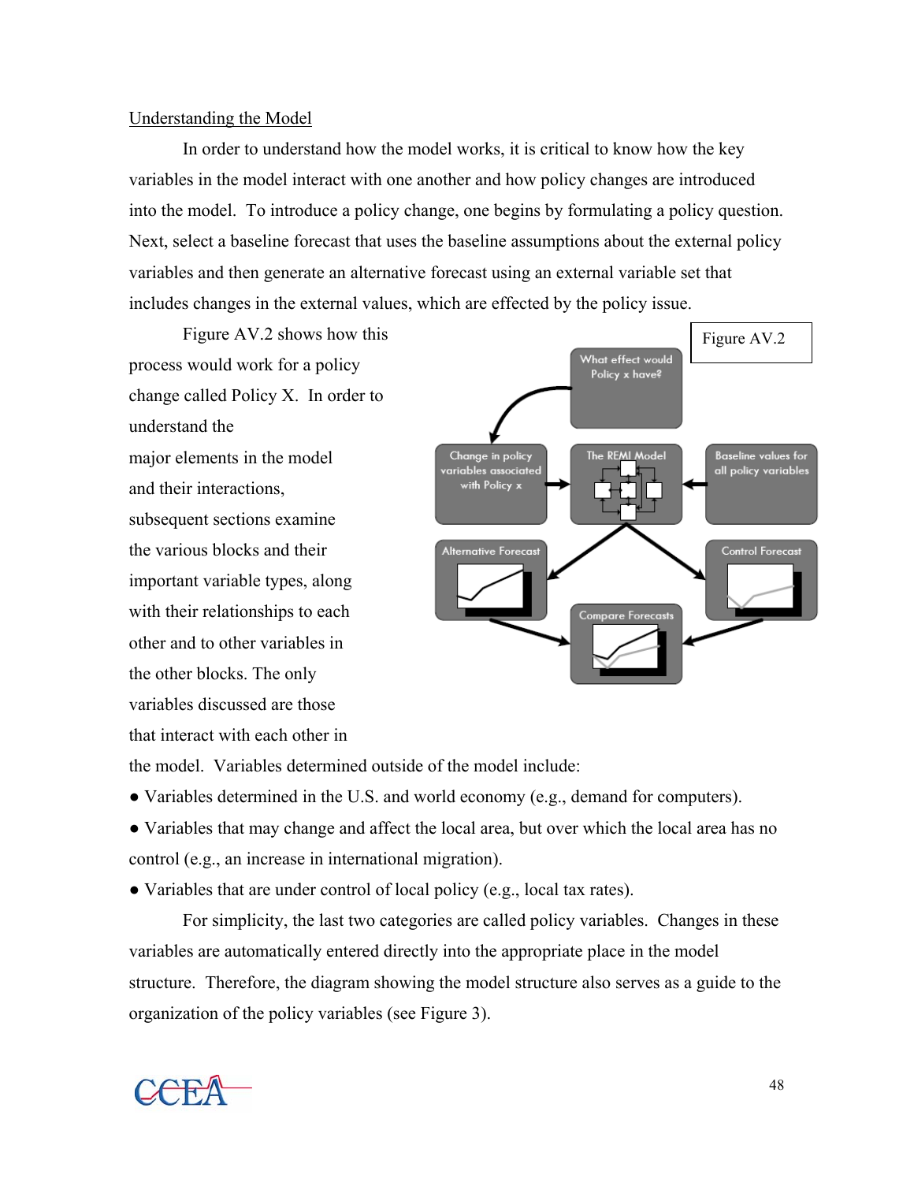Understanding the Model

In order to understand how the model works, it is critical to know how the key variables in the model interact with one another and how policy changes are introduced into the model. To introduce a policy change, one begins by formulating a policy question. Next, select a baseline forecast that uses the baseline assumptions about the external policy variables and then generate an alternative forecast using an external variable set that includes changes in the external values, which are effected by the policy issue.

Figure AV.2 shows how this process would work for a policy change called Policy X. In order to understand the major elements in the model and their interactions, subsequent sections examine the various blocks and their important variable types, along with their relationships to each other and to other variables in the other blocks. The only variables discussed are those that interact with each other in the model. Variables determined outside of the model include:

Figure AV.2

- Variables determined in the U.S. and world economy (e.g., demand for computers).
- Variables that may change and affect the local area, but over which the local area has no control (e.g., an increase in international migration).
- Variables that are under control of local policy (e.g., local tax rates).

For simplicity, the last two categories are called policy variables. Changes in these variables are automatically entered directly into the appropriate place in the model structure. Therefore, the diagram showing the model structure also serves as a guide to the organization of the policy variables (see Figure 3).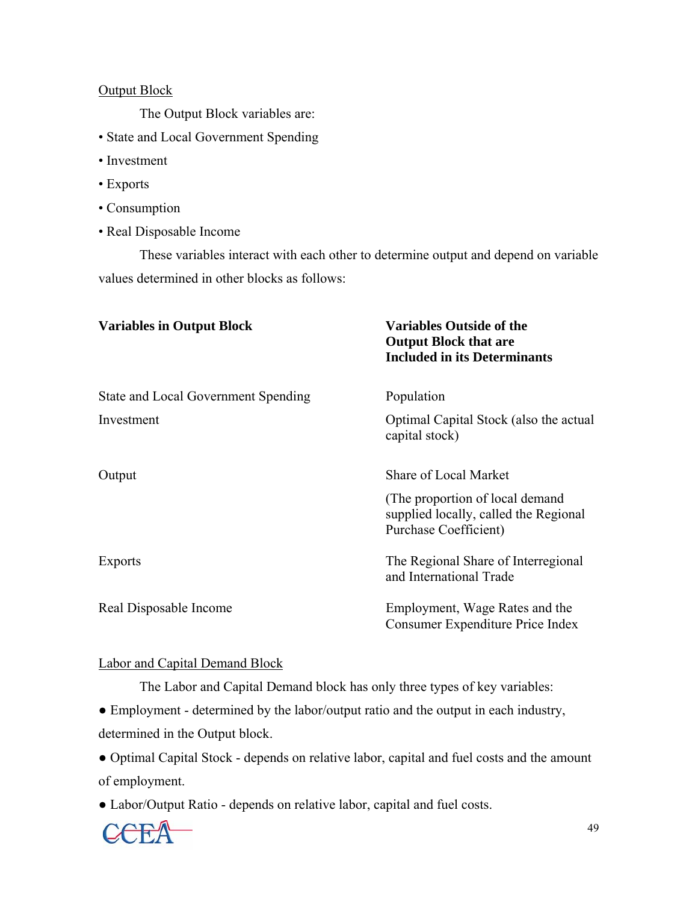Output Block

The Output Block variables are:

- State and Local Government Spending
- Investment
- Exports
- Consumption
- Real Disposable Income

These variables interact with each other to determine output and depend on variable values determined in other blocks as follows:

| Variables in Output Block | Variables Outside of the Output Block that are Included in its Determinants |
| --- | --- |
| State and Local Government Spending | Population |
| Investment | Optimal Capital Stock (also the actual capital stock) |
| Output | Share of Local Market<br>(The proportion of local demand supplied locally, called the Regional Purchase Coefficient) |
| Exports | The Regional Share of Interregional and International Trade |
| Real Disposable Income | Employment, Wage Rates and the Consumer Expenditure Price Index |

Labor and Capital Demand Block

The Labor and Capital Demand block has only three types of key variables:

- Employment - determined by the labor/output ratio and the output in each industry, determined in the Output block.
- Optimal Capital Stock - depends on relative labor, capital and fuel costs and the amount of employment.
- Labor/Output Ratio - depends on relative labor, capital and fuel costs.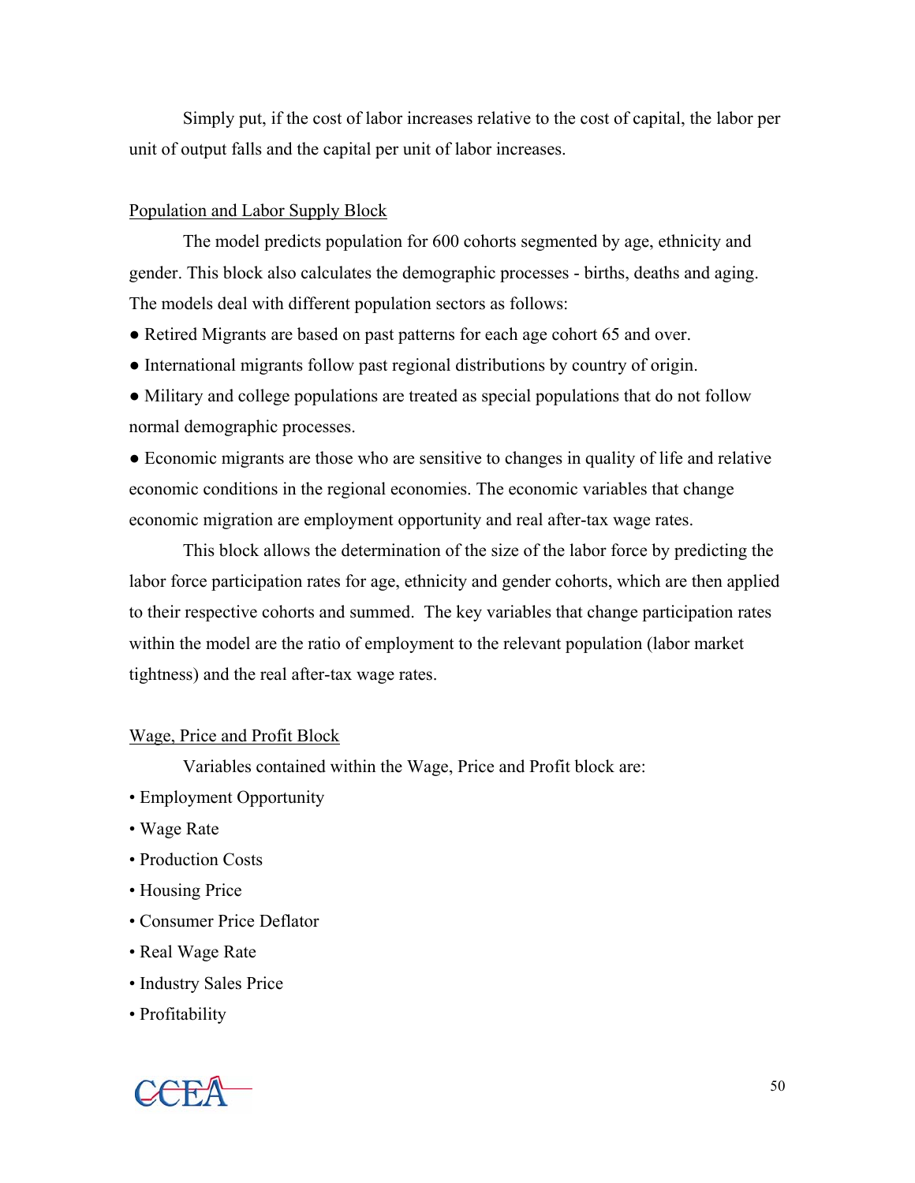Simply put, if the cost of labor increases relative to the cost of capital, the labor per unit of output falls and the capital per unit of labor increases.

<u>Population and Labor Supply Block</u>

The model predicts population for 600 cohorts segmented by age, ethnicity and gender. This block also calculates the demographic processes - births, deaths and aging. The models deal with different population sectors as follows:

- Retired Migrants are based on past patterns for each age cohort 65 and over.
- International migrants follow past regional distributions by country of origin.
- Military and college populations are treated as special populations that do not follow normal demographic processes.
- Economic migrants are those who are sensitive to changes in quality of life and relative economic conditions in the regional economies. The economic variables that change economic migration are employment opportunity and real after-tax wage rates.

This block allows the determination of the size of the labor force by predicting the labor force participation rates for age, ethnicity and gender cohorts, which are then applied to their respective cohorts and summed. The key variables that change participation rates within the model are the ratio of employment to the relevant population (labor market tightness) and the real after-tax wage rates.

<u>Wage, Price and Profit Block</u>

Variables contained within the Wage, Price and Profit block are:

- Employment Opportunity
- Wage Rate
- Production Costs
- Housing Price
- Consumer Price Deflator
- Real Wage Rate
- Industry Sales Price
- Profitability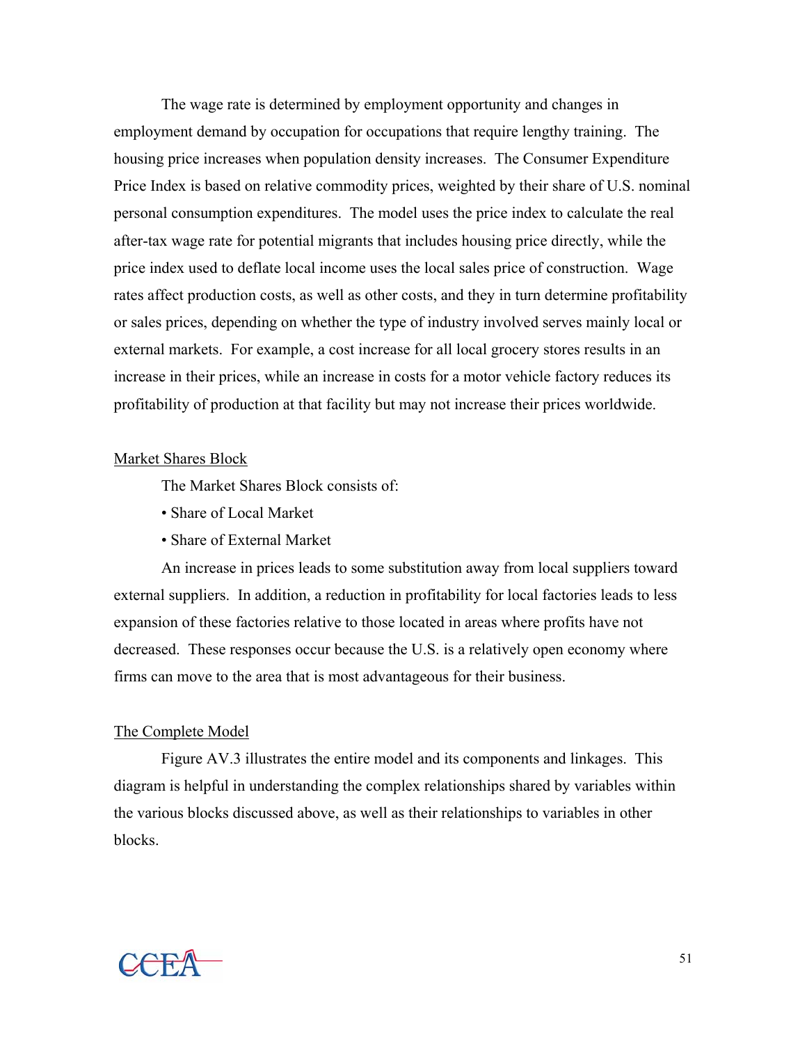The wage rate is determined by employment opportunity and changes in employment demand by occupation for occupations that require lengthy training. The housing price increases when population density increases. The Consumer Expenditure Price Index is based on relative commodity prices, weighted by their share of U.S. nominal personal consumption expenditures. The model uses the price index to calculate the real after-tax wage rate for potential migrants that includes housing price directly, while the price index used to deflate local income uses the local sales price of construction. Wage rates affect production costs, as well as other costs, and they in turn determine profitability or sales prices, depending on whether the type of industry involved serves mainly local or external markets. For example, a cost increase for all local grocery stores results in an increase in their prices, while an increase in costs for a motor vehicle factory reduces its profitability of production at that facility but may not increase their prices worldwide.

## Market Shares Block

The Market Shares Block consists of:

- Share of Local Market
- Share of External Market

An increase in prices leads to some substitution away from local suppliers toward external suppliers. In addition, a reduction in profitability for local factories leads to less expansion of these factories relative to those located in areas where profits have not decreased. These responses occur because the U.S. is a relatively open economy where firms can move to the area that is most advantageous for their business.

## The Complete Model

Figure AV.3 illustrates the entire model and its components and linkages. This diagram is helpful in understanding the complex relationships shared by variables within the various blocks discussed above, as well as their relationships to variables in other blocks.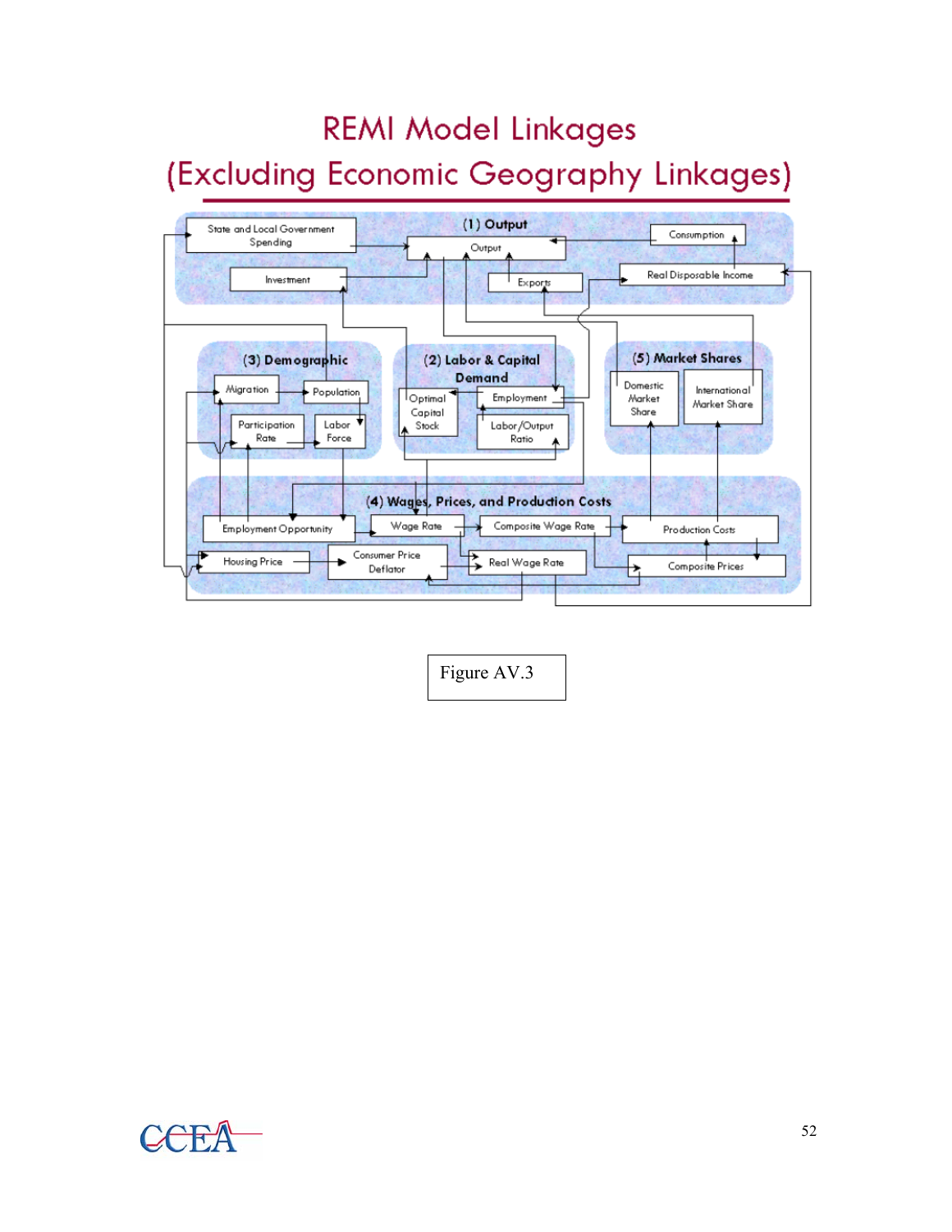# REMI Model Linkages
## (Excluding Economic Geography Linkages)

(1) Output

State and Local Government Spending

Output

Consumption

Investment

Exports

Real Disposable Income

(3) Demographic

Migration

Population

Participation Rate

Labor Force

(2) Labor & Capital Demand

Optimal Capital Stock

Employment

Labor/Output Ratio

(5) Market Shares

Domestic Market Share

International Market Share

(4) Wages, Prices, and Production Costs

Employment Opportunity

Wage Rate

Composite Wage Rate

Production Costs

Housing Price

Consumer Price Deflator

Real Wage Rate

Composite Prices

Figure AV.3